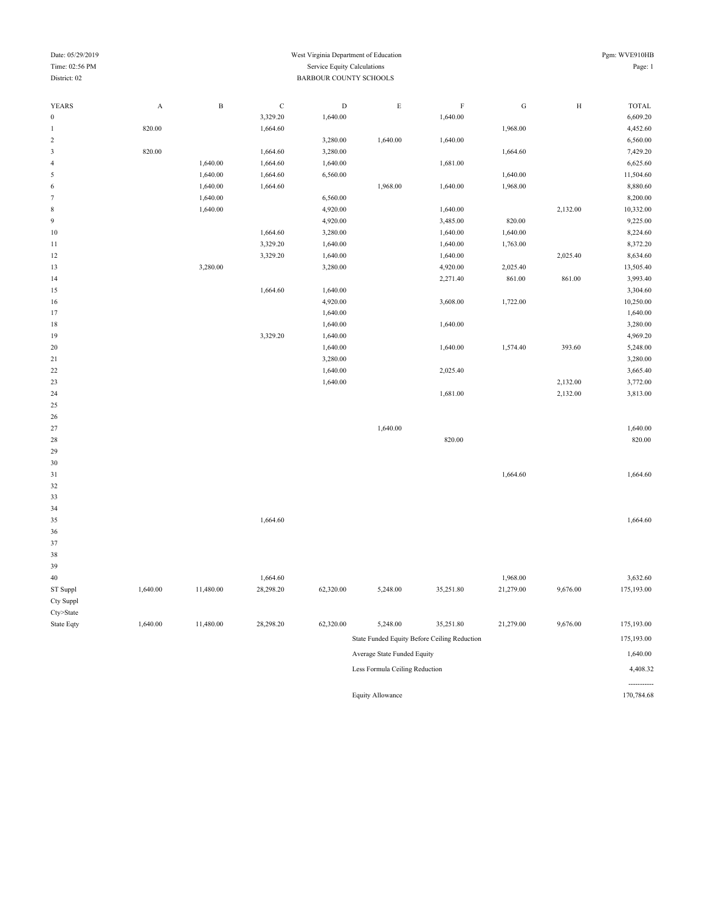West Virginia Department of Education

Service Equity Calculations

BARBOUR COUNTY SCHOOLS

District: 02

| YEARS | A | B | C | D | E | F | G | H | TOTAL |
|---|---|---|---|---|---|---|---|---|---|
| 0 | | | 3,329.20 | 1,640.00 | | 1,640.00 | | | 6,609.20 |
| 1 | 820.00 | | 1,664.60 | | | | 1,968.00 | | 4,452.60 |
| 2 | | | | 3,280.00 | 1,640.00 | 1,640.00 | | | 6,560.00 |
| 3 | 820.00 | | 1,664.60 | 3,280.00 | | | 1,664.60 | | 7,429.20 |
| 4 | | 1,640.00 | 1,664.60 | 1,640.00 | | 1,681.00 | | | 6,625.60 |
| 5 | | 1,640.00 | 1,664.60 | 6,560.00 | | | 1,640.00 | | 11,504.60 |
| 6 | | 1,640.00 | 1,664.60 | | 1,968.00 | 1,640.00 | 1,968.00 | | 8,880.60 |
| 7 | | 1,640.00 | | 6,560.00 | | | | | 8,200.00 |
| 8 | | 1,640.00 | | 4,920.00 | | 1,640.00 | | 2,132.00 | 10,332.00 |
| 9 | | | | 4,920.00 | | 3,485.00 | 820.00 | | 9,225.00 |
| 10 | | | 1,664.60 | 3,280.00 | | 1,640.00 | 1,640.00 | | 8,224.60 |
| 11 | | | 3,329.20 | 1,640.00 | | 1,640.00 | 1,763.00 | | 8,372.20 |
| 12 | | | 3,329.20 | 1,640.00 | | 1,640.00 | | 2,025.40 | 8,634.60 |
| 13 | | 3,280.00 | | 3,280.00 | | 4,920.00 | 2,025.40 | | 13,505.40 |
| 14 | | | | | | 2,271.40 | 861.00 | 861.00 | 3,993.40 |
| 15 | | | 1,664.60 | 1,640.00 | | | | | 3,304.60 |
| 16 | | | | 4,920.00 | | 3,608.00 | 1,722.00 | | 10,250.00 |
| 17 | | | | 1,640.00 | | | | | 1,640.00 |
| 18 | | | | 1,640.00 | | 1,640.00 | | | 3,280.00 |
| 19 | | | 3,329.20 | 1,640.00 | | | | | 4,969.20 |
| 20 | | | | 1,640.00 | | 1,640.00 | 1,574.40 | 393.60 | 5,248.00 |
| 21 | | | | 3,280.00 | | | | | 3,280.00 |
| 22 | | | | 1,640.00 | | 2,025.40 | | | 3,665.40 |
| 23 | | | | 1,640.00 | | | | 2,132.00 | 3,772.00 |
| 24 | | | | | | 1,681.00 | | 2,132.00 | 3,813.00 |
| 25 | | | | | | | | | |
| 26 | | | | | | | | | |
| 27 | | | | | 1,640.00 | | | | 1,640.00 |
| 28 | | | | | | 820.00 | | | 820.00 |
| 29 | | | | | | | | | |
| 30 | | | | | | | | | |
| 31 | | | | | | | 1,664.60 | | 1,664.60 |
| 32 | | | | | | | | | |
| 33 | | | | | | | | | |
| 34 | | | | | | | | | |
| 35 | | | 1,664.60 | | | | | | 1,664.60 |
| 36 | | | | | | | | | |
| 37 | | | | | | | | | |
| 38 | | | | | | | | | |
| 39 | | | | | | | | | |
| 40 | | | 1,664.60 | | | | 1,968.00 | | 3,632.60 |
| ST Suppl | 1,640.00 | 11,480.00 | 28,298.20 | 62,320.00 | 5,248.00 | 35,251.80 | 21,279.00 | 9,676.00 | 175,193.00 |
| Cty Suppl | | | | | | | | | |
| Cty>State | | | | | | | | | |
| State Eqty | 1,640.00 | 11,480.00 | 28,298.20 | 62,320.00 | 5,248.00 | 35,251.80 | 21,279.00 | 9,676.00 | 175,193.00 |

| | |
|---|---|
| State Funded Equity Before Ceiling Reduction | 175,193.00 |
| Average State Funded Equity | 1,640.00 |
| Less Formula Ceiling Reduction | 4,408.32 |
| | ----------- |
| Equity Allowance | 170,784.68 |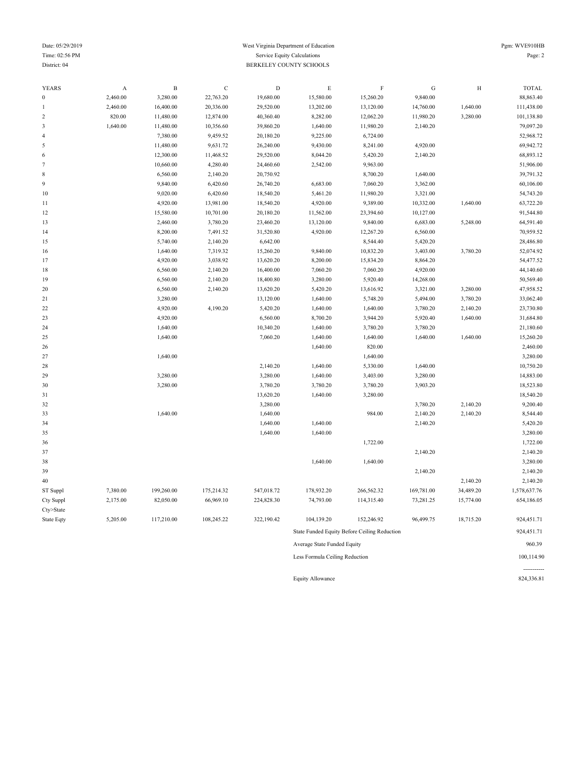West Virginia Department of Education
Service Equity Calculations
BERKELEY COUNTY SCHOOLS

Date: 05/29/2019
Time: 02:56 PM
District: 04

Pgm: WVE910HB

| YEARS | A | B | C | D | E | F | G | H | TOTAL |
|---|---|---|---|---|---|---|---|---|---|
| 0 | 2,460.00 | 3,280.00 | 22,763.20 | 19,680.00 | 15,580.00 | 15,260.20 | 9,840.00 | | 88,863.40 |
| 1 | 2,460.00 | 16,400.00 | 20,336.00 | 29,520.00 | 13,202.00 | 13,120.00 | 14,760.00 | 1,640.00 | 111,438.00 |
| 2 | 820.00 | 11,480.00 | 12,874.00 | 40,360.40 | 8,282.00 | 12,062.20 | 11,980.20 | 3,280.00 | 101,138.80 |
| 3 | 1,640.00 | 11,480.00 | 10,356.60 | 39,860.20 | 1,640.00 | 11,980.20 | 2,140.20 | | 79,097.20 |
| 4 | | 7,380.00 | 9,459.52 | 20,180.20 | 9,225.00 | 6,724.00 | | | 52,968.72 |
| 5 | | 11,480.00 | 9,631.72 | 26,240.00 | 9,430.00 | 8,241.00 | 4,920.00 | | 69,942.72 |
| 6 | | 12,300.00 | 11,468.52 | 29,520.00 | 8,044.20 | 5,420.20 | 2,140.20 | | 68,893.12 |
| 7 | | 10,660.00 | 4,280.40 | 24,460.60 | 2,542.00 | 9,963.00 | | | 51,906.00 |
| 8 | | 6,560.00 | 2,140.20 | 20,750.92 | | 8,700.20 | 1,640.00 | | 39,791.32 |
| 9 | | 9,840.00 | 6,420.60 | 26,740.20 | 6,683.00 | 7,060.20 | 3,362.00 | | 60,106.00 |
| 10 | | 9,020.00 | 6,420.60 | 18,540.20 | 5,461.20 | 11,980.20 | 3,321.00 | | 54,743.20 |
| 11 | | 4,920.00 | 13,981.00 | 18,540.20 | 4,920.00 | 9,389.00 | 10,332.00 | 1,640.00 | 63,722.20 |
| 12 | | 15,580.00 | 10,701.00 | 20,180.20 | 11,562.00 | 23,394.60 | 10,127.00 | | 91,544.80 |
| 13 | | 2,460.00 | 3,780.20 | 23,460.20 | 13,120.00 | 9,840.00 | 6,683.00 | 5,248.00 | 64,591.40 |
| 14 | | 8,200.00 | 7,491.52 | 31,520.80 | 4,920.00 | 12,267.20 | 6,560.00 | | 70,959.52 |
| 15 | | 5,740.00 | 2,140.20 | 6,642.00 | | 8,544.40 | 5,420.20 | | 28,486.80 |
| 16 | | 1,640.00 | 7,319.32 | 15,260.20 | 9,840.00 | 10,832.20 | 3,403.00 | 3,780.20 | 52,074.92 |
| 17 | | 4,920.00 | 3,038.92 | 13,620.20 | 8,200.00 | 15,834.20 | 8,864.20 | | 54,477.52 |
| 18 | | 6,560.00 | 2,140.20 | 16,400.00 | 7,060.20 | 7,060.20 | 4,920.00 | | 44,140.60 |
| 19 | | 6,560.00 | 2,140.20 | 18,400.80 | 3,280.00 | 5,920.40 | 14,268.00 | | 50,569.40 |
| 20 | | 6,560.00 | 2,140.20 | 13,620.20 | 5,420.20 | 13,616.92 | 3,321.00 | 3,280.00 | 47,958.52 |
| 21 | | 3,280.00 | | 13,120.00 | 1,640.00 | 5,748.20 | 5,494.00 | 3,780.20 | 33,062.40 |
| 22 | | 4,920.00 | 4,190.20 | 5,420.20 | 1,640.00 | 1,640.00 | 3,780.20 | 2,140.20 | 23,730.80 |
| 23 | | 4,920.00 | | 6,560.00 | 8,700.20 | 3,944.20 | 5,920.40 | 1,640.00 | 31,684.80 |
| 24 | | 1,640.00 | | 10,340.20 | 1,640.00 | 3,780.20 | 3,780.20 | | 21,180.60 |
| 25 | | 1,640.00 | | 7,060.20 | 1,640.00 | 1,640.00 | 1,640.00 | 1,640.00 | 15,260.20 |
| 26 | | | | | 1,640.00 | 820.00 | | | 2,460.00 |
| 27 | | 1,640.00 | | | | 1,640.00 | | | 3,280.00 |
| 28 | | | | 2,140.20 | 1,640.00 | 5,330.00 | 1,640.00 | | 10,750.20 |
| 29 | | 3,280.00 | | 3,280.00 | 1,640.00 | 3,403.00 | 3,280.00 | | 14,883.00 |
| 30 | | 3,280.00 | | 3,780.20 | 3,780.20 | 3,780.20 | 3,903.20 | | 18,523.80 |
| 31 | | | | 13,620.20 | 1,640.00 | 3,280.00 | | | 18,540.20 |
| 32 | | | | 3,280.00 | | | 3,780.20 | 2,140.20 | 9,200.40 |
| 33 | | 1,640.00 | | 1,640.00 | | 984.00 | 2,140.20 | 2,140.20 | 8,544.40 |
| 34 | | | | 1,640.00 | 1,640.00 | | 2,140.20 | | 5,420.20 |
| 35 | | | | 1,640.00 | 1,640.00 | | | | 3,280.00 |
| 36 | | | | | | 1,722.00 | | | 1,722.00 |
| 37 | | | | | | | 2,140.20 | | 2,140.20 |
| 38 | | | | | 1,640.00 | 1,640.00 | | | 3,280.00 |
| 39 | | | | | | | 2,140.20 | | 2,140.20 |
| 40 | | | | | | | | 2,140.20 | 2,140.20 |
| ST Suppl | 7,380.00 | 199,260.00 | 175,214.32 | 547,018.72 | 178,932.20 | 266,562.32 | 169,781.00 | 34,489.20 | 1,578,637.76 |
| Cty Suppl | 2,175.00 | 82,050.00 | 66,969.10 | 224,828.30 | 74,793.00 | 114,315.40 | 73,281.25 | 15,774.00 | 654,186.05 |
| Cty>State | | | | | | | | | |
| State Eqty | 5,205.00 | 117,210.00 | 108,245.22 | 322,190.42 | 104,139.20 | 152,246.92 | 96,499.75 | 18,715.20 | 924,451.71 |

| | |
|---|---|
| State Funded Equity Before Ceiling Reduction | 924,451.71 |
| Average State Funded Equity | 960.39 |
| Less Formula Ceiling Reduction | 100,114.90 |
| | ----------- |
| Equity Allowance | 824,336.81 |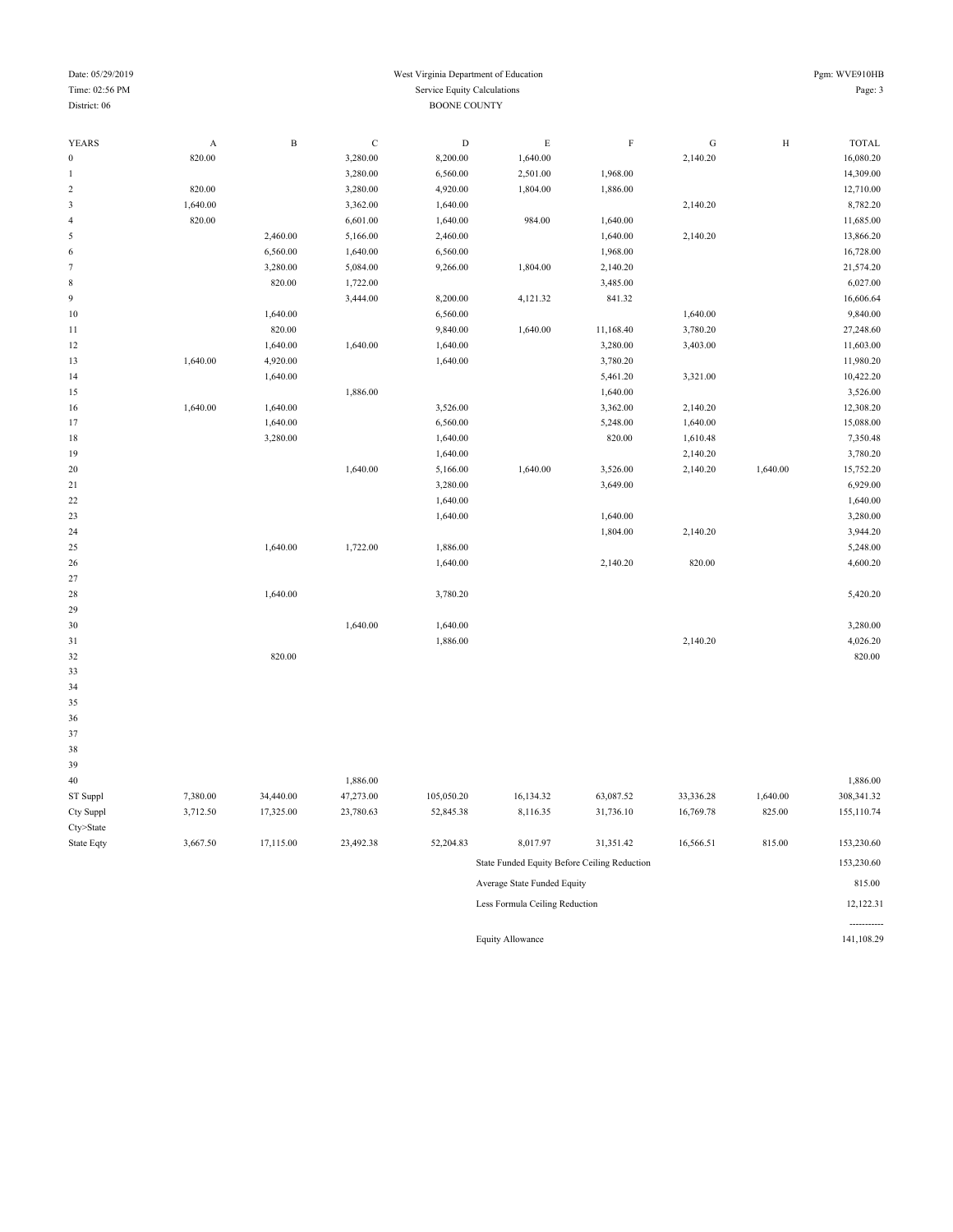# West Virginia Department of Education

## Service Equity Calculations

### BOONE COUNTY

District: 06

| YEARS | A | B | C | D | E | F | G | H | TOTAL |
|---|---|---|---|---|---|---|---|---|---|
| 0 | 820.00 | | 3,280.00 | 8,200.00 | 1,640.00 | | 2,140.20 | | 16,080.20 |
| 1 | | | 3,280.00 | 6,560.00 | 2,501.00 | 1,968.00 | | | 14,309.00 |
| 2 | 820.00 | | 3,280.00 | 4,920.00 | 1,804.00 | 1,886.00 | | | 12,710.00 |
| 3 | 1,640.00 | | 3,362.00 | 1,640.00 | | | 2,140.20 | | 8,782.20 |
| 4 | 820.00 | | 6,601.00 | 1,640.00 | 984.00 | 1,640.00 | | | 11,685.00 |
| 5 | | 2,460.00 | 5,166.00 | 2,460.00 | | 1,640.00 | 2,140.20 | | 13,866.20 |
| 6 | | 6,560.00 | 1,640.00 | 6,560.00 | | 1,968.00 | | | 16,728.00 |
| 7 | | 3,280.00 | 5,084.00 | 9,266.00 | 1,804.00 | 2,140.20 | | | 21,574.20 |
| 8 | | 820.00 | 1,722.00 | | | 3,485.00 | | | 6,027.00 |
| 9 | | | 3,444.00 | 8,200.00 | 4,121.32 | 841.32 | | | 16,606.64 |
| 10 | | 1,640.00 | | 6,560.00 | | | 1,640.00 | | 9,840.00 |
| 11 | | 820.00 | | 9,840.00 | 1,640.00 | 11,168.40 | 3,780.20 | | 27,248.60 |
| 12 | | 1,640.00 | 1,640.00 | 1,640.00 | | 3,280.00 | 3,403.00 | | 11,603.00 |
| 13 | 1,640.00 | 4,920.00 | | 1,640.00 | | 3,780.20 | | | 11,980.20 |
| 14 | | 1,640.00 | | | | 5,461.20 | 3,321.00 | | 10,422.20 |
| 15 | | | 1,886.00 | | | 1,640.00 | | | 3,526.00 |
| 16 | 1,640.00 | 1,640.00 | | 3,526.00 | | 3,362.00 | 2,140.20 | | 12,308.20 |
| 17 | | 1,640.00 | | 6,560.00 | | 5,248.00 | 1,640.00 | | 15,088.00 |
| 18 | | 3,280.00 | | 1,640.00 | | 820.00 | 1,610.48 | | 7,350.48 |
| 19 | | | | 1,640.00 | | | 2,140.20 | | 3,780.20 |
| 20 | | | 1,640.00 | 5,166.00 | 1,640.00 | 3,526.00 | 2,140.20 | 1,640.00 | 15,752.20 |
| 21 | | | | 3,280.00 | | 3,649.00 | | | 6,929.00 |
| 22 | | | | 1,640.00 | | | | | 1,640.00 |
| 23 | | | | 1,640.00 | | 1,640.00 | | | 3,280.00 |
| 24 | | | | | | 1,804.00 | 2,140.20 | | 3,944.20 |
| 25 | | 1,640.00 | 1,722.00 | 1,886.00 | | | | | 5,248.00 |
| 26 | | | | 1,640.00 | | 2,140.20 | 820.00 | | 4,600.20 |
| 27 | | | | | | | | | |
| 28 | | 1,640.00 | | 3,780.20 | | | | | 5,420.20 |
| 29 | | | | | | | | | |
| 30 | | | 1,640.00 | 1,640.00 | | | | | 3,280.00 |
| 31 | | | | 1,886.00 | | | 2,140.20 | | 4,026.20 |
| 32 | | 820.00 | | | | | | | 820.00 |
| 33 | | | | | | | | | |
| 34 | | | | | | | | | |
| 35 | | | | | | | | | |
| 36 | | | | | | | | | |
| 37 | | | | | | | | | |
| 38 | | | | | | | | | |
| 39 | | | | | | | | | |
| 40 | | | 1,886.00 | | | | | | 1,886.00 |
| ST Suppl | 7,380.00 | 34,440.00 | 47,273.00 | 105,050.20 | 16,134.32 | 63,087.52 | 33,336.28 | 1,640.00 | 308,341.32 |
| Cty Suppl | 3,712.50 | 17,325.00 | 23,780.63 | 52,845.38 | 8,116.35 | 31,736.10 | 16,769.78 | 825.00 | 155,110.74 |
| Cty>State | | | | | | | | | |
| State Eqty | 3,667.50 | 17,115.00 | 23,492.38 | 52,204.83 | 8,017.97 | 31,351.42 | 16,566.51 | 815.00 | 153,230.60 |

| | |
|---|---|
| State Funded Equity Before Ceiling Reduction | 153,230.60 |
| Average State Funded Equity | 815.00 |
| Less Formula Ceiling Reduction | 12,122.31 |
| Equity Allowance | 141,108.29 |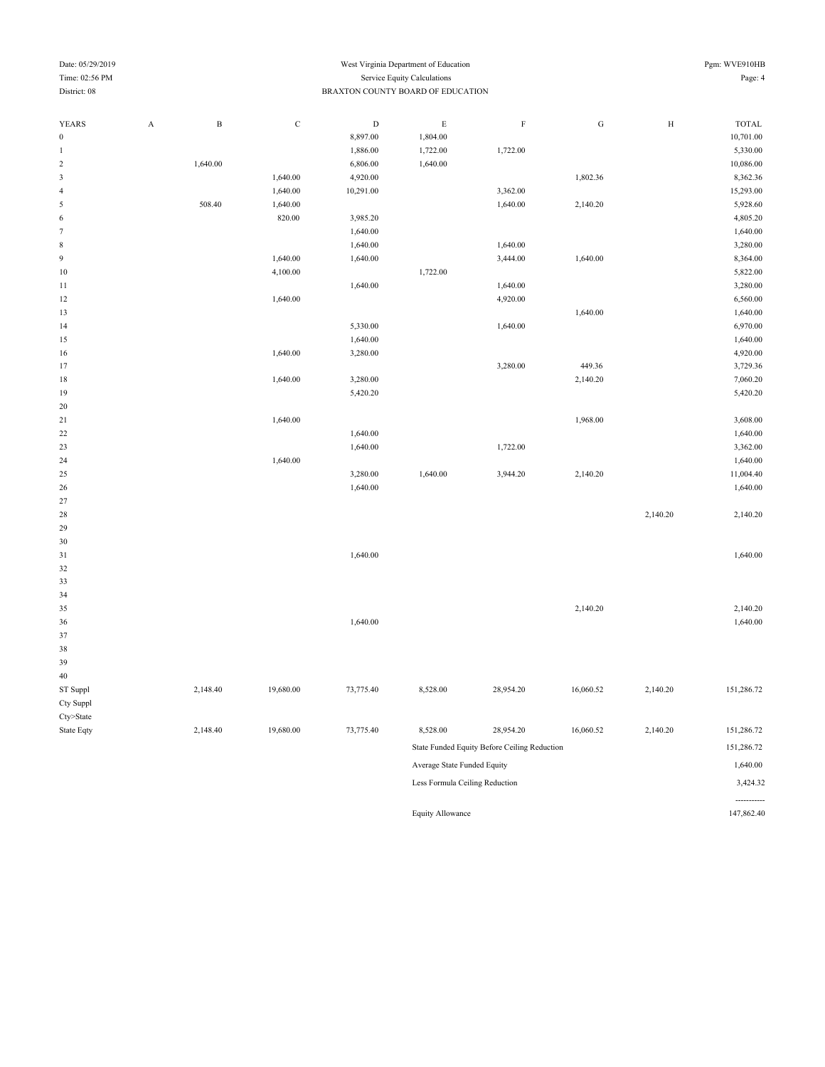West Virginia Department of Education

Service Equity Calculations

BRAXTON COUNTY BOARD OF EDUCATION

Date: 05/29/2019
Time: 02:56 PM
District: 08

Pgm: WVE910HB

| YEARS | A | B | C | D | E | F | G | H | TOTAL |
|---|---|---|---|---|---|---|---|---|---|
| 0 | | | | 8,897.00 | 1,804.00 | | | | 10,701.00 |
| 1 | | | | 1,886.00 | 1,722.00 | 1,722.00 | | | 5,330.00 |
| 2 | | 1,640.00 | | 6,806.00 | 1,640.00 | | | | 10,086.00 |
| 3 | | | 1,640.00 | 4,920.00 | | | 1,802.36 | | 8,362.36 |
| 4 | | | 1,640.00 | 10,291.00 | | 3,362.00 | | | 15,293.00 |
| 5 | | 508.40 | 1,640.00 | | | 1,640.00 | 2,140.20 | | 5,928.60 |
| 6 | | | 820.00 | 3,985.20 | | | | | 4,805.20 |
| 7 | | | | 1,640.00 | | | | | 1,640.00 |
| 8 | | | | 1,640.00 | | 1,640.00 | | | 3,280.00 |
| 9 | | | 1,640.00 | 1,640.00 | | 3,444.00 | 1,640.00 | | 8,364.00 |
| 10 | | | 4,100.00 | | 1,722.00 | | | | 5,822.00 |
| 11 | | | | 1,640.00 | | 1,640.00 | | | 3,280.00 |
| 12 | | | 1,640.00 | | | 4,920.00 | | | 6,560.00 |
| 13 | | | | | | | 1,640.00 | | 1,640.00 |
| 14 | | | | 5,330.00 | | 1,640.00 | | | 6,970.00 |
| 15 | | | | 1,640.00 | | | | | 1,640.00 |
| 16 | | | 1,640.00 | 3,280.00 | | | | | 4,920.00 |
| 17 | | | | | | 3,280.00 | 449.36 | | 3,729.36 |
| 18 | | | 1,640.00 | 3,280.00 | | | 2,140.20 | | 7,060.20 |
| 19 | | | | 5,420.20 | | | | | 5,420.20 |
| 20 | | | | | | | | | |
| 21 | | | 1,640.00 | | | | 1,968.00 | | 3,608.00 |
| 22 | | | | 1,640.00 | | | | | 1,640.00 |
| 23 | | | | 1,640.00 | | 1,722.00 | | | 3,362.00 |
| 24 | | | 1,640.00 | | | | | | 1,640.00 |
| 25 | | | | 3,280.00 | 1,640.00 | 3,944.20 | 2,140.20 | | 11,004.40 |
| 26 | | | | 1,640.00 | | | | | 1,640.00 |
| 27 | | | | | | | | | |
| 28 | | | | | | | | 2,140.20 | 2,140.20 |
| 29 | | | | | | | | | |
| 30 | | | | | | | | | |
| 31 | | | | 1,640.00 | | | | | 1,640.00 |
| 32 | | | | | | | | | |
| 33 | | | | | | | | | |
| 34 | | | | | | | | | |
| 35 | | | | | | | 2,140.20 | | 2,140.20 |
| 36 | | | | 1,640.00 | | | | | 1,640.00 |
| 37 | | | | | | | | | |
| 38 | | | | | | | | | |
| 39 | | | | | | | | | |
| 40 | | | | | | | | | |
| ST Suppl | | 2,148.40 | 19,680.00 | 73,775.40 | 8,528.00 | 28,954.20 | 16,060.52 | 2,140.20 | 151,286.72 |
| Cty Suppl | | | | | | | | | |
| Cty>State | | | | | | | | | |
| State Eqty | | 2,148.40 | 19,680.00 | 73,775.40 | 8,528.00 | 28,954.20 | 16,060.52 | 2,140.20 | 151,286.72 |

| | |
|---|---|
| State Funded Equity Before Ceiling Reduction | 151,286.72 |
| Average State Funded Equity | 1,640.00 |
| Less Formula Ceiling Reduction | 3,424.32 |
| Equity Allowance | 147,862.40 |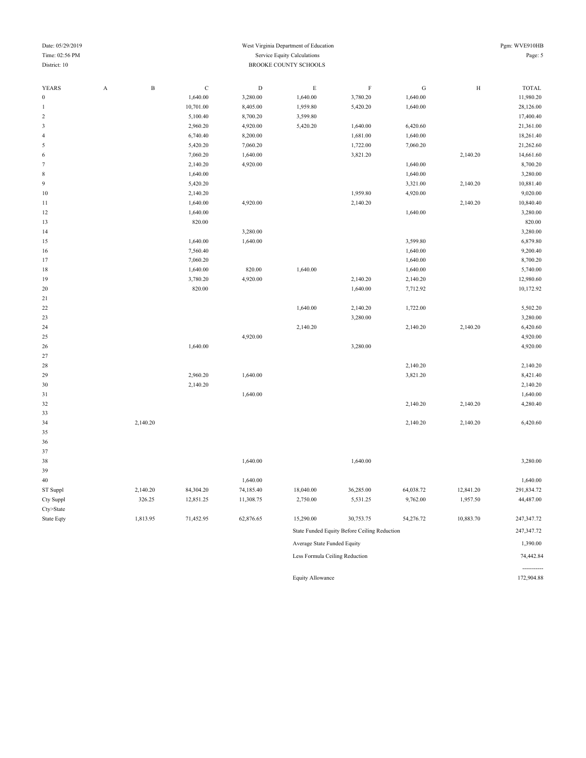West Virginia Department of Education
Service Equity Calculations
BROOKE COUNTY SCHOOLS

Date: 05/29/2019
Time: 02:56 PM
District: 10

Pgm: WVE910HB

| YEARS | A | B | C | D | E | F | G | H | TOTAL |
|---|---|---|---|---|---|---|---|---|---|
| 0 | | | 1,640.00 | 3,280.00 | 1,640.00 | 3,780.20 | 1,640.00 | | 11,980.20 |
| 1 | | | 10,701.00 | 8,405.00 | 1,959.80 | 5,420.20 | 1,640.00 | | 28,126.00 |
| 2 | | | 5,100.40 | 8,700.20 | 3,599.80 | | | | 17,400.40 |
| 3 | | | 2,960.20 | 4,920.00 | 5,420.20 | 1,640.00 | 6,420.60 | | 21,361.00 |
| 4 | | | 6,740.40 | 8,200.00 | | 1,681.00 | 1,640.00 | | 18,261.40 |
| 5 | | | 5,420.20 | 7,060.20 | | 1,722.00 | 7,060.20 | | 21,262.60 |
| 6 | | | 7,060.20 | 1,640.00 | | 3,821.20 | | 2,140.20 | 14,661.60 |
| 7 | | | 2,140.20 | 4,920.00 | | | 1,640.00 | | 8,700.20 |
| 8 | | | 1,640.00 | | | | 1,640.00 | | 3,280.00 |
| 9 | | | 5,420.20 | | | | 3,321.00 | 2,140.20 | 10,881.40 |
| 10 | | | 2,140.20 | | | 1,959.80 | 4,920.00 | | 9,020.00 |
| 11 | | | 1,640.00 | 4,920.00 | | 2,140.20 | | 2,140.20 | 10,840.40 |
| 12 | | | 1,640.00 | | | | 1,640.00 | | 3,280.00 |
| 13 | | | 820.00 | | | | | | 820.00 |
| 14 | | | | 3,280.00 | | | | | 3,280.00 |
| 15 | | | 1,640.00 | 1,640.00 | | | 3,599.80 | | 6,879.80 |
| 16 | | | 7,560.40 | | | | 1,640.00 | | 9,200.40 |
| 17 | | | 7,060.20 | | | | 1,640.00 | | 8,700.20 |
| 18 | | | 1,640.00 | 820.00 | 1,640.00 | | 1,640.00 | | 5,740.00 |
| 19 | | | 3,780.20 | 4,920.00 | | 2,140.20 | 2,140.20 | | 12,980.60 |
| 20 | | | 820.00 | | | 1,640.00 | 7,712.92 | | 10,172.92 |
| 21 | | | | | | | | | |
| 22 | | | | | 1,640.00 | 2,140.20 | 1,722.00 | | 5,502.20 |
| 23 | | | | | | 3,280.00 | | | 3,280.00 |
| 24 | | | | | 2,140.20 | | 2,140.20 | 2,140.20 | 6,420.60 |
| 25 | | | | 4,920.00 | | | | | 4,920.00 |
| 26 | | | 1,640.00 | | | 3,280.00 | | | 4,920.00 |
| 27 | | | | | | | | | |
| 28 | | | | | | | 2,140.20 | | 2,140.20 |
| 29 | | | 2,960.20 | 1,640.00 | | | 3,821.20 | | 8,421.40 |
| 30 | | | 2,140.20 | | | | | | 2,140.20 |
| 31 | | | | 1,640.00 | | | | | 1,640.00 |
| 32 | | | | | | | 2,140.20 | 2,140.20 | 4,280.40 |
| 33 | | | | | | | | | |
| 34 | | 2,140.20 | | | | | 2,140.20 | 2,140.20 | 6,420.60 |
| 35 | | | | | | | | | |
| 36 | | | | | | | | | |
| 37 | | | | | | | | | |
| 38 | | | | 1,640.00 | | 1,640.00 | | | 3,280.00 |
| 39 | | | | | | | | | |
| 40 | | | | 1,640.00 | | | | | 1,640.00 |
| ST Suppl | | 2,140.20 | 84,304.20 | 74,185.40 | 18,040.00 | 36,285.00 | 64,038.72 | 12,841.20 | 291,834.72 |
| Cty Suppl | | 326.25 | 12,851.25 | 11,308.75 | 2,750.00 | 5,531.25 | 9,762.00 | 1,957.50 | 44,487.00 |
| Cty>State | | | | | | | | | |
| State Eqty | | 1,813.95 | 71,452.95 | 62,876.65 | 15,290.00 | 30,753.75 | 54,276.72 | 10,883.70 | 247,347.72 |

| | |
|---|---|
| State Funded Equity Before Ceiling Reduction | 247,347.72 |
| Average State Funded Equity | 1,390.00 |
| Less Formula Ceiling Reduction | 74,442.84 |
| | ----------- |
| Equity Allowance | 172,904.88 |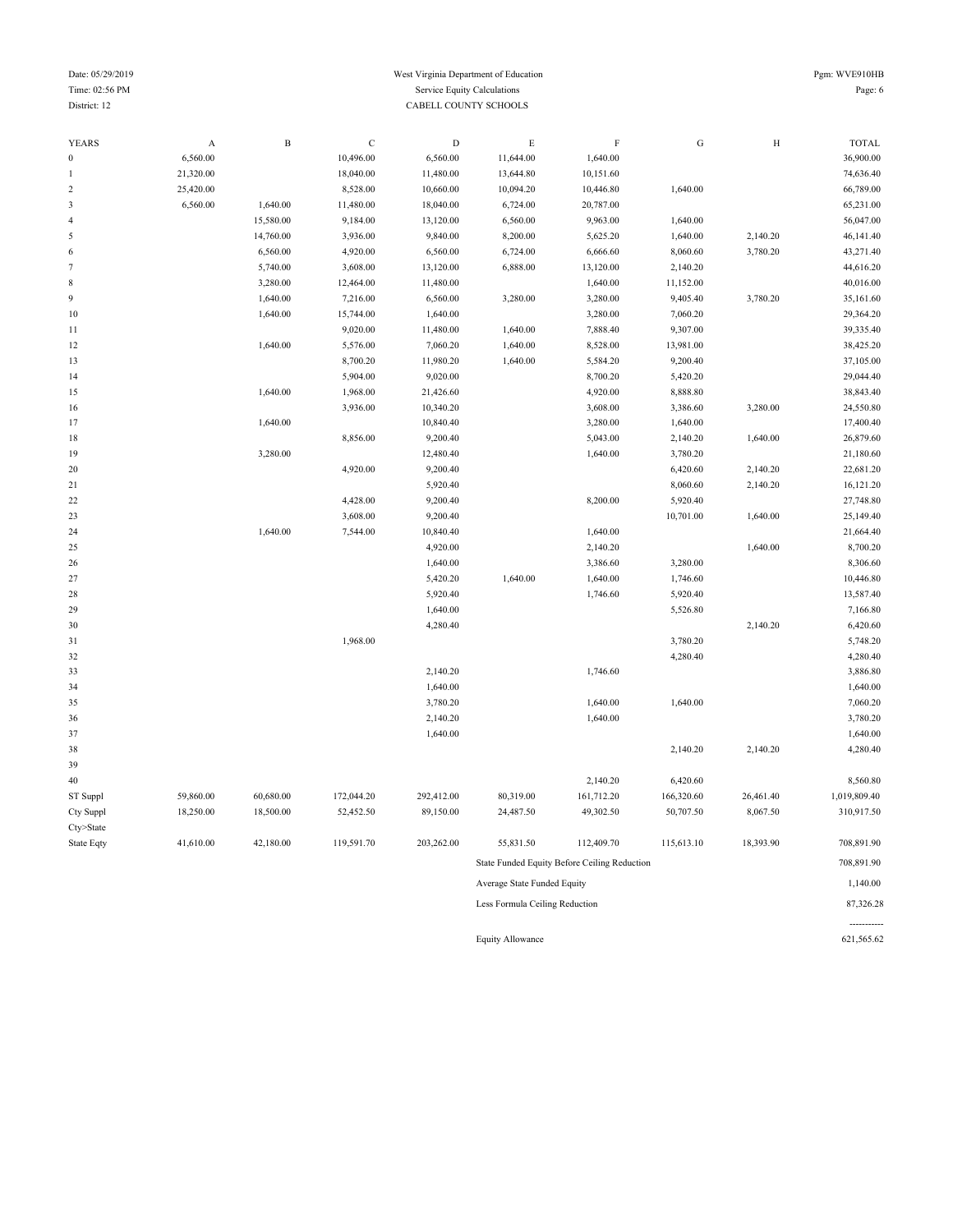District: 12

West Virginia Department of Education

Service Equity Calculations

CABELL COUNTY SCHOOLS

| YEARS | A | B | C | D | E | F | G | H | TOTAL |
|---|---|---|---|---|---|---|---|---|---|
| 0 | 6,560.00 | | 10,496.00 | 6,560.00 | 11,644.00 | 1,640.00 | | | 36,900.00 |
| 1 | 21,320.00 | | 18,040.00 | 11,480.00 | 13,644.80 | 10,151.60 | | | 74,636.40 |
| 2 | 25,420.00 | | 8,528.00 | 10,660.00 | 10,094.20 | 10,446.80 | 1,640.00 | | 66,789.00 |
| 3 | 6,560.00 | 1,640.00 | 11,480.00 | 18,040.00 | 6,724.00 | 20,787.00 | | | 65,231.00 |
| 4 | | 15,580.00 | 9,184.00 | 13,120.00 | 6,560.00 | 9,963.00 | 1,640.00 | | 56,047.00 |
| 5 | | 14,760.00 | 3,936.00 | 9,840.00 | 8,200.00 | 5,625.20 | 1,640.00 | 2,140.20 | 46,141.40 |
| 6 | | 6,560.00 | 4,920.00 | 6,560.00 | 6,724.00 | 6,666.60 | 8,060.60 | 3,780.20 | 43,271.40 |
| 7 | | 5,740.00 | 3,608.00 | 13,120.00 | 6,888.00 | 13,120.00 | 2,140.20 | | 44,616.20 |
| 8 | | 3,280.00 | 12,464.00 | 11,480.00 | | 1,640.00 | 11,152.00 | | 40,016.00 |
| 9 | | 1,640.00 | 7,216.00 | 6,560.00 | 3,280.00 | 3,280.00 | 9,405.40 | 3,780.20 | 35,161.60 |
| 10 | | 1,640.00 | 15,744.00 | 1,640.00 | | 3,280.00 | 7,060.20 | | 29,364.20 |
| 11 | | | 9,020.00 | 11,480.00 | 1,640.00 | 7,888.40 | 9,307.00 | | 39,335.40 |
| 12 | | 1,640.00 | 5,576.00 | 7,060.20 | 1,640.00 | 8,528.00 | 13,981.00 | | 38,425.20 |
| 13 | | | 8,700.20 | 11,980.20 | 1,640.00 | 5,584.20 | 9,200.40 | | 37,105.00 |
| 14 | | | 5,904.00 | 9,020.00 | | 8,700.20 | 5,420.20 | | 29,044.40 |
| 15 | | 1,640.00 | 1,968.00 | 21,426.60 | | 4,920.00 | 8,888.80 | | 38,843.40 |
| 16 | | | 3,936.00 | 10,340.20 | | 3,608.00 | 3,386.60 | 3,280.00 | 24,550.80 |
| 17 | | 1,640.00 | | 10,840.40 | | 3,280.00 | 1,640.00 | | 17,400.40 |
| 18 | | | 8,856.00 | 9,200.40 | | 5,043.00 | 2,140.20 | 1,640.00 | 26,879.60 |
| 19 | | 3,280.00 | | 12,480.40 | | 1,640.00 | 3,780.20 | | 21,180.60 |
| 20 | | | 4,920.00 | 9,200.40 | | | 6,420.60 | 2,140.20 | 22,681.20 |
| 21 | | | | 5,920.40 | | | 8,060.60 | 2,140.20 | 16,121.20 |
| 22 | | | 4,428.00 | 9,200.40 | | 8,200.00 | 5,920.40 | | 27,748.80 |
| 23 | | | 3,608.00 | 9,200.40 | | | 10,701.00 | 1,640.00 | 25,149.40 |
| 24 | | 1,640.00 | 7,544.00 | 10,840.40 | | 1,640.00 | | | 21,664.40 |
| 25 | | | | 4,920.00 | | 2,140.20 | | 1,640.00 | 8,700.20 |
| 26 | | | | 1,640.00 | | 3,386.60 | 3,280.00 | | 8,306.60 |
| 27 | | | | 5,420.20 | 1,640.00 | 1,640.00 | 1,746.60 | | 10,446.80 |
| 28 | | | | 5,920.40 | | 1,746.60 | 5,920.40 | | 13,587.40 |
| 29 | | | | 1,640.00 | | | 5,526.80 | | 7,166.80 |
| 30 | | | | 4,280.40 | | | | 2,140.20 | 6,420.60 |
| 31 | | | 1,968.00 | | | | 3,780.20 | | 5,748.20 |
| 32 | | | | | | | 4,280.40 | | 4,280.40 |
| 33 | | | | 2,140.20 | | 1,746.60 | | | 3,886.80 |
| 34 | | | | 1,640.00 | | | | | 1,640.00 |
| 35 | | | | 3,780.20 | | 1,640.00 | 1,640.00 | | 7,060.20 |
| 36 | | | | 2,140.20 | | 1,640.00 | | | 3,780.20 |
| 37 | | | | 1,640.00 | | | | | 1,640.00 |
| 38 | | | | | | | 2,140.20 | 2,140.20 | 4,280.40 |
| 39 | | | | | | | | | |
| 40 | | | | | | 2,140.20 | 6,420.60 | | 8,560.80 |
| ST Suppl | 59,860.00 | 60,680.00 | 172,044.20 | 292,412.00 | 80,319.00 | 161,712.20 | 166,320.60 | 26,461.40 | 1,019,809.40 |
| Cty Suppl | 18,250.00 | 18,500.00 | 52,452.50 | 89,150.00 | 24,487.50 | 49,302.50 | 50,707.50 | 8,067.50 | 310,917.50 |
| Cty>State | | | | | | | | | |
| State Eqty | 41,610.00 | 42,180.00 | 119,591.70 | 203,262.00 | 55,831.50 | 112,409.70 | 115,613.10 | 18,393.90 | 708,891.90 |

| | |
|---|---|
| State Funded Equity Before Ceiling Reduction | 708,891.90 |
| Average State Funded Equity | 1,140.00 |
| Less Formula Ceiling Reduction | 87,326.28 |
| | ----------- |
| Equity Allowance | 621,565.62 |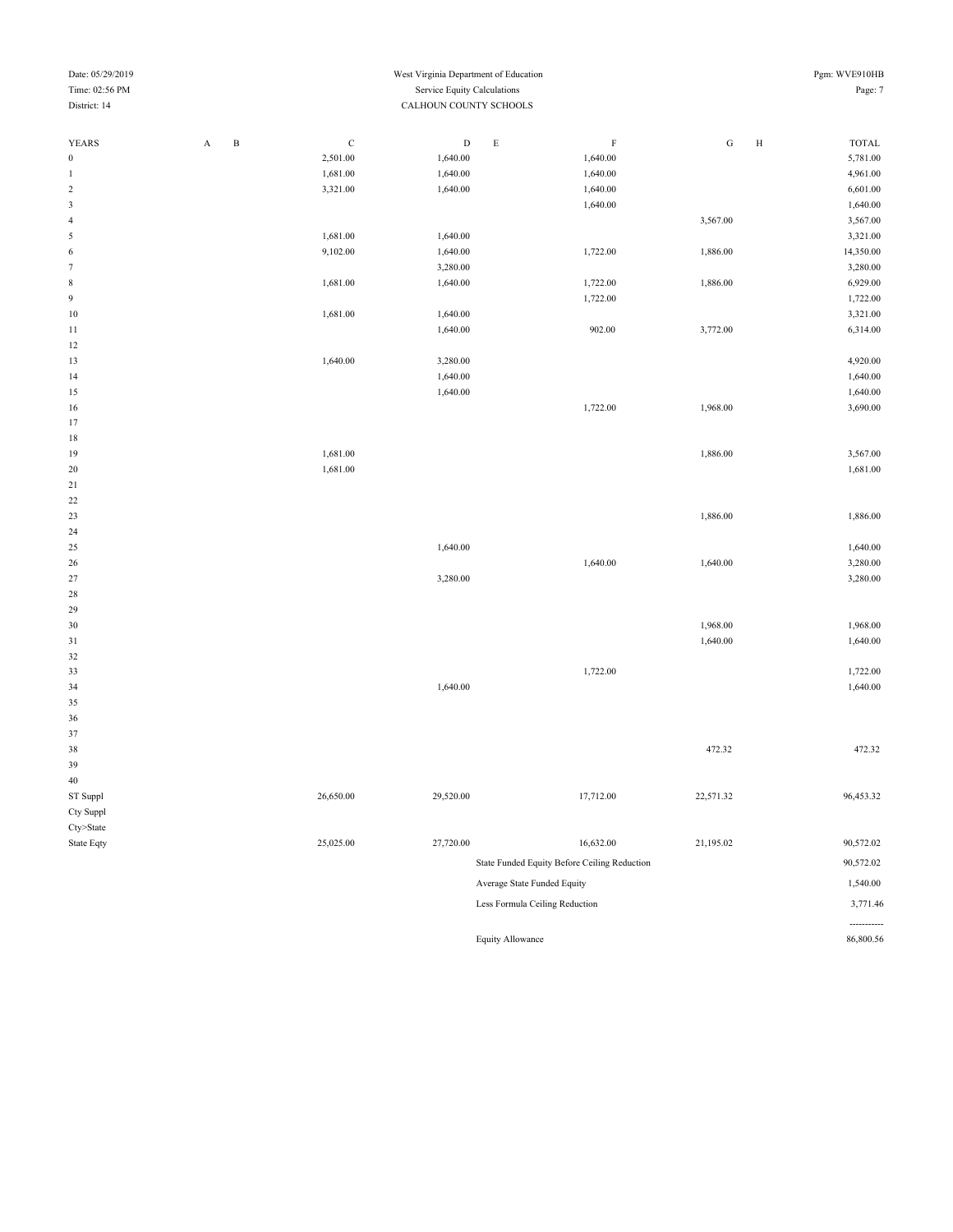West Virginia Department of Education

Service Equity Calculations

CALHOUN COUNTY SCHOOLS

Date: 05/29/2019

Time: 02:56 PM

District: 14

Pgm: WVE910HB

| YEARS | A | B | C | D | E | F | G | H | TOTAL |
|---|---|---|---|---|---|---|---|---|---|
| 0 | | | 2,501.00 | 1,640.00 | | 1,640.00 | | | 5,781.00 |
| 1 | | | 1,681.00 | 1,640.00 | | 1,640.00 | | | 4,961.00 |
| 2 | | | 3,321.00 | 1,640.00 | | 1,640.00 | | | 6,601.00 |
| 3 | | | | | | 1,640.00 | | | 1,640.00 |
| 4 | | | | | | | 3,567.00 | | 3,567.00 |
| 5 | | | 1,681.00 | 1,640.00 | | | | | 3,321.00 |
| 6 | | | 9,102.00 | 1,640.00 | | 1,722.00 | 1,886.00 | | 14,350.00 |
| 7 | | | | 3,280.00 | | | | | 3,280.00 |
| 8 | | | 1,681.00 | 1,640.00 | | 1,722.00 | 1,886.00 | | 6,929.00 |
| 9 | | | | | | 1,722.00 | | | 1,722.00 |
| 10 | | | 1,681.00 | 1,640.00 | | | | | 3,321.00 |
| 11 | | | | 1,640.00 | | 902.00 | 3,772.00 | | 6,314.00 |
| 12 | | | | | | | | | |
| 13 | | | 1,640.00 | 3,280.00 | | | | | 4,920.00 |
| 14 | | | | 1,640.00 | | | | | 1,640.00 |
| 15 | | | | 1,640.00 | | | | | 1,640.00 |
| 16 | | | | | | 1,722.00 | 1,968.00 | | 3,690.00 |
| 17 | | | | | | | | | |
| 18 | | | | | | | | | |
| 19 | | | 1,681.00 | | | | 1,886.00 | | 3,567.00 |
| 20 | | | 1,681.00 | | | | | | 1,681.00 |
| 21 | | | | | | | | | |
| 22 | | | | | | | | | |
| 23 | | | | | | | 1,886.00 | | 1,886.00 |
| 24 | | | | | | | | | |
| 25 | | | | 1,640.00 | | | | | 1,640.00 |
| 26 | | | | | | 1,640.00 | 1,640.00 | | 3,280.00 |
| 27 | | | | 3,280.00 | | | | | 3,280.00 |
| 28 | | | | | | | | | |
| 29 | | | | | | | | | |
| 30 | | | | | | | 1,968.00 | | 1,968.00 |
| 31 | | | | | | | 1,640.00 | | 1,640.00 |
| 32 | | | | | | | | | |
| 33 | | | | | | 1,722.00 | | | 1,722.00 |
| 34 | | | | 1,640.00 | | | | | 1,640.00 |
| 35 | | | | | | | | | |
| 36 | | | | | | | | | |
| 37 | | | | | | | | | |
| 38 | | | | | | | 472.32 | | 472.32 |
| 39 | | | | | | | | | |
| 40 | | | | | | | | | |
| ST Suppl | | | 26,650.00 | 29,520.00 | | 17,712.00 | 22,571.32 | | 96,453.32 |
| Cty Suppl | | | | | | | | | |
| Cty>State | | | | | | | | | |
| State Eqty | | | 25,025.00 | 27,720.00 | | 16,632.00 | 21,195.02 | | 90,572.02 |

| | |
|---|---|
| State Funded Equity Before Ceiling Reduction | 90,572.02 |
| Average State Funded Equity | 1,540.00 |
| Less Formula Ceiling Reduction | 3,771.46 |
| Equity Allowance | 86,800.56 |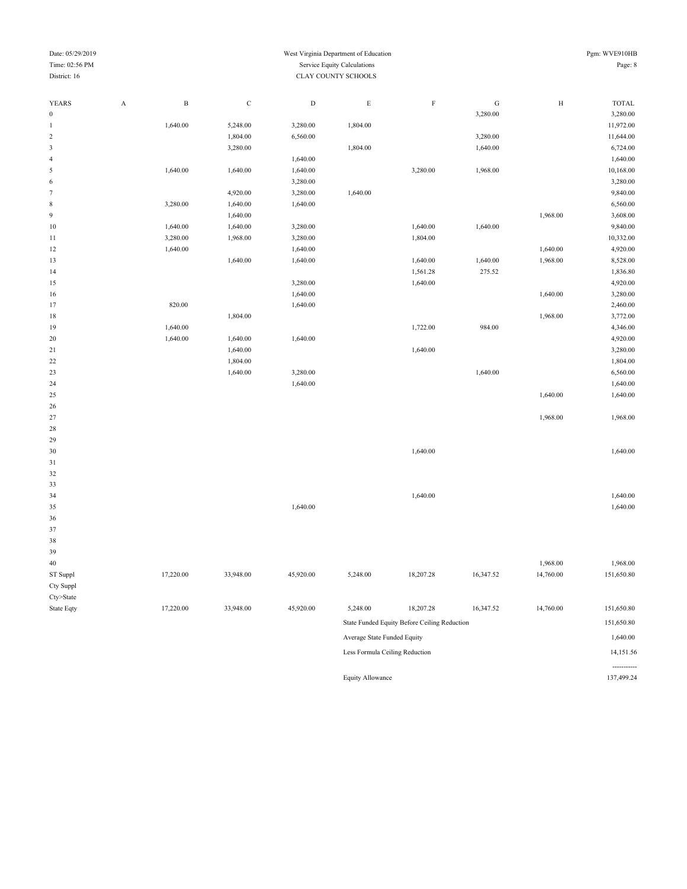West Virginia Department of Education
Service Equity Calculations
CLAY COUNTY SCHOOLS

Date: 05/29/2019
Time: 02:56 PM
District: 16

Pgm: WVE910HB

| YEARS | A | B | C | D | E | F | G | H | TOTAL |
|---|---|---|---|---|---|---|---|---|---|
| 0 | | | | | | | 3,280.00 | | 3,280.00 |
| 1 | | 1,640.00 | 5,248.00 | 3,280.00 | 1,804.00 | | | | 11,972.00 |
| 2 | | | 1,804.00 | 6,560.00 | | | 3,280.00 | | 11,644.00 |
| 3 | | | 3,280.00 | | 1,804.00 | | 1,640.00 | | 6,724.00 |
| 4 | | | | 1,640.00 | | | | | 1,640.00 |
| 5 | | 1,640.00 | 1,640.00 | 1,640.00 | | 3,280.00 | 1,968.00 | | 10,168.00 |
| 6 | | | | 3,280.00 | | | | | 3,280.00 |
| 7 | | | 4,920.00 | 3,280.00 | 1,640.00 | | | | 9,840.00 |
| 8 | | 3,280.00 | 1,640.00 | 1,640.00 | | | | | 6,560.00 |
| 9 | | | 1,640.00 | | | | | 1,968.00 | 3,608.00 |
| 10 | | 1,640.00 | 1,640.00 | 3,280.00 | | 1,640.00 | 1,640.00 | | 9,840.00 |
| 11 | | 3,280.00 | 1,968.00 | 3,280.00 | | 1,804.00 | | | 10,332.00 |
| 12 | | 1,640.00 | | 1,640.00 | | | | 1,640.00 | 4,920.00 |
| 13 | | | 1,640.00 | 1,640.00 | | 1,640.00 | 1,640.00 | 1,968.00 | 8,528.00 |
| 14 | | | | | | 1,561.28 | 275.52 | | 1,836.80 |
| 15 | | | | 3,280.00 | | 1,640.00 | | | 4,920.00 |
| 16 | | | | 1,640.00 | | | | 1,640.00 | 3,280.00 |
| 17 | | 820.00 | | 1,640.00 | | | | | 2,460.00 |
| 18 | | | 1,804.00 | | | | | 1,968.00 | 3,772.00 |
| 19 | | 1,640.00 | | | | 1,722.00 | 984.00 | | 4,346.00 |
| 20 | | 1,640.00 | 1,640.00 | 1,640.00 | | | | | 4,920.00 |
| 21 | | | 1,640.00 | | | 1,640.00 | | | 3,280.00 |
| 22 | | | 1,804.00 | | | | | | 1,804.00 |
| 23 | | | 1,640.00 | 3,280.00 | | | 1,640.00 | | 6,560.00 |
| 24 | | | | 1,640.00 | | | | | 1,640.00 |
| 25 | | | | | | | | 1,640.00 | 1,640.00 |
| 26 | | | | | | | | | |
| 27 | | | | | | | | 1,968.00 | 1,968.00 |
| 28 | | | | | | | | | |
| 29 | | | | | | | | | |
| 30 | | | | | | 1,640.00 | | | 1,640.00 |
| 31 | | | | | | | | | |
| 32 | | | | | | | | | |
| 33 | | | | | | | | | |
| 34 | | | | | | 1,640.00 | | | 1,640.00 |
| 35 | | | | 1,640.00 | | | | | 1,640.00 |
| 36 | | | | | | | | | |
| 37 | | | | | | | | | |
| 38 | | | | | | | | | |
| 39 | | | | | | | | | |
| 40 | | | | | | | | 1,968.00 | 1,968.00 |
| ST Suppl | | 17,220.00 | 33,948.00 | 45,920.00 | 5,248.00 | 18,207.28 | 16,347.52 | 14,760.00 | 151,650.80 |
| Cty Suppl | | | | | | | | | |
| Cty>State | | | | | | | | | |
| State Eqty | | 17,220.00 | 33,948.00 | 45,920.00 | 5,248.00 | 18,207.28 | 16,347.52 | 14,760.00 | 151,650.80 |

| | |
|---|---|
| State Funded Equity Before Ceiling Reduction | 151,650.80 |
| Average State Funded Equity | 1,640.00 |
| Less Formula Ceiling Reduction | 14,151.56 |
| Equity Allowance | 137,499.24 |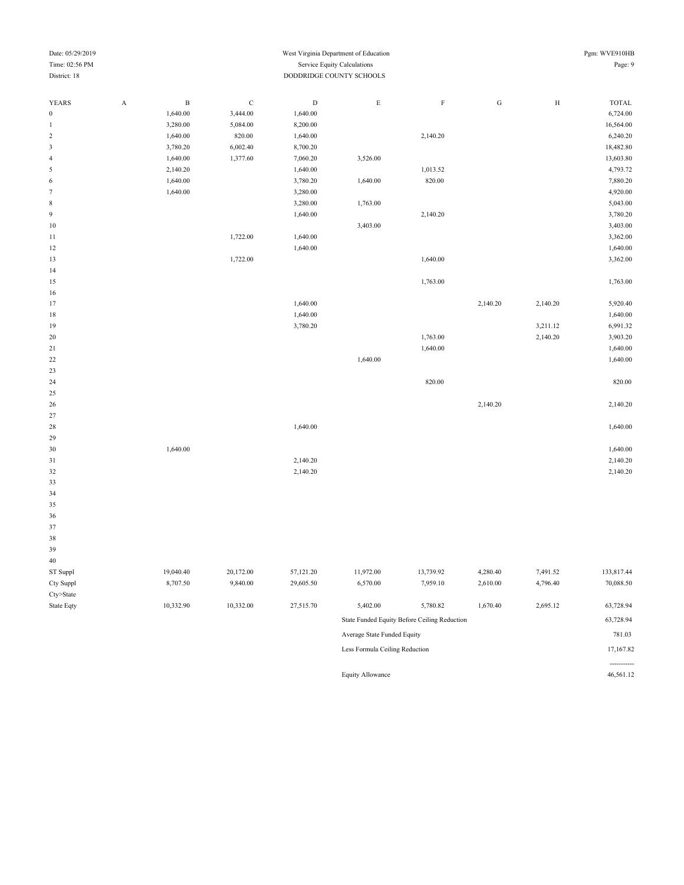West Virginia Department of Education
Service Equity Calculations
DODDRIDGE COUNTY SCHOOLS

Date: 05/29/2019
Time: 02:56 PM
District: 18

Pgm: WVE910HB

| YEARS | A | B | C | D | E | F | G | H | TOTAL |
|---|---|---|---|---|---|---|---|---|---|
| 0 | | 1,640.00 | 3,444.00 | 1,640.00 | | | | | 6,724.00 |
| 1 | | 3,280.00 | 5,084.00 | 8,200.00 | | | | | 16,564.00 |
| 2 | | 1,640.00 | 820.00 | 1,640.00 | | 2,140.20 | | | 6,240.20 |
| 3 | | 3,780.20 | 6,002.40 | 8,700.20 | | | | | 18,482.80 |
| 4 | | 1,640.00 | 1,377.60 | 7,060.20 | 3,526.00 | | | | 13,603.80 |
| 5 | | 2,140.20 | | 1,640.00 | | 1,013.52 | | | 4,793.72 |
| 6 | | 1,640.00 | | 3,780.20 | 1,640.00 | 820.00 | | | 7,880.20 |
| 7 | | 1,640.00 | | 3,280.00 | | | | | 4,920.00 |
| 8 | | | | 3,280.00 | 1,763.00 | | | | 5,043.00 |
| 9 | | | | 1,640.00 | | 2,140.20 | | | 3,780.20 |
| 10 | | | | | 3,403.00 | | | | 3,403.00 |
| 11 | | | 1,722.00 | 1,640.00 | | | | | 3,362.00 |
| 12 | | | | 1,640.00 | | | | | 1,640.00 |
| 13 | | | 1,722.00 | | | 1,640.00 | | | 3,362.00 |
| 14 | | | | | | | | | |
| 15 | | | | | | 1,763.00 | | | 1,763.00 |
| 16 | | | | | | | | | |
| 17 | | | | 1,640.00 | | | 2,140.20 | 2,140.20 | 5,920.40 |
| 18 | | | | 1,640.00 | | | | | 1,640.00 |
| 19 | | | | 3,780.20 | | | | 3,211.12 | 6,991.32 |
| 20 | | | | | | 1,763.00 | | 2,140.20 | 3,903.20 |
| 21 | | | | | | 1,640.00 | | | 1,640.00 |
| 22 | | | | | 1,640.00 | | | | 1,640.00 |
| 23 | | | | | | | | | |
| 24 | | | | | | 820.00 | | | 820.00 |
| 25 | | | | | | | | | |
| 26 | | | | | | | 2,140.20 | | 2,140.20 |
| 27 | | | | | | | | | |
| 28 | | | | 1,640.00 | | | | | 1,640.00 |
| 29 | | | | | | | | | |
| 30 | | 1,640.00 | | | | | | | 1,640.00 |
| 31 | | | | 2,140.20 | | | | | 2,140.20 |
| 32 | | | | 2,140.20 | | | | | 2,140.20 |
| 33 | | | | | | | | | |
| 34 | | | | | | | | | |
| 35 | | | | | | | | | |
| 36 | | | | | | | | | |
| 37 | | | | | | | | | |
| 38 | | | | | | | | | |
| 39 | | | | | | | | | |
| 40 | | | | | | | | | |
| ST Suppl | | 19,040.40 | 20,172.00 | 57,121.20 | 11,972.00 | 13,739.92 | 4,280.40 | 7,491.52 | 133,817.44 |
| Cty Suppl | | 8,707.50 | 9,840.00 | 29,605.50 | 6,570.00 | 7,959.10 | 2,610.00 | 4,796.40 | 70,088.50 |
| Cty>State | | | | | | | | | |
| State Eqty | | 10,332.90 | 10,332.00 | 27,515.70 | 5,402.00 | 5,780.82 | 1,670.40 | 2,695.12 | 63,728.94 |

| | |
|---|---|
| State Funded Equity Before Ceiling Reduction | 63,728.94 |
| Average State Funded Equity | 781.03 |
| Less Formula Ceiling Reduction | 17,167.82 |
| | ----------- |
| Equity Allowance | 46,561.12 |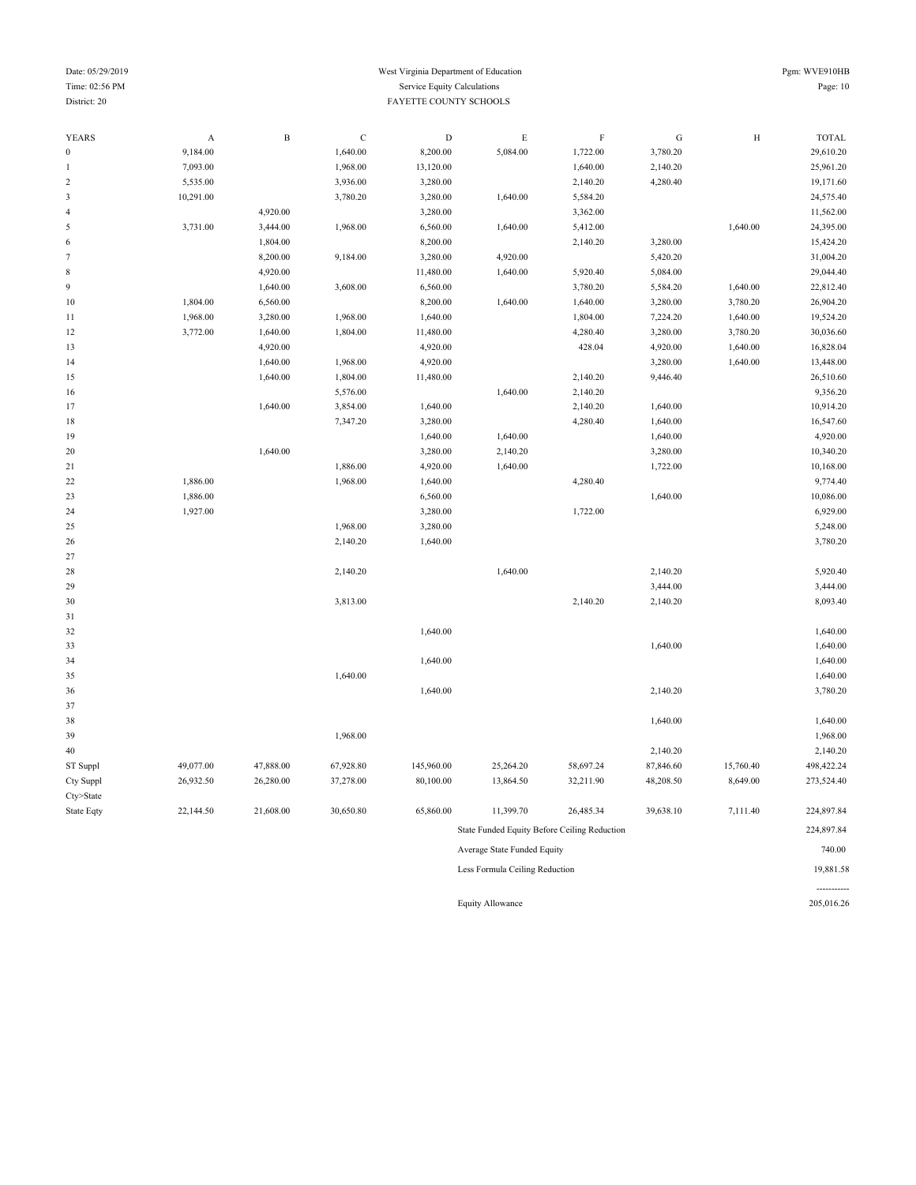West Virginia Department of Education

Service Equity Calculations

District: 20

FAYETTE COUNTY SCHOOLS

| YEARS | A | B | C | D | E | F | G | H | TOTAL |
|---|---|---|---|---|---|---|---|---|---|
| 0 | 9,184.00 | | 1,640.00 | 8,200.00 | 5,084.00 | 1,722.00 | 3,780.20 | | 29,610.20 |
| 1 | 7,093.00 | | 1,968.00 | 13,120.00 | | 1,640.00 | 2,140.20 | | 25,961.20 |
| 2 | 5,535.00 | | 3,936.00 | 3,280.00 | | 2,140.20 | 4,280.40 | | 19,171.60 |
| 3 | 10,291.00 | | 3,780.20 | 3,280.00 | 1,640.00 | 5,584.20 | | | 24,575.40 |
| 4 | | 4,920.00 | | 3,280.00 | | 3,362.00 | | | 11,562.00 |
| 5 | 3,731.00 | 3,444.00 | 1,968.00 | 6,560.00 | 1,640.00 | 5,412.00 | | 1,640.00 | 24,395.00 |
| 6 | | 1,804.00 | | 8,200.00 | | 2,140.20 | 3,280.00 | | 15,424.20 |
| 7 | | 8,200.00 | 9,184.00 | 3,280.00 | 4,920.00 | | 5,420.20 | | 31,004.20 |
| 8 | | 4,920.00 | | 11,480.00 | 1,640.00 | 5,920.40 | 5,084.00 | | 29,044.40 |
| 9 | | 1,640.00 | 3,608.00 | 6,560.00 | | 3,780.20 | 5,584.20 | 1,640.00 | 22,812.40 |
| 10 | 1,804.00 | 6,560.00 | | 8,200.00 | 1,640.00 | 1,640.00 | 3,280.00 | 3,780.20 | 26,904.20 |
| 11 | 1,968.00 | 3,280.00 | 1,968.00 | 1,640.00 | | 1,804.00 | 7,224.20 | 1,640.00 | 19,524.20 |
| 12 | 3,772.00 | 1,640.00 | 1,804.00 | 11,480.00 | | 4,280.40 | 3,280.00 | 3,780.20 | 30,036.60 |
| 13 | | 4,920.00 | | 4,920.00 | | 428.04 | 4,920.00 | 1,640.00 | 16,828.04 |
| 14 | | 1,640.00 | 1,968.00 | 4,920.00 | | | 3,280.00 | 1,640.00 | 13,448.00 |
| 15 | | 1,640.00 | 1,804.00 | 11,480.00 | | 2,140.20 | 9,446.40 | | 26,510.60 |
| 16 | | | 5,576.00 | | 1,640.00 | 2,140.20 | | | 9,356.20 |
| 17 | | 1,640.00 | 3,854.00 | 1,640.00 | | 2,140.20 | 1,640.00 | | 10,914.20 |
| 18 | | | 7,347.20 | 3,280.00 | | 4,280.40 | 1,640.00 | | 16,547.60 |
| 19 | | | | 1,640.00 | 1,640.00 | | 1,640.00 | | 4,920.00 |
| 20 | | 1,640.00 | | 3,280.00 | 2,140.20 | | 3,280.00 | | 10,340.20 |
| 21 | | | 1,886.00 | 4,920.00 | 1,640.00 | | 1,722.00 | | 10,168.00 |
| 22 | 1,886.00 | | 1,968.00 | 1,640.00 | | 4,280.40 | | | 9,774.40 |
| 23 | 1,886.00 | | | 6,560.00 | | | 1,640.00 | | 10,086.00 |
| 24 | 1,927.00 | | | 3,280.00 | | 1,722.00 | | | 6,929.00 |
| 25 | | | 1,968.00 | 3,280.00 | | | | | 5,248.00 |
| 26 | | | 2,140.20 | 1,640.00 | | | | | 3,780.20 |
| 27 | | | | | | | | | |
| 28 | | | 2,140.20 | | 1,640.00 | | 2,140.20 | | 5,920.40 |
| 29 | | | | | | | 3,444.00 | | 3,444.00 |
| 30 | | | 3,813.00 | | | 2,140.20 | 2,140.20 | | 8,093.40 |
| 31 | | | | | | | | | |
| 32 | | | | 1,640.00 | | | | | 1,640.00 |
| 33 | | | | | | | 1,640.00 | | 1,640.00 |
| 34 | | | | 1,640.00 | | | | | 1,640.00 |
| 35 | | | 1,640.00 | | | | | | 1,640.00 |
| 36 | | | | 1,640.00 | | | 2,140.20 | | 3,780.20 |
| 37 | | | | | | | | | |
| 38 | | | | | | | 1,640.00 | | 1,640.00 |
| 39 | | | 1,968.00 | | | | | | 1,968.00 |
| 40 | | | | | | | 2,140.20 | | 2,140.20 |
| ST Suppl | 49,077.00 | 47,888.00 | 67,928.80 | 145,960.00 | 25,264.20 | 58,697.24 | 87,846.60 | 15,760.40 | 498,422.24 |
| Cty Suppl | 26,932.50 | 26,280.00 | 37,278.00 | 80,100.00 | 13,864.50 | 32,211.90 | 48,208.50 | 8,649.00 | 273,524.40 |
| Cty>State | | | | | | | | | |
| State Eqty | 22,144.50 | 21,608.00 | 30,650.80 | 65,860.00 | 11,399.70 | 26,485.34 | 39,638.10 | 7,111.40 | 224,897.84 |

| | |
|---|---|
| State Funded Equity Before Ceiling Reduction | 224,897.84 |
| Average State Funded Equity | 740.00 |
| Less Formula Ceiling Reduction | 19,881.58 |
| | ----------- |
| Equity Allowance | 205,016.26 |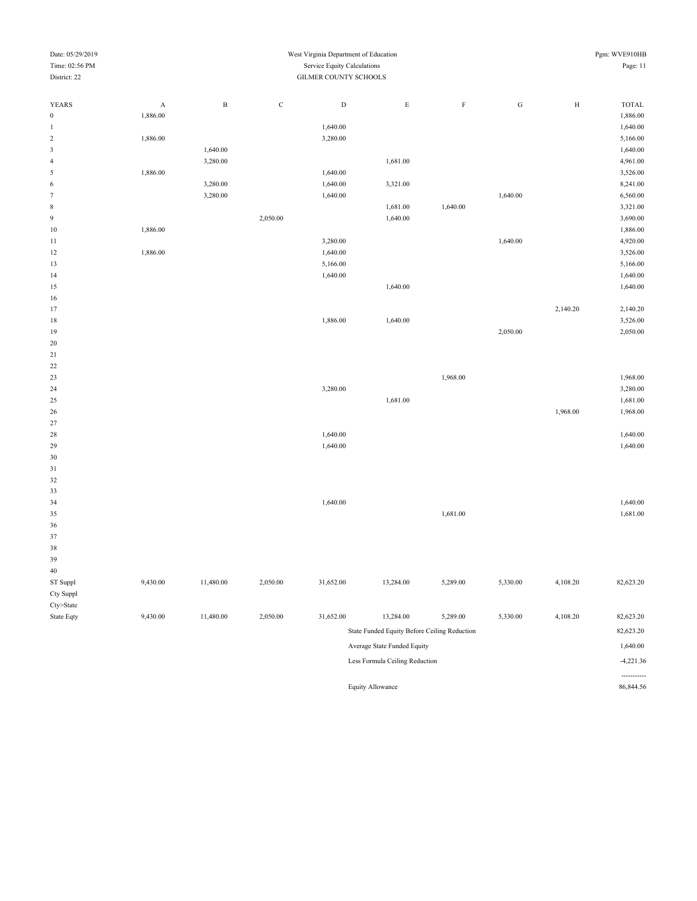West Virginia Department of Education
Service Equity Calculations
GILMER COUNTY SCHOOLS

Date: 05/29/2019
Time: 02:56 PM
District: 22

Pgm: WVE910HB

| YEARS | A | B | C | D | E | F | G | H | TOTAL |
|---|---|---|---|---|---|---|---|---|---|
| 0 | 1,886.00 | | | | | | | | 1,886.00 |
| 1 | | | | 1,640.00 | | | | | 1,640.00 |
| 2 | 1,886.00 | | | 3,280.00 | | | | | 5,166.00 |
| 3 | | 1,640.00 | | | | | | | 1,640.00 |
| 4 | | 3,280.00 | | | 1,681.00 | | | | 4,961.00 |
| 5 | 1,886.00 | | | 1,640.00 | | | | | 3,526.00 |
| 6 | | 3,280.00 | | 1,640.00 | 3,321.00 | | | | 8,241.00 |
| 7 | | 3,280.00 | | 1,640.00 | | | 1,640.00 | | 6,560.00 |
| 8 | | | | | 1,681.00 | 1,640.00 | | | 3,321.00 |
| 9 | | | 2,050.00 | | 1,640.00 | | | | 3,690.00 |
| 10 | 1,886.00 | | | | | | | | 1,886.00 |
| 11 | | | | 3,280.00 | | | 1,640.00 | | 4,920.00 |
| 12 | 1,886.00 | | | 1,640.00 | | | | | 3,526.00 |
| 13 | | | | 5,166.00 | | | | | 5,166.00 |
| 14 | | | | 1,640.00 | | | | | 1,640.00 |
| 15 | | | | | 1,640.00 | | | | 1,640.00 |
| 16 | | | | | | | | | |
| 17 | | | | | | | | 2,140.20 | 2,140.20 |
| 18 | | | | 1,886.00 | 1,640.00 | | | | 3,526.00 |
| 19 | | | | | | | 2,050.00 | | 2,050.00 |
| 20 | | | | | | | | | |
| 21 | | | | | | | | | |
| 22 | | | | | | | | | |
| 23 | | | | | | 1,968.00 | | | 1,968.00 |
| 24 | | | | 3,280.00 | | | | | 3,280.00 |
| 25 | | | | | 1,681.00 | | | | 1,681.00 |
| 26 | | | | | | | | 1,968.00 | 1,968.00 |
| 27 | | | | | | | | | |
| 28 | | | | 1,640.00 | | | | | 1,640.00 |
| 29 | | | | 1,640.00 | | | | | 1,640.00 |
| 30 | | | | | | | | | |
| 31 | | | | | | | | | |
| 32 | | | | | | | | | |
| 33 | | | | | | | | | |
| 34 | | | | 1,640.00 | | | | | 1,640.00 |
| 35 | | | | | | 1,681.00 | | | 1,681.00 |
| 36 | | | | | | | | | |
| 37 | | | | | | | | | |
| 38 | | | | | | | | | |
| 39 | | | | | | | | | |
| 40 | | | | | | | | | |
| ST Suppl | 9,430.00 | 11,480.00 | 2,050.00 | 31,652.00 | 13,284.00 | 5,289.00 | 5,330.00 | 4,108.20 | 82,623.20 |
| Cty Suppl | | | | | | | | | |
| Cty>State | | | | | | | | | |
| State Eqty | 9,430.00 | 11,480.00 | 2,050.00 | 31,652.00 | 13,284.00 | 5,289.00 | 5,330.00 | 4,108.20 | 82,623.20 |

| | |
|---|---|
| State Funded Equity Before Ceiling Reduction | 82,623.20 |
| Average State Funded Equity | 1,640.00 |
| Less Formula Ceiling Reduction | -4,221.36 |
| | ---------- |
| Equity Allowance | 86,844.56 |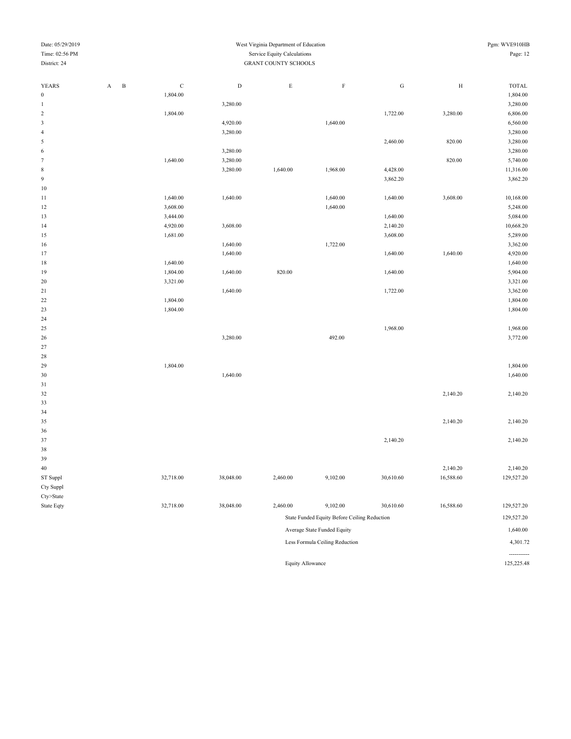West Virginia Department of Education
Service Equity Calculations
GRANT COUNTY SCHOOLS

Date: 05/29/2019
Time: 02:56 PM
District: 24
Pgm: WVE910HB

| YEARS | A | B | C | D | E | F | G | H | TOTAL |
|---|---|---|---|---|---|---|---|---|---|
| 0 | | | 1,804.00 | | | | | | 1,804.00 |
| 1 | | | | 3,280.00 | | | | | 3,280.00 |
| 2 | | | 1,804.00 | | | | 1,722.00 | 3,280.00 | 6,806.00 |
| 3 | | | | 4,920.00 | | 1,640.00 | | | 6,560.00 |
| 4 | | | | 3,280.00 | | | | | 3,280.00 |
| 5 | | | | | | | 2,460.00 | 820.00 | 3,280.00 |
| 6 | | | | 3,280.00 | | | | | 3,280.00 |
| 7 | | | 1,640.00 | 3,280.00 | | | | 820.00 | 5,740.00 |
| 8 | | | | 3,280.00 | 1,640.00 | 1,968.00 | 4,428.00 | | 11,316.00 |
| 9 | | | | | | | 3,862.20 | | 3,862.20 |
| 10 | | | | | | | | | |
| 11 | | | 1,640.00 | 1,640.00 | | 1,640.00 | 1,640.00 | 3,608.00 | 10,168.00 |
| 12 | | | 3,608.00 | | | 1,640.00 | | | 5,248.00 |
| 13 | | | 3,444.00 | | | | 1,640.00 | | 5,084.00 |
| 14 | | | 4,920.00 | 3,608.00 | | | 2,140.20 | | 10,668.20 |
| 15 | | | 1,681.00 | | | | 3,608.00 | | 5,289.00 |
| 16 | | | | 1,640.00 | | 1,722.00 | | | 3,362.00 |
| 17 | | | | 1,640.00 | | | 1,640.00 | 1,640.00 | 4,920.00 |
| 18 | | | 1,640.00 | | | | | | 1,640.00 |
| 19 | | | 1,804.00 | 1,640.00 | 820.00 | | 1,640.00 | | 5,904.00 |
| 20 | | | 3,321.00 | | | | | | 3,321.00 |
| 21 | | | | 1,640.00 | | | 1,722.00 | | 3,362.00 |
| 22 | | | 1,804.00 | | | | | | 1,804.00 |
| 23 | | | 1,804.00 | | | | | | 1,804.00 |
| 24 | | | | | | | | | |
| 25 | | | | | | | 1,968.00 | | 1,968.00 |
| 26 | | | | 3,280.00 | | 492.00 | | | 3,772.00 |
| 27 | | | | | | | | | |
| 28 | | | | | | | | | |
| 29 | | | 1,804.00 | | | | | | 1,804.00 |
| 30 | | | | 1,640.00 | | | | | 1,640.00 |
| 31 | | | | | | | | | |
| 32 | | | | | | | | 2,140.20 | 2,140.20 |
| 33 | | | | | | | | | |
| 34 | | | | | | | | | |
| 35 | | | | | | | | 2,140.20 | 2,140.20 |
| 36 | | | | | | | | | |
| 37 | | | | | | | 2,140.20 | | 2,140.20 |
| 38 | | | | | | | | | |
| 39 | | | | | | | | | |
| 40 | | | | | | | | 2,140.20 | 2,140.20 |
| ST Suppl | | | 32,718.00 | 38,048.00 | 2,460.00 | 9,102.00 | 30,610.60 | 16,588.60 | 129,527.20 |
| Cty Suppl | | | | | | | | | |
| Cty>State | | | | | | | | | |
| State Eqty | | | 32,718.00 | 38,048.00 | 2,460.00 | 9,102.00 | 30,610.60 | 16,588.60 | 129,527.20 |

| | |
|---|---|
| State Funded Equity Before Ceiling Reduction | 129,527.20 |
| Average State Funded Equity | 1,640.00 |
| Less Formula Ceiling Reduction | 4,301.72 |
| | ----------- |
| Equity Allowance | 125,225.48 |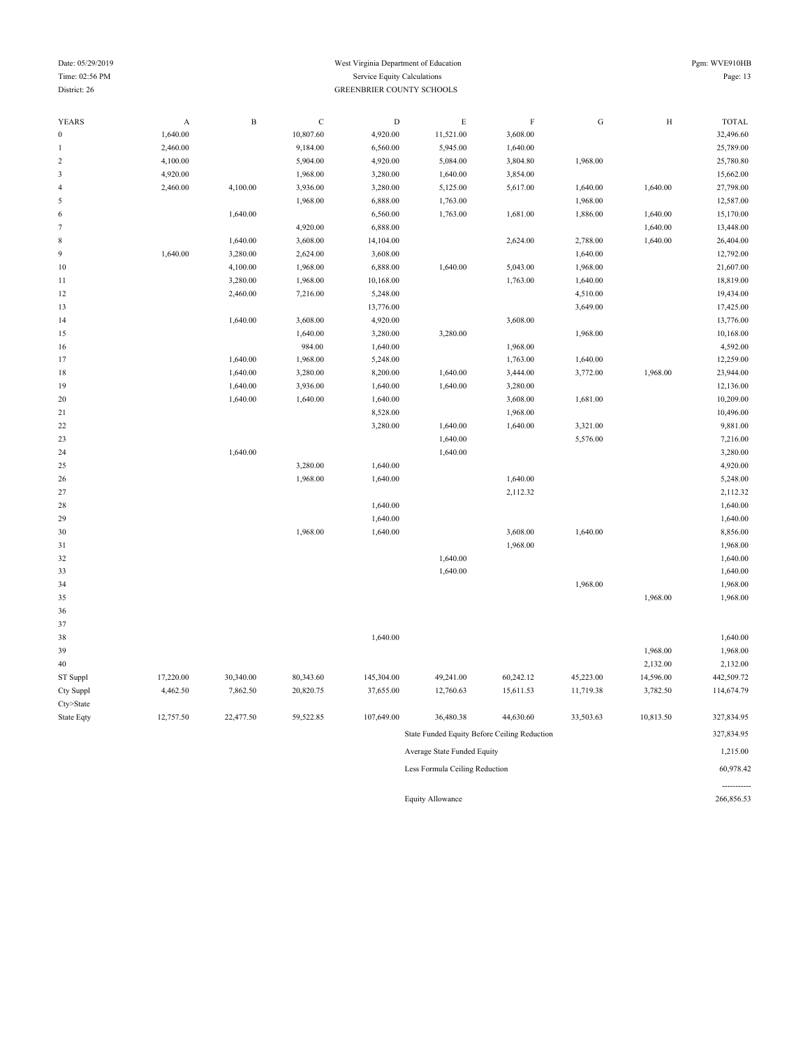Date: 05/29/2019
Time: 02:56 PM
District: 26

West Virginia Department of Education
Service Equity Calculations
GREENBRIER COUNTY SCHOOLS

Pgm: WVE910HB

| YEARS | A | B | C | D | E | F | G | H | TOTAL |
|---|---|---|---|---|---|---|---|---|---|
| 0 | 1,640.00 | | 10,807.60 | 4,920.00 | 11,521.00 | 3,608.00 | | | 32,496.60 |
| 1 | 2,460.00 | | 9,184.00 | 6,560.00 | 5,945.00 | 1,640.00 | | | 25,789.00 |
| 2 | 4,100.00 | | 5,904.00 | 4,920.00 | 5,084.00 | 3,804.80 | 1,968.00 | | 25,780.80 |
| 3 | 4,920.00 | | 1,968.00 | 3,280.00 | 1,640.00 | 3,854.00 | | | 15,662.00 |
| 4 | 2,460.00 | 4,100.00 | 3,936.00 | 3,280.00 | 5,125.00 | 5,617.00 | 1,640.00 | 1,640.00 | 27,798.00 |
| 5 | | | 1,968.00 | 6,888.00 | 1,763.00 | | 1,968.00 | | 12,587.00 |
| 6 | | 1,640.00 | | 6,560.00 | 1,763.00 | 1,681.00 | 1,886.00 | 1,640.00 | 15,170.00 |
| 7 | | | 4,920.00 | 6,888.00 | | | | 1,640.00 | 13,448.00 |
| 8 | | 1,640.00 | 3,608.00 | 14,104.00 | | 2,624.00 | 2,788.00 | 1,640.00 | 26,404.00 |
| 9 | 1,640.00 | 3,280.00 | 2,624.00 | 3,608.00 | | | 1,640.00 | | 12,792.00 |
| 10 | | 4,100.00 | 1,968.00 | 6,888.00 | 1,640.00 | 5,043.00 | 1,968.00 | | 21,607.00 |
| 11 | | 3,280.00 | 1,968.00 | 10,168.00 | | 1,763.00 | 1,640.00 | | 18,819.00 |
| 12 | | 2,460.00 | 7,216.00 | 5,248.00 | | | 4,510.00 | | 19,434.00 |
| 13 | | | | 13,776.00 | | | 3,649.00 | | 17,425.00 |
| 14 | | 1,640.00 | 3,608.00 | 4,920.00 | | 3,608.00 | | | 13,776.00 |
| 15 | | | 1,640.00 | 3,280.00 | 3,280.00 | | 1,968.00 | | 10,168.00 |
| 16 | | | 984.00 | 1,640.00 | | 1,968.00 | | | 4,592.00 |
| 17 | | 1,640.00 | 1,968.00 | 5,248.00 | | 1,763.00 | 1,640.00 | | 12,259.00 |
| 18 | | 1,640.00 | 3,280.00 | 8,200.00 | 1,640.00 | 3,444.00 | 3,772.00 | 1,968.00 | 23,944.00 |
| 19 | | 1,640.00 | 3,936.00 | 1,640.00 | 1,640.00 | 3,280.00 | | | 12,136.00 |
| 20 | | 1,640.00 | 1,640.00 | 1,640.00 | | 3,608.00 | 1,681.00 | | 10,209.00 |
| 21 | | | | 8,528.00 | | 1,968.00 | | | 10,496.00 |
| 22 | | | | 3,280.00 | 1,640.00 | 1,640.00 | 3,321.00 | | 9,881.00 |
| 23 | | | | | 1,640.00 | | 5,576.00 | | 7,216.00 |
| 24 | | 1,640.00 | | | 1,640.00 | | | | 3,280.00 |
| 25 | | | 3,280.00 | 1,640.00 | | | | | 4,920.00 |
| 26 | | | 1,968.00 | 1,640.00 | | 1,640.00 | | | 5,248.00 |
| 27 | | | | | | 2,112.32 | | | 2,112.32 |
| 28 | | | | 1,640.00 | | | | | 1,640.00 |
| 29 | | | | 1,640.00 | | | | | 1,640.00 |
| 30 | | | 1,968.00 | 1,640.00 | | 3,608.00 | 1,640.00 | | 8,856.00 |
| 31 | | | | | | 1,968.00 | | | 1,968.00 |
| 32 | | | | | 1,640.00 | | | | 1,640.00 |
| 33 | | | | | 1,640.00 | | | | 1,640.00 |
| 34 | | | | | | | 1,968.00 | | 1,968.00 |
| 35 | | | | | | | | 1,968.00 | 1,968.00 |
| 36 | | | | | | | | | |
| 37 | | | | | | | | | |
| 38 | | | | 1,640.00 | | | | | 1,640.00 |
| 39 | | | | | | | | 1,968.00 | 1,968.00 |
| 40 | | | | | | | | 2,132.00 | 2,132.00 |
| ST Suppl | 17,220.00 | 30,340.00 | 80,343.60 | 145,304.00 | 49,241.00 | 60,242.12 | 45,223.00 | 14,596.00 | 442,509.72 |
| Cty Suppl | 4,462.50 | 7,862.50 | 20,820.75 | 37,655.00 | 12,760.63 | 15,611.53 | 11,719.38 | 3,782.50 | 114,674.79 |
| Cty>State | | | | | | | | | |
| State Eqty | 12,757.50 | 22,477.50 | 59,522.85 | 107,649.00 | 36,480.38 | 44,630.60 | 33,503.63 | 10,813.50 | 327,834.95 |

| | |
|---|---|
| State Funded Equity Before Ceiling Reduction | 327,834.95 |
| Average State Funded Equity | 1,215.00 |
| Less Formula Ceiling Reduction | 60,978.42 |
| | ----------- |
| Equity Allowance | 266,856.53 |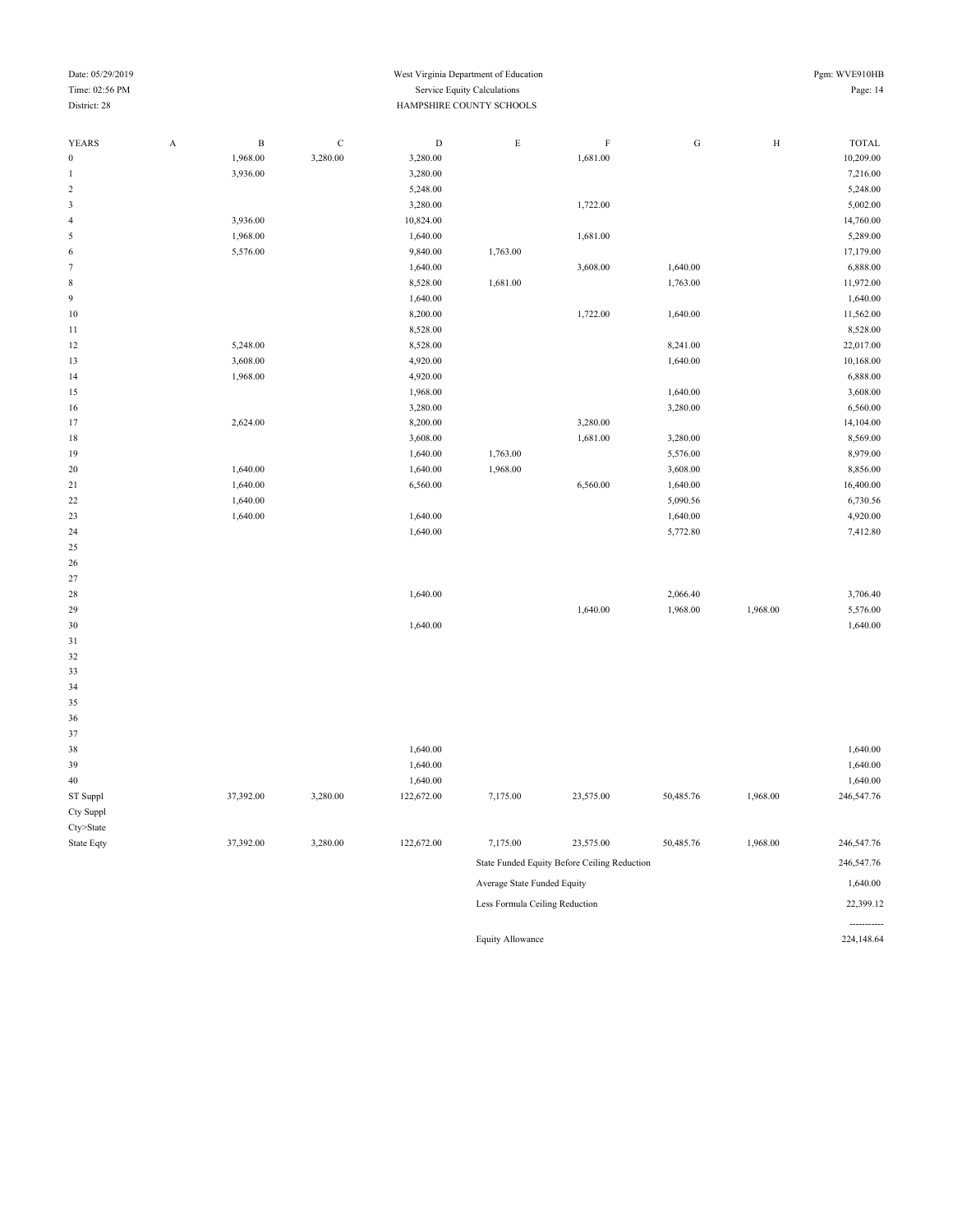District: 28

West Virginia Department of Education

Service Equity Calculations

HAMPSHIRE COUNTY SCHOOLS

| YEARS | A | B | C | D | E | F | G | H | TOTAL |
|---|---|---|---|---|---|---|---|---|---|
| 0 | | 1,968.00 | 3,280.00 | 3,280.00 | | 1,681.00 | | | 10,209.00 |
| 1 | | 3,936.00 | | 3,280.00 | | | | | 7,216.00 |
| 2 | | | | 5,248.00 | | | | | 5,248.00 |
| 3 | | | | 3,280.00 | | 1,722.00 | | | 5,002.00 |
| 4 | | 3,936.00 | | 10,824.00 | | | | | 14,760.00 |
| 5 | | 1,968.00 | | 1,640.00 | | 1,681.00 | | | 5,289.00 |
| 6 | | 5,576.00 | | 9,840.00 | 1,763.00 | | | | 17,179.00 |
| 7 | | | | 1,640.00 | | 3,608.00 | 1,640.00 | | 6,888.00 |
| 8 | | | | 8,528.00 | 1,681.00 | | 1,763.00 | | 11,972.00 |
| 9 | | | | 1,640.00 | | | | | 1,640.00 |
| 10 | | | | 8,200.00 | | 1,722.00 | 1,640.00 | | 11,562.00 |
| 11 | | | | 8,528.00 | | | | | 8,528.00 |
| 12 | | 5,248.00 | | 8,528.00 | | | 8,241.00 | | 22,017.00 |
| 13 | | 3,608.00 | | 4,920.00 | | | 1,640.00 | | 10,168.00 |
| 14 | | 1,968.00 | | 4,920.00 | | | | | 6,888.00 |
| 15 | | | | 1,968.00 | | | 1,640.00 | | 3,608.00 |
| 16 | | | | 3,280.00 | | | 3,280.00 | | 6,560.00 |
| 17 | | 2,624.00 | | 8,200.00 | | 3,280.00 | | | 14,104.00 |
| 18 | | | | 3,608.00 | | 1,681.00 | 3,280.00 | | 8,569.00 |
| 19 | | | | 1,640.00 | 1,763.00 | | 5,576.00 | | 8,979.00 |
| 20 | | 1,640.00 | | 1,640.00 | 1,968.00 | | 3,608.00 | | 8,856.00 |
| 21 | | 1,640.00 | | 6,560.00 | | 6,560.00 | 1,640.00 | | 16,400.00 |
| 22 | | 1,640.00 | | | | | 5,090.56 | | 6,730.56 |
| 23 | | 1,640.00 | | 1,640.00 | | | 1,640.00 | | 4,920.00 |
| 24 | | | | 1,640.00 | | | 5,772.80 | | 7,412.80 |
| 25 | | | | | | | | | |
| 26 | | | | | | | | | |
| 27 | | | | | | | | | |
| 28 | | | | 1,640.00 | | | 2,066.40 | | 3,706.40 |
| 29 | | | | | | 1,640.00 | 1,968.00 | 1,968.00 | 5,576.00 |
| 30 | | | | 1,640.00 | | | | | 1,640.00 |
| 31 | | | | | | | | | |
| 32 | | | | | | | | | |
| 33 | | | | | | | | | |
| 34 | | | | | | | | | |
| 35 | | | | | | | | | |
| 36 | | | | | | | | | |
| 37 | | | | | | | | | |
| 38 | | | | 1,640.00 | | | | | 1,640.00 |
| 39 | | | | 1,640.00 | | | | | 1,640.00 |
| 40 | | | | 1,640.00 | | | | | 1,640.00 |
| ST Suppl | | 37,392.00 | 3,280.00 | 122,672.00 | 7,175.00 | 23,575.00 | 50,485.76 | 1,968.00 | 246,547.76 |
| Cty Suppl | | | | | | | | | |
| Cty>State | | | | | | | | | |
| State Eqty | | 37,392.00 | 3,280.00 | 122,672.00 | 7,175.00 | 23,575.00 | 50,485.76 | 1,968.00 | 246,547.76 |

| | |
|---|---|
| State Funded Equity Before Ceiling Reduction | 246,547.76 |
| Average State Funded Equity | 1,640.00 |
| Less Formula Ceiling Reduction | 22,399.12 |
| | ----------- |
| Equity Allowance | 224,148.64 |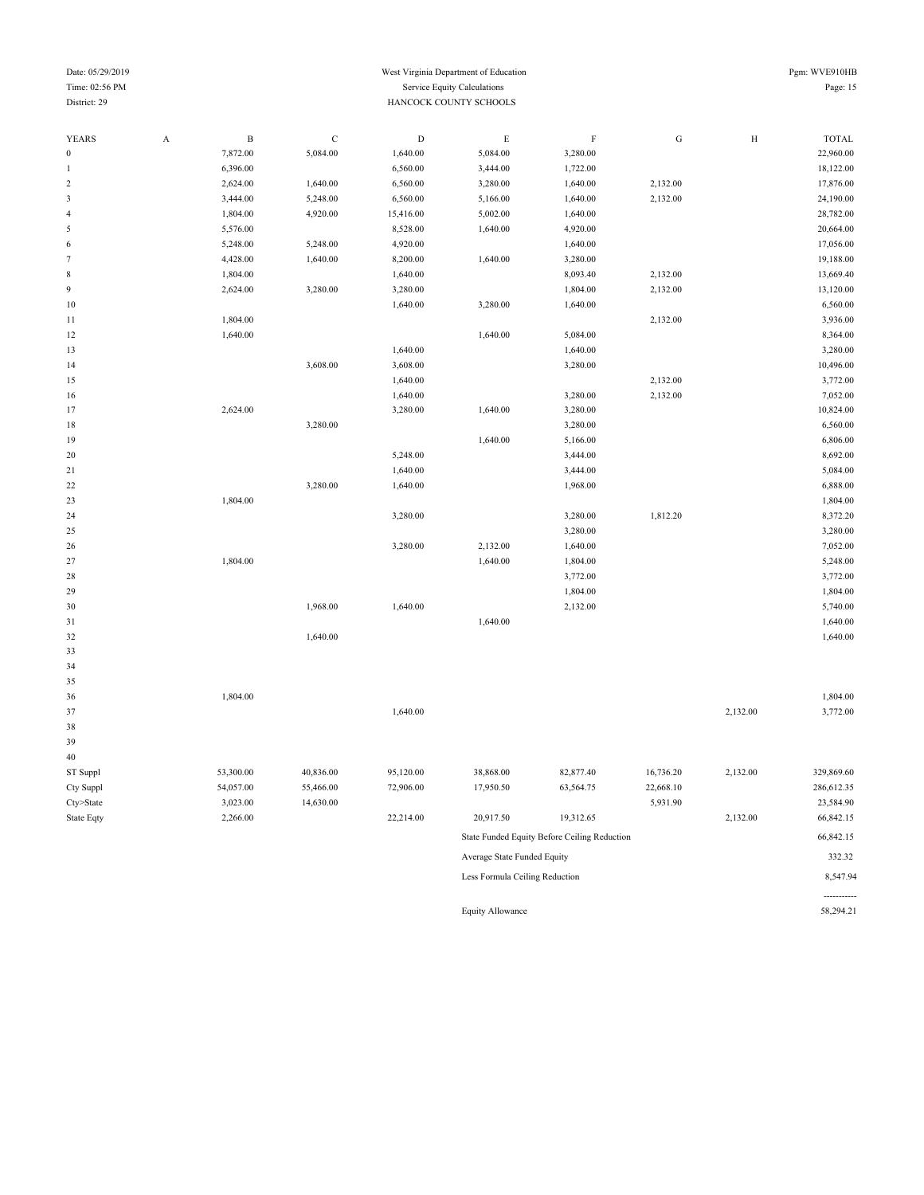West Virginia Department of Education
Service Equity Calculations
HANCOCK COUNTY SCHOOLS

Date: 05/29/2019
Time: 02:56 PM
District: 29

Pgm: WVE910HB

| YEARS | A | B | C | D | E | F | G | H | TOTAL |
|---|---|---|---|---|---|---|---|---|---|
| 0 | | 7,872.00 | 5,084.00 | 1,640.00 | 5,084.00 | 3,280.00 | | | 22,960.00 |
| 1 | | 6,396.00 | | 6,560.00 | 3,444.00 | 1,722.00 | | | 18,122.00 |
| 2 | | 2,624.00 | 1,640.00 | 6,560.00 | 3,280.00 | 1,640.00 | 2,132.00 | | 17,876.00 |
| 3 | | 3,444.00 | 5,248.00 | 6,560.00 | 5,166.00 | 1,640.00 | 2,132.00 | | 24,190.00 |
| 4 | | 1,804.00 | 4,920.00 | 15,416.00 | 5,002.00 | 1,640.00 | | | 28,782.00 |
| 5 | | 5,576.00 | | 8,528.00 | 1,640.00 | 4,920.00 | | | 20,664.00 |
| 6 | | 5,248.00 | 5,248.00 | 4,920.00 | | 1,640.00 | | | 17,056.00 |
| 7 | | 4,428.00 | 1,640.00 | 8,200.00 | 1,640.00 | 3,280.00 | | | 19,188.00 |
| 8 | | 1,804.00 | | 1,640.00 | | 8,093.40 | 2,132.00 | | 13,669.40 |
| 9 | | 2,624.00 | 3,280.00 | 3,280.00 | | 1,804.00 | 2,132.00 | | 13,120.00 |
| 10 | | | | 1,640.00 | 3,280.00 | 1,640.00 | | | 6,560.00 |
| 11 | | 1,804.00 | | | | | 2,132.00 | | 3,936.00 |
| 12 | | 1,640.00 | | | 1,640.00 | 5,084.00 | | | 8,364.00 |
| 13 | | | | 1,640.00 | | 1,640.00 | | | 3,280.00 |
| 14 | | | 3,608.00 | 3,608.00 | | 3,280.00 | | | 10,496.00 |
| 15 | | | | 1,640.00 | | | 2,132.00 | | 3,772.00 |
| 16 | | | | 1,640.00 | | 3,280.00 | 2,132.00 | | 7,052.00 |
| 17 | | 2,624.00 | | 3,280.00 | 1,640.00 | 3,280.00 | | | 10,824.00 |
| 18 | | | 3,280.00 | | | 3,280.00 | | | 6,560.00 |
| 19 | | | | | 1,640.00 | 5,166.00 | | | 6,806.00 |
| 20 | | | | 5,248.00 | | 3,444.00 | | | 8,692.00 |
| 21 | | | | 1,640.00 | | 3,444.00 | | | 5,084.00 |
| 22 | | | 3,280.00 | 1,640.00 | | 1,968.00 | | | 6,888.00 |
| 23 | | 1,804.00 | | | | | | | 1,804.00 |
| 24 | | | | 3,280.00 | | 3,280.00 | 1,812.20 | | 8,372.20 |
| 25 | | | | | | 3,280.00 | | | 3,280.00 |
| 26 | | | | 3,280.00 | 2,132.00 | 1,640.00 | | | 7,052.00 |
| 27 | | 1,804.00 | | | 1,640.00 | 1,804.00 | | | 5,248.00 |
| 28 | | | | | | 3,772.00 | | | 3,772.00 |
| 29 | | | | | | 1,804.00 | | | 1,804.00 |
| 30 | | | 1,968.00 | 1,640.00 | | 2,132.00 | | | 5,740.00 |
| 31 | | | | | 1,640.00 | | | | 1,640.00 |
| 32 | | | 1,640.00 | | | | | | 1,640.00 |
| 33 | | | | | | | | | |
| 34 | | | | | | | | | |
| 35 | | | | | | | | | |
| 36 | | 1,804.00 | | | | | | | 1,804.00 |
| 37 | | | | 1,640.00 | | | | 2,132.00 | 3,772.00 |
| 38 | | | | | | | | | |
| 39 | | | | | | | | | |
| 40 | | | | | | | | | |
| ST Suppl | | 53,300.00 | 40,836.00 | 95,120.00 | 38,868.00 | 82,877.40 | 16,736.20 | 2,132.00 | 329,869.60 |
| Cty Suppl | | 54,057.00 | 55,466.00 | 72,906.00 | 17,950.50 | 63,564.75 | 22,668.10 | | 286,612.35 |
| Cty>State | | 3,023.00 | 14,630.00 | | | | 5,931.90 | | 23,584.90 |
| State Eqty | | 2,266.00 | | 22,214.00 | 20,917.50 | 19,312.65 | | 2,132.00 | 66,842.15 |

| | |
|---|---|
| State Funded Equity Before Ceiling Reduction | 66,842.15 |
| Average State Funded Equity | 332.32 |
| Less Formula Ceiling Reduction | 8,547.94 |
| Equity Allowance | 58,294.21 |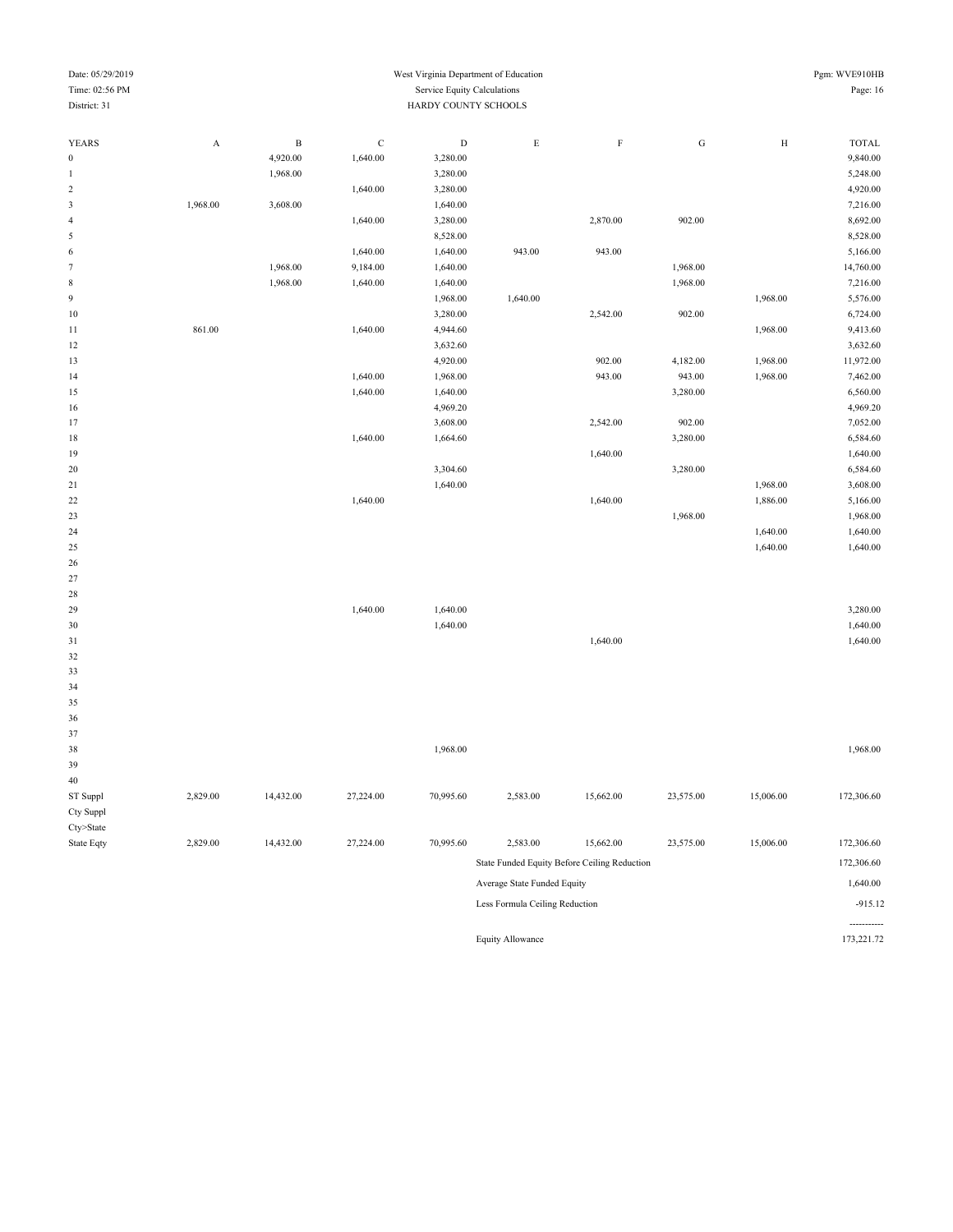West Virginia Department of Education
Service Equity Calculations
HARDY COUNTY SCHOOLS

Date: 05/29/2019
Time: 02:56 PM
District: 31
Pgm: WVE910HB

| YEARS | A | B | C | D | E | F | G | H | TOTAL |
|---|---|---|---|---|---|---|---|---|---|
| 0 | | 4,920.00 | 1,640.00 | 3,280.00 | | | | | 9,840.00 |
| 1 | | 1,968.00 | | 3,280.00 | | | | | 5,248.00 |
| 2 | | | 1,640.00 | 3,280.00 | | | | | 4,920.00 |
| 3 | 1,968.00 | 3,608.00 | | 1,640.00 | | | | | 7,216.00 |
| 4 | | | 1,640.00 | 3,280.00 | | 2,870.00 | 902.00 | | 8,692.00 |
| 5 | | | | 8,528.00 | | | | | 8,528.00 |
| 6 | | | 1,640.00 | 1,640.00 | 943.00 | 943.00 | | | 5,166.00 |
| 7 | | 1,968.00 | 9,184.00 | 1,640.00 | | | 1,968.00 | | 14,760.00 |
| 8 | | 1,968.00 | 1,640.00 | 1,640.00 | | | 1,968.00 | | 7,216.00 |
| 9 | | | | 1,968.00 | 1,640.00 | | | 1,968.00 | 5,576.00 |
| 10 | | | | 3,280.00 | | 2,542.00 | 902.00 | | 6,724.00 |
| 11 | 861.00 | | 1,640.00 | 4,944.60 | | | | 1,968.00 | 9,413.60 |
| 12 | | | | 3,632.60 | | | | | 3,632.60 |
| 13 | | | | 4,920.00 | | 902.00 | 4,182.00 | 1,968.00 | 11,972.00 |
| 14 | | | 1,640.00 | 1,968.00 | | 943.00 | 943.00 | 1,968.00 | 7,462.00 |
| 15 | | | 1,640.00 | 1,640.00 | | | 3,280.00 | | 6,560.00 |
| 16 | | | | 4,969.20 | | | | | 4,969.20 |
| 17 | | | | 3,608.00 | | 2,542.00 | 902.00 | | 7,052.00 |
| 18 | | | 1,640.00 | 1,664.60 | | | 3,280.00 | | 6,584.60 |
| 19 | | | | | | 1,640.00 | | | 1,640.00 |
| 20 | | | | 3,304.60 | | | 3,280.00 | | 6,584.60 |
| 21 | | | | 1,640.00 | | | | 1,968.00 | 3,608.00 |
| 22 | | | 1,640.00 | | | 1,640.00 | | 1,886.00 | 5,166.00 |
| 23 | | | | | | | 1,968.00 | | 1,968.00 |
| 24 | | | | | | | | 1,640.00 | 1,640.00 |
| 25 | | | | | | | | 1,640.00 | 1,640.00 |
| 26 | | | | | | | | | |
| 27 | | | | | | | | | |
| 28 | | | | | | | | | |
| 29 | | | 1,640.00 | 1,640.00 | | | | | 3,280.00 |
| 30 | | | | 1,640.00 | | | | | 1,640.00 |
| 31 | | | | | | 1,640.00 | | | 1,640.00 |
| 32 | | | | | | | | | |
| 33 | | | | | | | | | |
| 34 | | | | | | | | | |
| 35 | | | | | | | | | |
| 36 | | | | | | | | | |
| 37 | | | | | | | | | |
| 38 | | | | 1,968.00 | | | | | 1,968.00 |
| 39 | | | | | | | | | |
| 40 | | | | | | | | | |
| ST Suppl | 2,829.00 | 14,432.00 | 27,224.00 | 70,995.60 | 2,583.00 | 15,662.00 | 23,575.00 | 15,006.00 | 172,306.60 |
| Cty Suppl | | | | | | | | | |
| Cty>State | | | | | | | | | |
| State Eqty | 2,829.00 | 14,432.00 | 27,224.00 | 70,995.60 | 2,583.00 | 15,662.00 | 23,575.00 | 15,006.00 | 172,306.60 |

| | |
|---|---|
| State Funded Equity Before Ceiling Reduction | 172,306.60 |
| Average State Funded Equity | 1,640.00 |
| Less Formula Ceiling Reduction | -915.12 |
| Equity Allowance | 173,221.72 |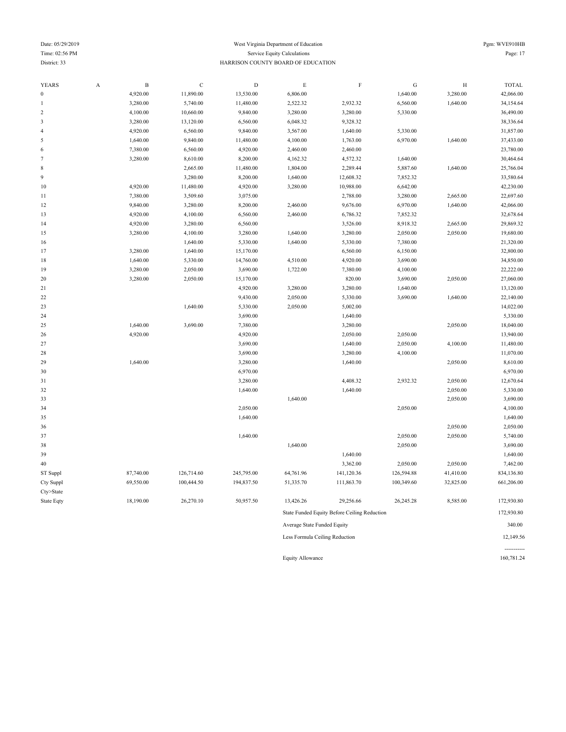West Virginia Department of Education

Service Equity Calculations

HARRISON COUNTY BOARD OF EDUCATION

Date: 05/29/2019
Time: 02:56 PM
District: 33

Pgm: WVE910HB

| YEARS | A | B | C | D | E | F | G | H | TOTAL |
|---|---|---|---|---|---|---|---|---|---|
| 0 | | 4,920.00 | 11,890.00 | 13,530.00 | 6,806.00 | | 1,640.00 | 3,280.00 | 42,066.00 |
| 1 | | 3,280.00 | 5,740.00 | 11,480.00 | 2,522.32 | 2,932.32 | 6,560.00 | 1,640.00 | 34,154.64 |
| 2 | | 4,100.00 | 10,660.00 | 9,840.00 | 3,280.00 | 3,280.00 | 5,330.00 | | 36,490.00 |
| 3 | | 3,280.00 | 13,120.00 | 6,560.00 | 6,048.32 | 9,328.32 | | | 38,336.64 |
| 4 | | 4,920.00 | 6,560.00 | 9,840.00 | 3,567.00 | 1,640.00 | 5,330.00 | | 31,857.00 |
| 5 | | 1,640.00 | 9,840.00 | 11,480.00 | 4,100.00 | 1,763.00 | 6,970.00 | 1,640.00 | 37,433.00 |
| 6 | | 7,380.00 | 6,560.00 | 4,920.00 | 2,460.00 | 2,460.00 | | | 23,780.00 |
| 7 | | 3,280.00 | 8,610.00 | 8,200.00 | 4,162.32 | 4,572.32 | 1,640.00 | | 30,464.64 |
| 8 | | | 2,665.00 | 11,480.00 | 1,804.00 | 2,289.44 | 5,887.60 | 1,640.00 | 25,766.04 |
| 9 | | | 3,280.00 | 8,200.00 | 1,640.00 | 12,608.32 | 7,852.32 | | 33,580.64 |
| 10 | | 4,920.00 | 11,480.00 | 4,920.00 | 3,280.00 | 10,988.00 | 6,642.00 | | 42,230.00 |
| 11 | | 7,380.00 | 3,509.60 | 3,075.00 | | 2,788.00 | 3,280.00 | 2,665.00 | 22,697.60 |
| 12 | | 9,840.00 | 3,280.00 | 8,200.00 | 2,460.00 | 9,676.00 | 6,970.00 | 1,640.00 | 42,066.00 |
| 13 | | 4,920.00 | 4,100.00 | 6,560.00 | 2,460.00 | 6,786.32 | 7,852.32 | | 32,678.64 |
| 14 | | 4,920.00 | 3,280.00 | 6,560.00 | | 3,526.00 | 8,918.32 | 2,665.00 | 29,869.32 |
| 15 | | 3,280.00 | 4,100.00 | 3,280.00 | 1,640.00 | 3,280.00 | 2,050.00 | 2,050.00 | 19,680.00 |
| 16 | | | 1,640.00 | 5,330.00 | 1,640.00 | 5,330.00 | 7,380.00 | | 21,320.00 |
| 17 | | 3,280.00 | 1,640.00 | 15,170.00 | | 6,560.00 | 6,150.00 | | 32,800.00 |
| 18 | | 1,640.00 | 5,330.00 | 14,760.00 | 4,510.00 | 4,920.00 | 3,690.00 | | 34,850.00 |
| 19 | | 3,280.00 | 2,050.00 | 3,690.00 | 1,722.00 | 7,380.00 | 4,100.00 | | 22,222.00 |
| 20 | | 3,280.00 | 2,050.00 | 15,170.00 | | 820.00 | 3,690.00 | 2,050.00 | 27,060.00 |
| 21 | | | | 4,920.00 | 3,280.00 | 3,280.00 | 1,640.00 | | 13,120.00 |
| 22 | | | | 9,430.00 | 2,050.00 | 5,330.00 | 3,690.00 | 1,640.00 | 22,140.00 |
| 23 | | | 1,640.00 | 5,330.00 | 2,050.00 | 5,002.00 | | | 14,022.00 |
| 24 | | | | 3,690.00 | | 1,640.00 | | | 5,330.00 |
| 25 | | 1,640.00 | 3,690.00 | 7,380.00 | | 3,280.00 | | 2,050.00 | 18,040.00 |
| 26 | | 4,920.00 | | 4,920.00 | | 2,050.00 | 2,050.00 | | 13,940.00 |
| 27 | | | | 3,690.00 | | 1,640.00 | 2,050.00 | 4,100.00 | 11,480.00 |
| 28 | | | | 3,690.00 | | 3,280.00 | 4,100.00 | | 11,070.00 |
| 29 | | 1,640.00 | | 3,280.00 | | 1,640.00 | | 2,050.00 | 8,610.00 |
| 30 | | | | 6,970.00 | | | | | 6,970.00 |
| 31 | | | | 3,280.00 | | 4,408.32 | 2,932.32 | 2,050.00 | 12,670.64 |
| 32 | | | | 1,640.00 | | 1,640.00 | | 2,050.00 | 5,330.00 |
| 33 | | | | | 1,640.00 | | | 2,050.00 | 3,690.00 |
| 34 | | | | 2,050.00 | | | 2,050.00 | | 4,100.00 |
| 35 | | | | 1,640.00 | | | | | 1,640.00 |
| 36 | | | | | | | | 2,050.00 | 2,050.00 |
| 37 | | | | 1,640.00 | | | 2,050.00 | 2,050.00 | 5,740.00 |
| 38 | | | | | 1,640.00 | | 2,050.00 | | 3,690.00 |
| 39 | | | | | | 1,640.00 | | | 1,640.00 |
| 40 | | | | | | 3,362.00 | 2,050.00 | 2,050.00 | 7,462.00 |
| ST Suppl | | 87,740.00 | 126,714.60 | 245,795.00 | 64,761.96 | 141,120.36 | 126,594.88 | 41,410.00 | 834,136.80 |
| Cty Suppl | | 69,550.00 | 100,444.50 | 194,837.50 | 51,335.70 | 111,863.70 | 100,349.60 | 32,825.00 | 661,206.00 |
| Cty>State | | | | | | | | | |
| State Eqty | | 18,190.00 | 26,270.10 | 50,957.50 | 13,426.26 | 29,256.66 | 26,245.28 | 8,585.00 | 172,930.80 |

| | |
|---|---|
| State Funded Equity Before Ceiling Reduction | 172,930.80 |
| Average State Funded Equity | 340.00 |
| Less Formula Ceiling Reduction | 12,149.56 |
| | ----------- |
| Equity Allowance | 160,781.24 |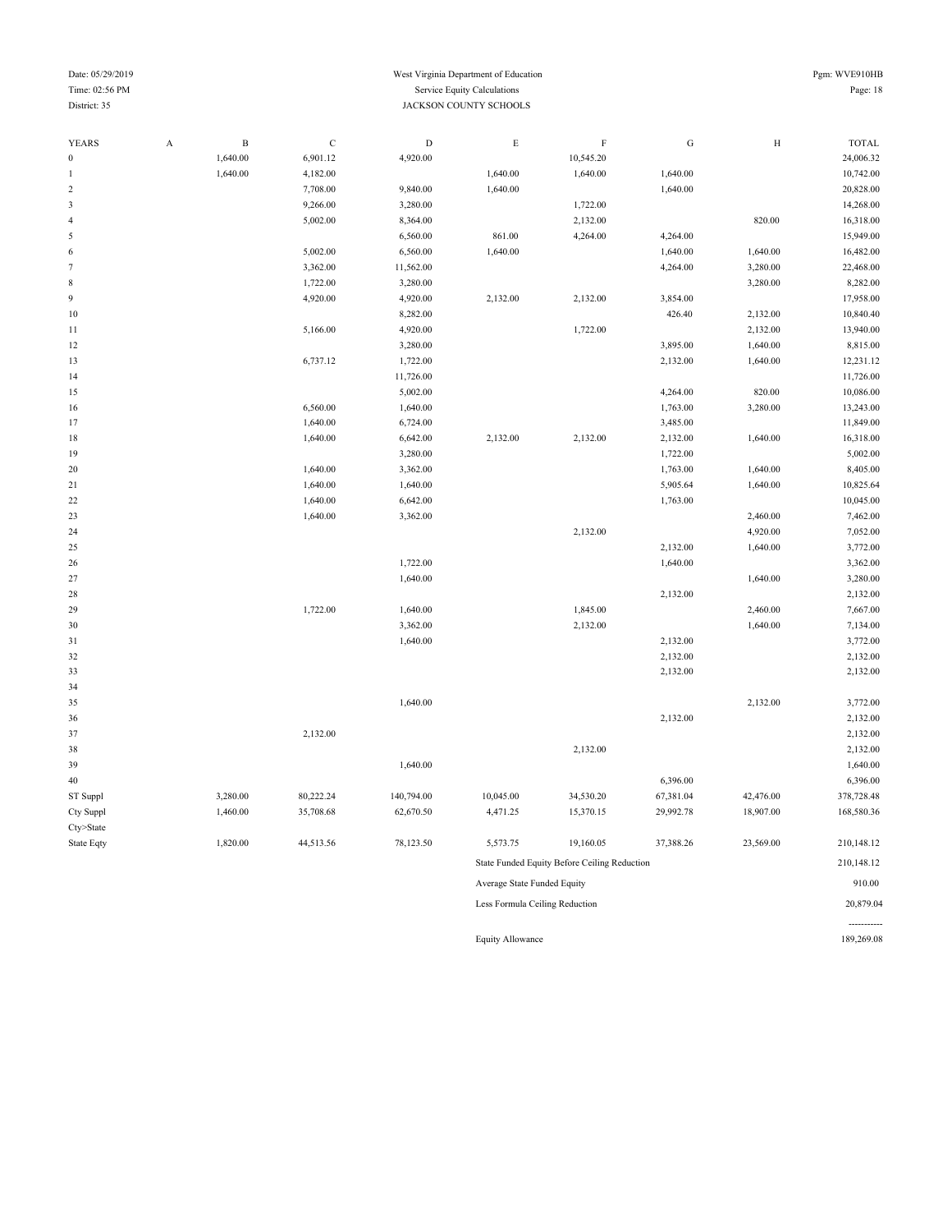District: 35

# West Virginia Department of Education

## Service Equity Calculations

## JACKSON COUNTY SCHOOLS

| YEARS | A | B | C | D | E | F | G | H | TOTAL |
|---|---|---|---|---|---|---|---|---|---|
| 0 | | 1,640.00 | 6,901.12 | 4,920.00 | | 10,545.20 | | | 24,006.32 |
| 1 | | 1,640.00 | 4,182.00 | | 1,640.00 | 1,640.00 | 1,640.00 | | 10,742.00 |
| 2 | | | 7,708.00 | 9,840.00 | 1,640.00 | | 1,640.00 | | 20,828.00 |
| 3 | | | 9,266.00 | 3,280.00 | | 1,722.00 | | | 14,268.00 |
| 4 | | | 5,002.00 | 8,364.00 | | 2,132.00 | | 820.00 | 16,318.00 |
| 5 | | | | 6,560.00 | 861.00 | 4,264.00 | 4,264.00 | | 15,949.00 |
| 6 | | | 5,002.00 | 6,560.00 | 1,640.00 | | 1,640.00 | 1,640.00 | 16,482.00 |
| 7 | | | 3,362.00 | 11,562.00 | | | 4,264.00 | 3,280.00 | 22,468.00 |
| 8 | | | 1,722.00 | 3,280.00 | | | | 3,280.00 | 8,282.00 |
| 9 | | | 4,920.00 | 4,920.00 | 2,132.00 | 2,132.00 | 3,854.00 | | 17,958.00 |
| 10 | | | | 8,282.00 | | | 426.40 | 2,132.00 | 10,840.40 |
| 11 | | | 5,166.00 | 4,920.00 | | 1,722.00 | | 2,132.00 | 13,940.00 |
| 12 | | | | 3,280.00 | | | 3,895.00 | 1,640.00 | 8,815.00 |
| 13 | | | 6,737.12 | 1,722.00 | | | 2,132.00 | 1,640.00 | 12,231.12 |
| 14 | | | | 11,726.00 | | | | | 11,726.00 |
| 15 | | | | 5,002.00 | | | 4,264.00 | 820.00 | 10,086.00 |
| 16 | | | 6,560.00 | 1,640.00 | | | 1,763.00 | 3,280.00 | 13,243.00 |
| 17 | | | 1,640.00 | 6,724.00 | | | 3,485.00 | | 11,849.00 |
| 18 | | | 1,640.00 | 6,642.00 | 2,132.00 | 2,132.00 | 2,132.00 | 1,640.00 | 16,318.00 |
| 19 | | | | 3,280.00 | | | 1,722.00 | | 5,002.00 |
| 20 | | | 1,640.00 | 3,362.00 | | | 1,763.00 | 1,640.00 | 8,405.00 |
| 21 | | | 1,640.00 | 1,640.00 | | | 5,905.64 | 1,640.00 | 10,825.64 |
| 22 | | | 1,640.00 | 6,642.00 | | | 1,763.00 | | 10,045.00 |
| 23 | | | 1,640.00 | 3,362.00 | | | | 2,460.00 | 7,462.00 |
| 24 | | | | | | 2,132.00 | | 4,920.00 | 7,052.00 |
| 25 | | | | | | | 2,132.00 | 1,640.00 | 3,772.00 |
| 26 | | | | 1,722.00 | | | 1,640.00 | | 3,362.00 |
| 27 | | | | 1,640.00 | | | | 1,640.00 | 3,280.00 |
| 28 | | | | | | | 2,132.00 | | 2,132.00 |
| 29 | | | 1,722.00 | 1,640.00 | | 1,845.00 | | 2,460.00 | 7,667.00 |
| 30 | | | | 3,362.00 | | 2,132.00 | | 1,640.00 | 7,134.00 |
| 31 | | | | 1,640.00 | | | 2,132.00 | | 3,772.00 |
| 32 | | | | | | | 2,132.00 | | 2,132.00 |
| 33 | | | | | | | 2,132.00 | | 2,132.00 |
| 34 | | | | | | | | | |
| 35 | | | | 1,640.00 | | | | 2,132.00 | 3,772.00 |
| 36 | | | | | | | 2,132.00 | | 2,132.00 |
| 37 | | | 2,132.00 | | | | | | 2,132.00 |
| 38 | | | | | | 2,132.00 | | | 2,132.00 |
| 39 | | | | 1,640.00 | | | | | 1,640.00 |
| 40 | | | | | | | 6,396.00 | | 6,396.00 |
| ST Suppl | | 3,280.00 | 80,222.24 | 140,794.00 | 10,045.00 | 34,530.20 | 67,381.04 | 42,476.00 | 378,728.48 |
| Cty Suppl | | 1,460.00 | 35,708.68 | 62,670.50 | 4,471.25 | 15,370.15 | 29,992.78 | 18,907.00 | 168,580.36 |
| Cty>State | | | | | | | | | |
| State Eqty | | 1,820.00 | 44,513.56 | 78,123.50 | 5,573.75 | 19,160.05 | 37,388.26 | 23,569.00 | 210,148.12 |

| | |
|---|---|
| State Funded Equity Before Ceiling Reduction | 210,148.12 |
| Average State Funded Equity | 910.00 |
| Less Formula Ceiling Reduction | 20,879.04 |
| | ----------- |
| Equity Allowance | 189,269.08 |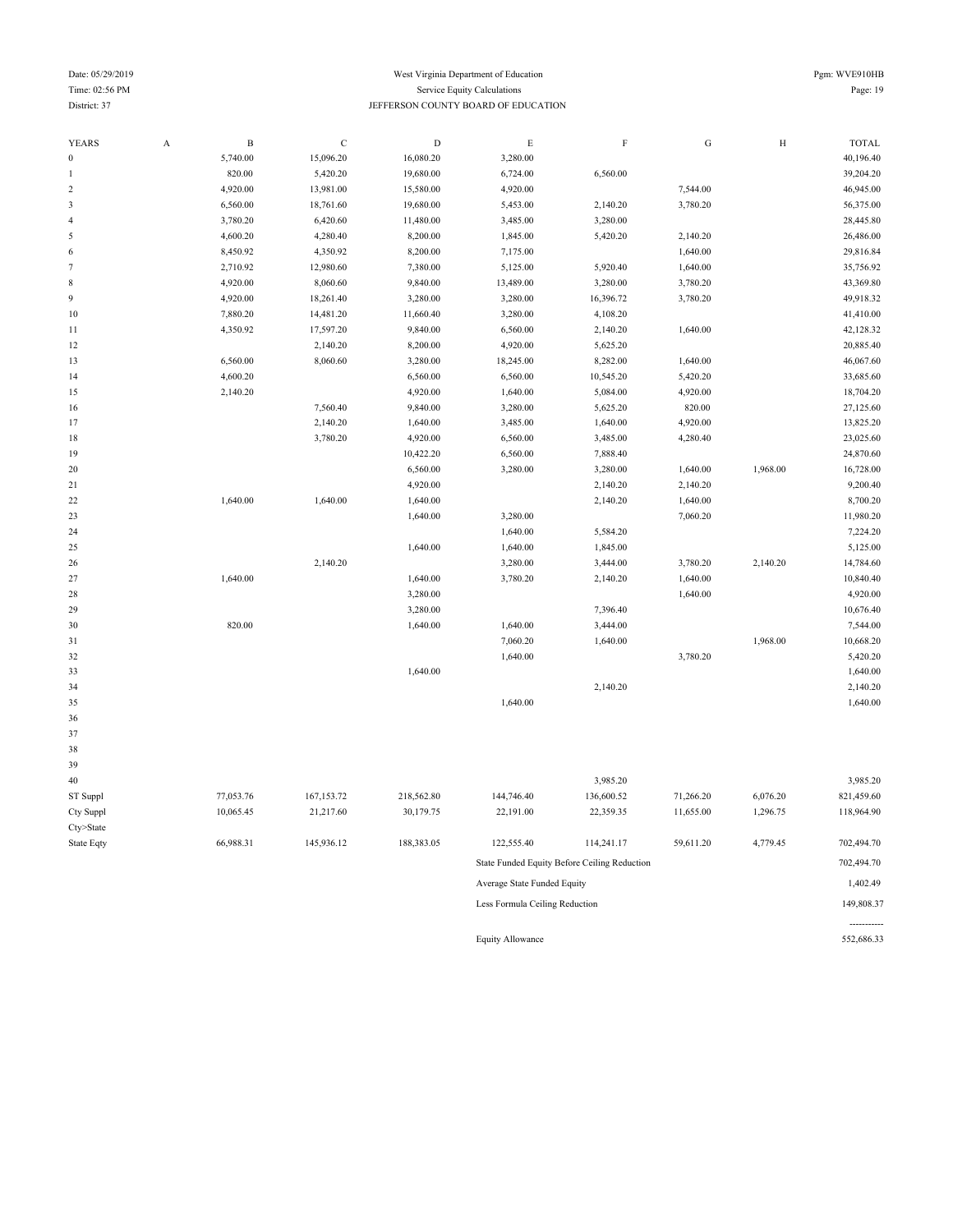West Virginia Department of Education

Service Equity Calculations

District: 37 JEFFERSON COUNTY BOARD OF EDUCATION

| YEARS | A | B | C | D | E | F | G | H | TOTAL |
|---|---|---|---|---|---|---|---|---|---|
| 0 | | 5,740.00 | 15,096.20 | 16,080.20 | 3,280.00 | | | | 40,196.40 |
| 1 | | 820.00 | 5,420.20 | 19,680.00 | 6,724.00 | 6,560.00 | | | 39,204.20 |
| 2 | | 4,920.00 | 13,981.00 | 15,580.00 | 4,920.00 | | 7,544.00 | | 46,945.00 |
| 3 | | 6,560.00 | 18,761.60 | 19,680.00 | 5,453.00 | 2,140.20 | 3,780.20 | | 56,375.00 |
| 4 | | 3,780.20 | 6,420.60 | 11,480.00 | 3,485.00 | 3,280.00 | | | 28,445.80 |
| 5 | | 4,600.20 | 4,280.40 | 8,200.00 | 1,845.00 | 5,420.20 | 2,140.20 | | 26,486.00 |
| 6 | | 8,450.92 | 4,350.92 | 8,200.00 | 7,175.00 | | 1,640.00 | | 29,816.84 |
| 7 | | 2,710.92 | 12,980.60 | 7,380.00 | 5,125.00 | 5,920.40 | 1,640.00 | | 35,756.92 |
| 8 | | 4,920.00 | 8,060.60 | 9,840.00 | 13,489.00 | 3,280.00 | 3,780.20 | | 43,369.80 |
| 9 | | 4,920.00 | 18,261.40 | 3,280.00 | 3,280.00 | 16,396.72 | 3,780.20 | | 49,918.32 |
| 10 | | 7,880.20 | 14,481.20 | 11,660.40 | 3,280.00 | 4,108.20 | | | 41,410.00 |
| 11 | | 4,350.92 | 17,597.20 | 9,840.00 | 6,560.00 | 2,140.20 | 1,640.00 | | 42,128.32 |
| 12 | | | 2,140.20 | 8,200.00 | 4,920.00 | 5,625.20 | | | 20,885.40 |
| 13 | | 6,560.00 | 8,060.60 | 3,280.00 | 18,245.00 | 8,282.00 | 1,640.00 | | 46,067.60 |
| 14 | | 4,600.20 | | 6,560.00 | 6,560.00 | 10,545.20 | 5,420.20 | | 33,685.60 |
| 15 | | 2,140.20 | | 4,920.00 | 1,640.00 | 5,084.00 | 4,920.00 | | 18,704.20 |
| 16 | | | 7,560.40 | 9,840.00 | 3,280.00 | 5,625.20 | 820.00 | | 27,125.60 |
| 17 | | | 2,140.20 | 1,640.00 | 3,485.00 | 1,640.00 | 4,920.00 | | 13,825.20 |
| 18 | | | 3,780.20 | 4,920.00 | 6,560.00 | 3,485.00 | 4,280.40 | | 23,025.60 |
| 19 | | | | 10,422.20 | 6,560.00 | 7,888.40 | | | 24,870.60 |
| 20 | | | | 6,560.00 | 3,280.00 | 3,280.00 | 1,640.00 | 1,968.00 | 16,728.00 |
| 21 | | | | 4,920.00 | | 2,140.20 | 2,140.20 | | 9,200.40 |
| 22 | | 1,640.00 | 1,640.00 | 1,640.00 | | 2,140.20 | 1,640.00 | | 8,700.20 |
| 23 | | | | 1,640.00 | 3,280.00 | | 7,060.20 | | 11,980.20 |
| 24 | | | | | 1,640.00 | 5,584.20 | | | 7,224.20 |
| 25 | | | | 1,640.00 | 1,640.00 | 1,845.00 | | | 5,125.00 |
| 26 | | | 2,140.20 | | 3,280.00 | 3,444.00 | 3,780.20 | 2,140.20 | 14,784.60 |
| 27 | | 1,640.00 | | 1,640.00 | 3,780.20 | 2,140.20 | 1,640.00 | | 10,840.40 |
| 28 | | | | 3,280.00 | | | 1,640.00 | | 4,920.00 |
| 29 | | | | 3,280.00 | | 7,396.40 | | | 10,676.40 |
| 30 | | 820.00 | | 1,640.00 | 1,640.00 | 3,444.00 | | | 7,544.00 |
| 31 | | | | | 7,060.20 | 1,640.00 | | 1,968.00 | 10,668.20 |
| 32 | | | | | 1,640.00 | | 3,780.20 | | 5,420.20 |
| 33 | | | | 1,640.00 | | | | | 1,640.00 |
| 34 | | | | | | 2,140.20 | | | 2,140.20 |
| 35 | | | | | 1,640.00 | | | | 1,640.00 |
| 36 | | | | | | | | | |
| 37 | | | | | | | | | |
| 38 | | | | | | | | | |
| 39 | | | | | | | | | |
| 40 | | | | | | 3,985.20 | | | 3,985.20 |
| ST Suppl | | 77,053.76 | 167,153.72 | 218,562.80 | 144,746.40 | 136,600.52 | 71,266.20 | 6,076.20 | 821,459.60 |
| Cty Suppl | | 10,065.45 | 21,217.60 | 30,179.75 | 22,191.00 | 22,359.35 | 11,655.00 | 1,296.75 | 118,964.90 |
| Cty>State | | | | | | | | | |
| State Eqty | | 66,988.31 | 145,936.12 | 188,383.05 | 122,555.40 | 114,241.17 | 59,611.20 | 4,779.45 | 702,494.70 |

| | |
|---|---|
| State Funded Equity Before Ceiling Reduction | 702,494.70 |
| Average State Funded Equity | 1,402.49 |
| Less Formula Ceiling Reduction | 149,808.37 |
| Equity Allowance | 552,686.33 |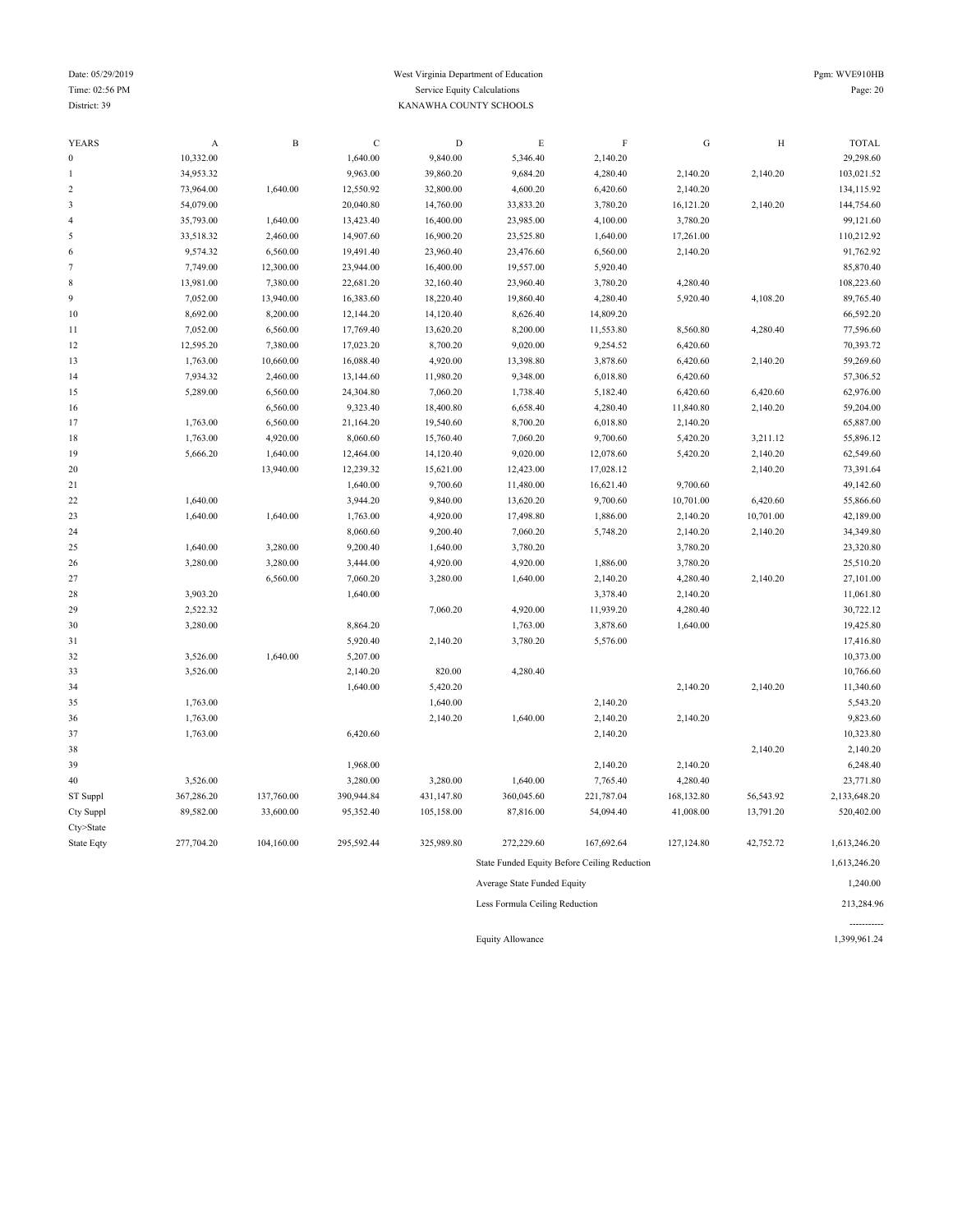Date: 05/29/2019
Time: 02:56 PM
District: 39

West Virginia Department of Education
Service Equity Calculations
KANAWHA COUNTY SCHOOLS

Pgm: WVE910HB

| YEARS | A | B | C | D | E | F | G | H | TOTAL |
|---|---|---|---|---|---|---|---|---|---|
| 0 | 10,332.00 | | 1,640.00 | 9,840.00 | 5,346.40 | 2,140.20 | | | 29,298.60 |
| 1 | 34,953.32 | | 9,963.00 | 39,860.20 | 9,684.20 | 4,280.40 | 2,140.20 | 2,140.20 | 103,021.52 |
| 2 | 73,964.00 | 1,640.00 | 12,550.92 | 32,800.00 | 4,600.20 | 6,420.60 | 2,140.20 | | 134,115.92 |
| 3 | 54,079.00 | | 20,040.80 | 14,760.00 | 33,833.20 | 3,780.20 | 16,121.20 | 2,140.20 | 144,754.60 |
| 4 | 35,793.00 | 1,640.00 | 13,423.40 | 16,400.00 | 23,985.00 | 4,100.00 | 3,780.20 | | 99,121.60 |
| 5 | 33,518.32 | 2,460.00 | 14,907.60 | 16,900.20 | 23,525.80 | 1,640.00 | 17,261.00 | | 110,212.92 |
| 6 | 9,574.32 | 6,560.00 | 19,491.40 | 23,960.40 | 23,476.60 | 6,560.00 | 2,140.20 | | 91,762.92 |
| 7 | 7,749.00 | 12,300.00 | 23,944.00 | 16,400.00 | 19,557.00 | 5,920.40 | | | 85,870.40 |
| 8 | 13,981.00 | 7,380.00 | 22,681.20 | 32,160.40 | 23,960.40 | 3,780.20 | 4,280.40 | | 108,223.60 |
| 9 | 7,052.00 | 13,940.00 | 16,383.60 | 18,220.40 | 19,860.40 | 4,280.40 | 5,920.40 | 4,108.20 | 89,765.40 |
| 10 | 8,692.00 | 8,200.00 | 12,144.20 | 14,120.40 | 8,626.40 | 14,809.20 | | | 66,592.20 |
| 11 | 7,052.00 | 6,560.00 | 17,769.40 | 13,620.20 | 8,200.00 | 11,553.80 | 8,560.80 | 4,280.40 | 77,596.60 |
| 12 | 12,595.20 | 7,380.00 | 17,023.20 | 8,700.20 | 9,020.00 | 9,254.52 | 6,420.60 | | 70,393.72 |
| 13 | 1,763.00 | 10,660.00 | 16,088.40 | 4,920.00 | 13,398.80 | 3,878.60 | 6,420.60 | 2,140.20 | 59,269.60 |
| 14 | 7,934.32 | 2,460.00 | 13,144.60 | 11,980.20 | 9,348.00 | 6,018.80 | 6,420.60 | | 57,306.52 |
| 15 | 5,289.00 | 6,560.00 | 24,304.80 | 7,060.20 | 1,738.40 | 5,182.40 | 6,420.60 | 6,420.60 | 62,976.00 |
| 16 | | 6,560.00 | 9,323.40 | 18,400.80 | 6,658.40 | 4,280.40 | 11,840.80 | 2,140.20 | 59,204.00 |
| 17 | 1,763.00 | 6,560.00 | 21,164.20 | 19,540.60 | 8,700.20 | 6,018.80 | 2,140.20 | | 65,887.00 |
| 18 | 1,763.00 | 4,920.00 | 8,060.60 | 15,760.40 | 7,060.20 | 9,700.60 | 5,420.20 | 3,211.12 | 55,896.12 |
| 19 | 5,666.20 | 1,640.00 | 12,464.00 | 14,120.40 | 9,020.00 | 12,078.60 | 5,420.20 | 2,140.20 | 62,549.60 |
| 20 | | 13,940.00 | 12,239.32 | 15,621.00 | 12,423.00 | 17,028.12 | | 2,140.20 | 73,391.64 |
| 21 | | | 1,640.00 | 9,700.60 | 11,480.00 | 16,621.40 | 9,700.60 | | 49,142.60 |
| 22 | 1,640.00 | | 3,944.20 | 9,840.00 | 13,620.20 | 9,700.60 | 10,701.00 | 6,420.60 | 55,866.60 |
| 23 | 1,640.00 | 1,640.00 | 1,763.00 | 4,920.00 | 17,498.80 | 1,886.00 | 2,140.20 | 10,701.00 | 42,189.00 |
| 24 | | | 8,060.60 | 9,200.40 | 7,060.20 | 5,748.20 | 2,140.20 | 2,140.20 | 34,349.80 |
| 25 | 1,640.00 | 3,280.00 | 9,200.40 | 1,640.00 | 3,780.20 | | 3,780.20 | | 23,320.80 |
| 26 | 3,280.00 | 3,280.00 | 3,444.00 | 4,920.00 | 4,920.00 | 1,886.00 | 3,780.20 | | 25,510.20 |
| 27 | | 6,560.00 | 7,060.20 | 3,280.00 | 1,640.00 | 2,140.20 | 4,280.40 | 2,140.20 | 27,101.00 |
| 28 | 3,903.20 | | 1,640.00 | | | 3,378.40 | 2,140.20 | | 11,061.80 |
| 29 | 2,522.32 | | | 7,060.20 | 4,920.00 | 11,939.20 | 4,280.40 | | 30,722.12 |
| 30 | 3,280.00 | | 8,864.20 | | 1,763.00 | 3,878.60 | 1,640.00 | | 19,425.80 |
| 31 | | | 5,920.40 | 2,140.20 | 3,780.20 | 5,576.00 | | | 17,416.80 |
| 32 | 3,526.00 | 1,640.00 | 5,207.00 | | | | | | 10,373.00 |
| 33 | 3,526.00 | | 2,140.20 | 820.00 | 4,280.40 | | | | 10,766.60 |
| 34 | | | 1,640.00 | 5,420.20 | | | 2,140.20 | 2,140.20 | 11,340.60 |
| 35 | 1,763.00 | | | 1,640.00 | | 2,140.20 | | | 5,543.20 |
| 36 | 1,763.00 | | | 2,140.20 | 1,640.00 | 2,140.20 | 2,140.20 | | 9,823.60 |
| 37 | 1,763.00 | | 6,420.60 | | | 2,140.20 | | | 10,323.80 |
| 38 | | | | | | | | 2,140.20 | 2,140.20 |
| 39 | | | 1,968.00 | | | 2,140.20 | 2,140.20 | | 6,248.40 |
| 40 | 3,526.00 | | 3,280.00 | 3,280.00 | 1,640.00 | 7,765.40 | 4,280.40 | | 23,771.80 |
| ST Suppl | 367,286.20 | 137,760.00 | 390,944.84 | 431,147.80 | 360,045.60 | 221,787.04 | 168,132.80 | 56,543.92 | 2,133,648.20 |
| Cty Suppl | 89,582.00 | 33,600.00 | 95,352.40 | 105,158.00 | 87,816.00 | 54,094.40 | 41,008.00 | 13,791.20 | 520,402.00 |
| Cty>State | | | | | | | | | |
| State Eqty | 277,704.20 | 104,160.00 | 295,592.44 | 325,989.80 | 272,229.60 | 167,692.64 | 127,124.80 | 42,752.72 | 1,613,246.20 |

| | |
|---|---|
| State Funded Equity Before Ceiling Reduction | 1,613,246.20 |
| Average State Funded Equity | 1,240.00 |
| Less Formula Ceiling Reduction | 213,284.96 |
| | ----------- |
| Equity Allowance | 1,399,961.24 |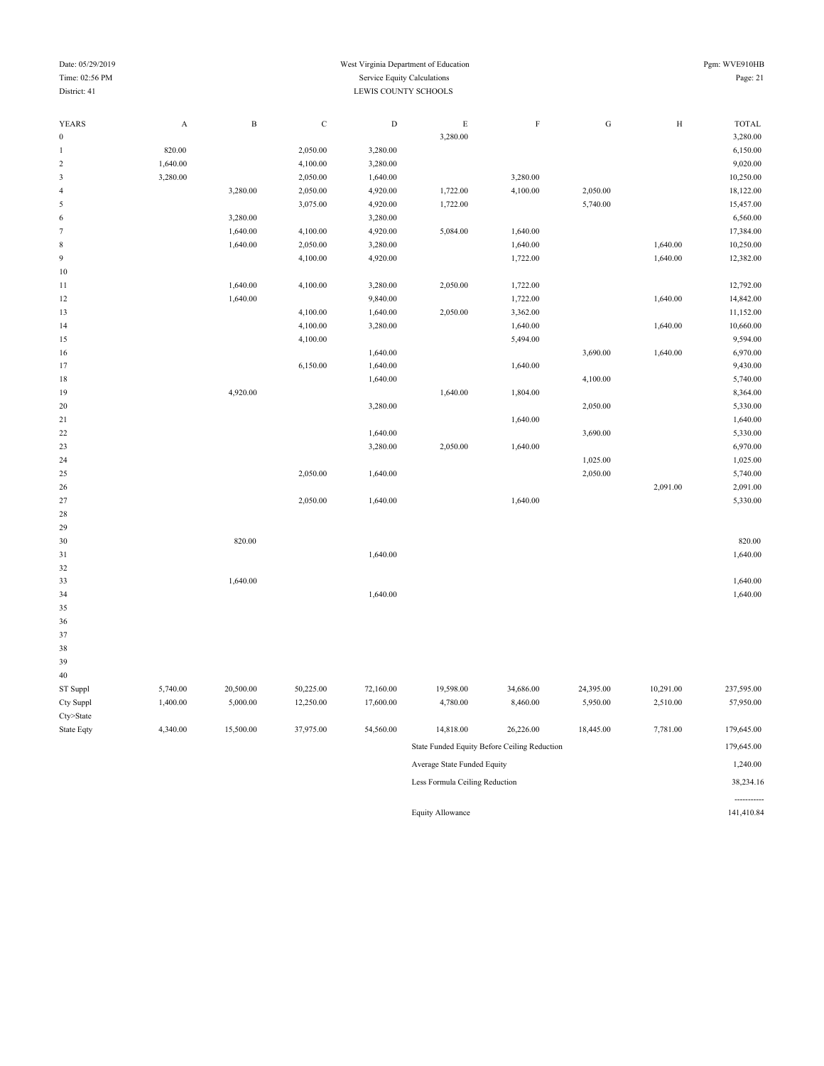West Virginia Department of Education

Service Equity Calculations

LEWIS COUNTY SCHOOLS

Date: 05/29/2019
Time: 02:56 PM
District: 41

Pgm: WVE910HB

| YEARS | A | B | C | D | E | F | G | H | TOTAL |
|---|---|---|---|---|---|---|---|---|---|
| 0 | | | | | 3,280.00 | | | | 3,280.00 |
| 1 | 820.00 | | 2,050.00 | 3,280.00 | | | | | 6,150.00 |
| 2 | 1,640.00 | | 4,100.00 | 3,280.00 | | | | | 9,020.00 |
| 3 | 3,280.00 | | 2,050.00 | 1,640.00 | | 3,280.00 | | | 10,250.00 |
| 4 | | 3,280.00 | 2,050.00 | 4,920.00 | 1,722.00 | 4,100.00 | 2,050.00 | | 18,122.00 |
| 5 | | | 3,075.00 | 4,920.00 | 1,722.00 | | 5,740.00 | | 15,457.00 |
| 6 | | 3,280.00 | | 3,280.00 | | | | | 6,560.00 |
| 7 | | 1,640.00 | 4,100.00 | 4,920.00 | 5,084.00 | 1,640.00 | | | 17,384.00 |
| 8 | | 1,640.00 | 2,050.00 | 3,280.00 | | 1,640.00 | | 1,640.00 | 10,250.00 |
| 9 | | | 4,100.00 | 4,920.00 | | 1,722.00 | | 1,640.00 | 12,382.00 |
| 10 | | | | | | | | | |
| 11 | | 1,640.00 | 4,100.00 | 3,280.00 | 2,050.00 | 1,722.00 | | | 12,792.00 |
| 12 | | 1,640.00 | | 9,840.00 | | 1,722.00 | | 1,640.00 | 14,842.00 |
| 13 | | | 4,100.00 | 1,640.00 | 2,050.00 | 3,362.00 | | | 11,152.00 |
| 14 | | | 4,100.00 | 3,280.00 | | 1,640.00 | | 1,640.00 | 10,660.00 |
| 15 | | | 4,100.00 | | | 5,494.00 | | | 9,594.00 |
| 16 | | | | 1,640.00 | | | 3,690.00 | 1,640.00 | 6,970.00 |
| 17 | | | 6,150.00 | 1,640.00 | | 1,640.00 | | | 9,430.00 |
| 18 | | | | 1,640.00 | | | 4,100.00 | | 5,740.00 |
| 19 | | 4,920.00 | | | 1,640.00 | 1,804.00 | | | 8,364.00 |
| 20 | | | | 3,280.00 | | | 2,050.00 | | 5,330.00 |
| 21 | | | | | | 1,640.00 | | | 1,640.00 |
| 22 | | | | 1,640.00 | | | 3,690.00 | | 5,330.00 |
| 23 | | | | 3,280.00 | 2,050.00 | 1,640.00 | | | 6,970.00 |
| 24 | | | | | | | 1,025.00 | | 1,025.00 |
| 25 | | | 2,050.00 | 1,640.00 | | | 2,050.00 | | 5,740.00 |
| 26 | | | | | | | | 2,091.00 | 2,091.00 |
| 27 | | | 2,050.00 | 1,640.00 | | 1,640.00 | | | 5,330.00 |
| 28 | | | | | | | | | |
| 29 | | | | | | | | | |
| 30 | | 820.00 | | | | | | | 820.00 |
| 31 | | | | 1,640.00 | | | | | 1,640.00 |
| 32 | | | | | | | | | |
| 33 | | 1,640.00 | | | | | | | 1,640.00 |
| 34 | | | | 1,640.00 | | | | | 1,640.00 |
| 35 | | | | | | | | | |
| 36 | | | | | | | | | |
| 37 | | | | | | | | | |
| 38 | | | | | | | | | |
| 39 | | | | | | | | | |
| 40 | | | | | | | | | |
| ST Suppl | 5,740.00 | 20,500.00 | 50,225.00 | 72,160.00 | 19,598.00 | 34,686.00 | 24,395.00 | 10,291.00 | 237,595.00 |
| Cty Suppl | 1,400.00 | 5,000.00 | 12,250.00 | 17,600.00 | 4,780.00 | 8,460.00 | 5,950.00 | 2,510.00 | 57,950.00 |
| Cty>State | | | | | | | | | |
| State Eqty | 4,340.00 | 15,500.00 | 37,975.00 | 54,560.00 | 14,818.00 | 26,226.00 | 18,445.00 | 7,781.00 | 179,645.00 |

| | |
|---|---|
| State Funded Equity Before Ceiling Reduction | 179,645.00 |
| Average State Funded Equity | 1,240.00 |
| Less Formula Ceiling Reduction | 38,234.16 |
| | ----------- |
| Equity Allowance | 141,410.84 |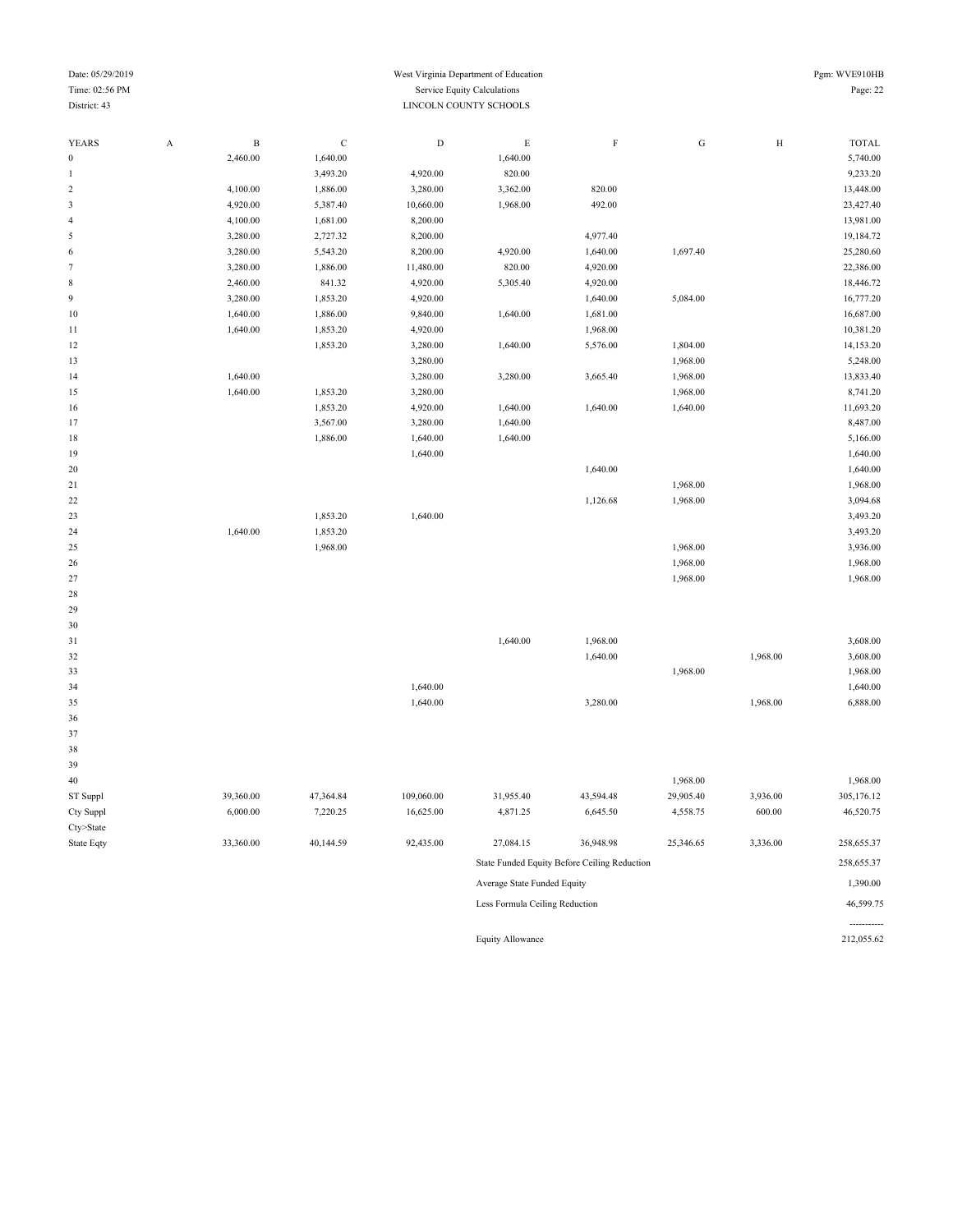West Virginia Department of Education

Service Equity Calculations

LINCOLN COUNTY SCHOOLS

Date: 05/29/2019
Time: 02:56 PM
District: 43

Pgm: WVE910HB

| YEARS | A | B | C | D | E | F | G | H | TOTAL |
|---|---|---|---|---|---|---|---|---|---|
| 0 | | 2,460.00 | 1,640.00 | | 1,640.00 | | | | 5,740.00 |
| 1 | | | 3,493.20 | 4,920.00 | 820.00 | | | | 9,233.20 |
| 2 | | 4,100.00 | 1,886.00 | 3,280.00 | 3,362.00 | 820.00 | | | 13,448.00 |
| 3 | | 4,920.00 | 5,387.40 | 10,660.00 | 1,968.00 | 492.00 | | | 23,427.40 |
| 4 | | 4,100.00 | 1,681.00 | 8,200.00 | | | | | 13,981.00 |
| 5 | | 3,280.00 | 2,727.32 | 8,200.00 | | 4,977.40 | | | 19,184.72 |
| 6 | | 3,280.00 | 5,543.20 | 8,200.00 | 4,920.00 | 1,640.00 | 1,697.40 | | 25,280.60 |
| 7 | | 3,280.00 | 1,886.00 | 11,480.00 | 820.00 | 4,920.00 | | | 22,386.00 |
| 8 | | 2,460.00 | 841.32 | 4,920.00 | 5,305.40 | 4,920.00 | | | 18,446.72 |
| 9 | | 3,280.00 | 1,853.20 | 4,920.00 | | 1,640.00 | 5,084.00 | | 16,777.20 |
| 10 | | 1,640.00 | 1,886.00 | 9,840.00 | 1,640.00 | 1,681.00 | | | 16,687.00 |
| 11 | | 1,640.00 | 1,853.20 | 4,920.00 | | 1,968.00 | | | 10,381.20 |
| 12 | | | 1,853.20 | 3,280.00 | 1,640.00 | 5,576.00 | 1,804.00 | | 14,153.20 |
| 13 | | | | 3,280.00 | | | 1,968.00 | | 5,248.00 |
| 14 | | 1,640.00 | | 3,280.00 | 3,280.00 | 3,665.40 | 1,968.00 | | 13,833.40 |
| 15 | | 1,640.00 | 1,853.20 | 3,280.00 | | | 1,968.00 | | 8,741.20 |
| 16 | | | 1,853.20 | 4,920.00 | 1,640.00 | 1,640.00 | 1,640.00 | | 11,693.20 |
| 17 | | | 3,567.00 | 3,280.00 | 1,640.00 | | | | 8,487.00 |
| 18 | | | 1,886.00 | 1,640.00 | 1,640.00 | | | | 5,166.00 |
| 19 | | | | 1,640.00 | | | | | 1,640.00 |
| 20 | | | | | | 1,640.00 | | | 1,640.00 |
| 21 | | | | | | | 1,968.00 | | 1,968.00 |
| 22 | | | | | | 1,126.68 | 1,968.00 | | 3,094.68 |
| 23 | | | 1,853.20 | 1,640.00 | | | | | 3,493.20 |
| 24 | | 1,640.00 | 1,853.20 | | | | | | 3,493.20 |
| 25 | | | 1,968.00 | | | | 1,968.00 | | 3,936.00 |
| 26 | | | | | | | 1,968.00 | | 1,968.00 |
| 27 | | | | | | | 1,968.00 | | 1,968.00 |
| 28 | | | | | | | | | |
| 29 | | | | | | | | | |
| 30 | | | | | | | | | |
| 31 | | | | | 1,640.00 | 1,968.00 | | | 3,608.00 |
| 32 | | | | | | 1,640.00 | | 1,968.00 | 3,608.00 |
| 33 | | | | | | | 1,968.00 | | 1,968.00 |
| 34 | | | | 1,640.00 | | | | | 1,640.00 |
| 35 | | | | 1,640.00 | | 3,280.00 | | 1,968.00 | 6,888.00 |
| 36 | | | | | | | | | |
| 37 | | | | | | | | | |
| 38 | | | | | | | | | |
| 39 | | | | | | | | | |
| 40 | | | | | | | 1,968.00 | | 1,968.00 |
| ST Suppl | | 39,360.00 | 47,364.84 | 109,060.00 | 31,955.40 | 43,594.48 | 29,905.40 | 3,936.00 | 305,176.12 |
| Cty Suppl | | 6,000.00 | 7,220.25 | 16,625.00 | 4,871.25 | 6,645.50 | 4,558.75 | 600.00 | 46,520.75 |
| Cty>State | | | | | | | | | |
| State Eqty | | 33,360.00 | 40,144.59 | 92,435.00 | 27,084.15 | 36,948.98 | 25,346.65 | 3,336.00 | 258,655.37 |

| | |
|---|---|
| State Funded Equity Before Ceiling Reduction | 258,655.37 |
| Average State Funded Equity | 1,390.00 |
| Less Formula Ceiling Reduction | 46,599.75 |
| | ----------- |
| Equity Allowance | 212,055.62 |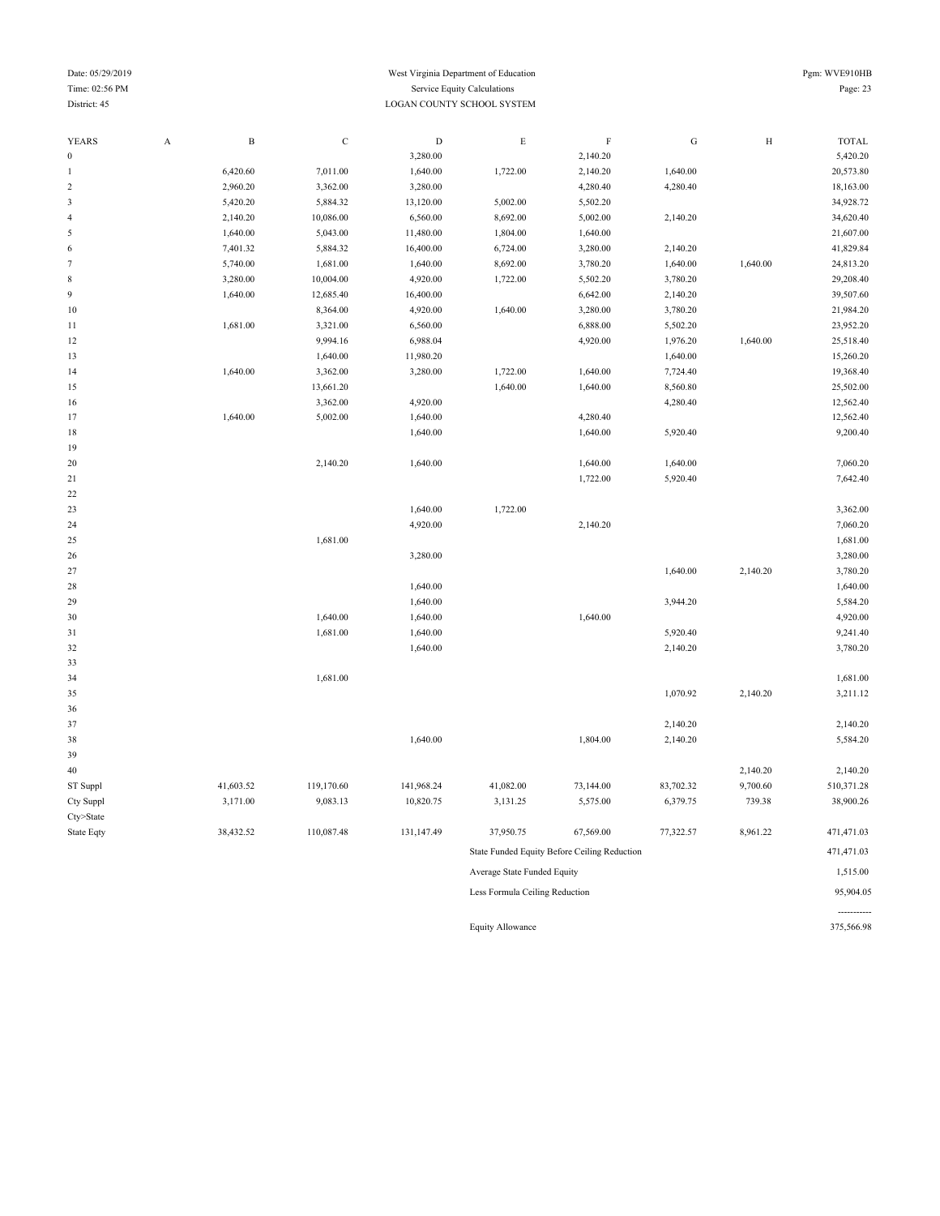West Virginia Department of Education

Service Equity Calculations

LOGAN COUNTY SCHOOL SYSTEM

Date: 05/29/2019
Time: 02:56 PM
District: 45

Pgm: WVE910HB

| YEARS | A | B | C | D | E | F | G | H | TOTAL |
|---|---|---|---|---|---|---|---|---|---|
| 0 | | | | 3,280.00 | | 2,140.20 | | | 5,420.20 |
| 1 | | 6,420.60 | 7,011.00 | 1,640.00 | 1,722.00 | 2,140.20 | 1,640.00 | | 20,573.80 |
| 2 | | 2,960.20 | 3,362.00 | 3,280.00 | | 4,280.40 | 4,280.40 | | 18,163.00 |
| 3 | | 5,420.20 | 5,884.32 | 13,120.00 | 5,002.00 | 5,502.20 | | | 34,928.72 |
| 4 | | 2,140.20 | 10,086.00 | 6,560.00 | 8,692.00 | 5,002.00 | 2,140.20 | | 34,620.40 |
| 5 | | 1,640.00 | 5,043.00 | 11,480.00 | 1,804.00 | 1,640.00 | | | 21,607.00 |
| 6 | | 7,401.32 | 5,884.32 | 16,400.00 | 6,724.00 | 3,280.00 | 2,140.20 | | 41,829.84 |
| 7 | | 5,740.00 | 1,681.00 | 1,640.00 | 8,692.00 | 3,780.20 | 1,640.00 | 1,640.00 | 24,813.20 |
| 8 | | 3,280.00 | 10,004.00 | 4,920.00 | 1,722.00 | 5,502.20 | 3,780.20 | | 29,208.40 |
| 9 | | 1,640.00 | 12,685.40 | 16,400.00 | | 6,642.00 | 2,140.20 | | 39,507.60 |
| 10 | | | 8,364.00 | 4,920.00 | 1,640.00 | 3,280.00 | 3,780.20 | | 21,984.20 |
| 11 | | 1,681.00 | 3,321.00 | 6,560.00 | | 6,888.00 | 5,502.20 | | 23,952.20 |
| 12 | | | 9,994.16 | 6,988.04 | | 4,920.00 | 1,976.20 | 1,640.00 | 25,518.40 |
| 13 | | | 1,640.00 | 11,980.20 | | | 1,640.00 | | 15,260.20 |
| 14 | | 1,640.00 | 3,362.00 | 3,280.00 | 1,722.00 | 1,640.00 | 7,724.40 | | 19,368.40 |
| 15 | | | 13,661.20 | | 1,640.00 | 1,640.00 | 8,560.80 | | 25,502.00 |
| 16 | | | 3,362.00 | 4,920.00 | | | 4,280.40 | | 12,562.40 |
| 17 | | 1,640.00 | 5,002.00 | 1,640.00 | | 4,280.40 | | | 12,562.40 |
| 18 | | | | 1,640.00 | | 1,640.00 | 5,920.40 | | 9,200.40 |
| 19 | | | | | | | | | |
| 20 | | | 2,140.20 | 1,640.00 | | 1,640.00 | 1,640.00 | | 7,060.20 |
| 21 | | | | | | 1,722.00 | 5,920.40 | | 7,642.40 |
| 22 | | | | | | | | | |
| 23 | | | | 1,640.00 | 1,722.00 | | | | 3,362.00 |
| 24 | | | | 4,920.00 | | 2,140.20 | | | 7,060.20 |
| 25 | | | 1,681.00 | | | | | | 1,681.00 |
| 26 | | | | 3,280.00 | | | | | 3,280.00 |
| 27 | | | | | | | 1,640.00 | 2,140.20 | 3,780.20 |
| 28 | | | | 1,640.00 | | | | | 1,640.00 |
| 29 | | | | 1,640.00 | | | 3,944.20 | | 5,584.20 |
| 30 | | | 1,640.00 | 1,640.00 | | 1,640.00 | | | 4,920.00 |
| 31 | | | 1,681.00 | 1,640.00 | | | 5,920.40 | | 9,241.40 |
| 32 | | | | 1,640.00 | | | 2,140.20 | | 3,780.20 |
| 33 | | | | | | | | | |
| 34 | | | 1,681.00 | | | | | | 1,681.00 |
| 35 | | | | | | | 1,070.92 | 2,140.20 | 3,211.12 |
| 36 | | | | | | | | | |
| 37 | | | | | | | 2,140.20 | | 2,140.20 |
| 38 | | | | 1,640.00 | | 1,804.00 | 2,140.20 | | 5,584.20 |
| 39 | | | | | | | | | |
| 40 | | | | | | | | 2,140.20 | 2,140.20 |
| ST Suppl | | 41,603.52 | 119,170.60 | 141,968.24 | 41,082.00 | 73,144.00 | 83,702.32 | 9,700.60 | 510,371.28 |
| Cty Suppl | | 3,171.00 | 9,083.13 | 10,820.75 | 3,131.25 | 5,575.00 | 6,379.75 | 739.38 | 38,900.26 |
| Cty>State | | | | | | | | | |
| State Eqty | | 38,432.52 | 110,087.48 | 131,147.49 | 37,950.75 | 67,569.00 | 77,322.57 | 8,961.22 | 471,471.03 |

| | |
|---|---|
| State Funded Equity Before Ceiling Reduction | 471,471.03 |
| Average State Funded Equity | 1,515.00 |
| Less Formula Ceiling Reduction | 95,904.05 |
| Equity Allowance | 375,566.98 |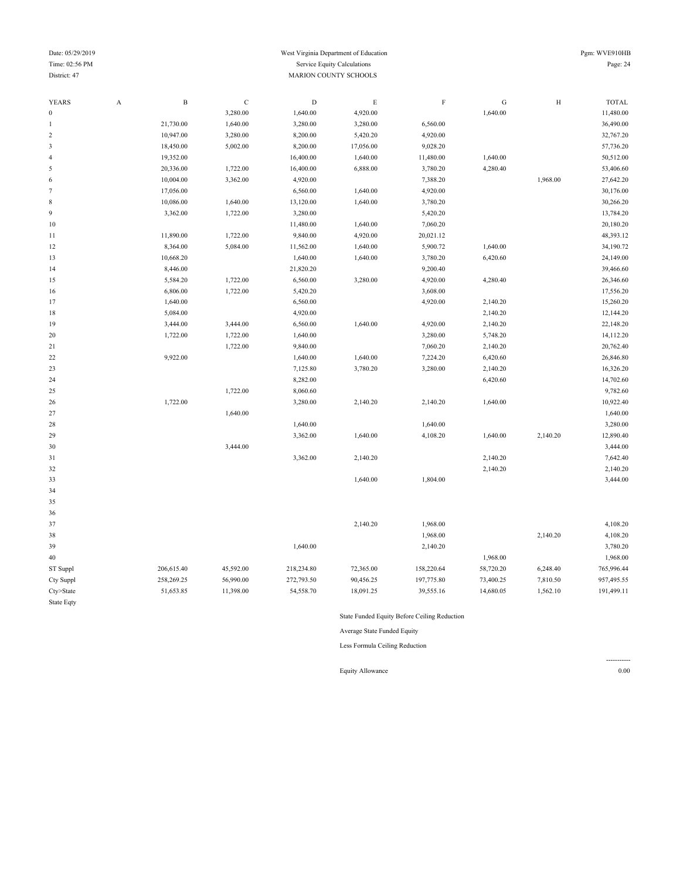West Virginia Department of Education

Service Equity Calculations

MARION COUNTY SCHOOLS

Date: 05/29/2019
Time: 02:56 PM
District: 47

Pgm: WVE910HB

| YEARS | A | B | C | D | E | F | G | H | TOTAL |
|---|---|---|---|---|---|---|---|---|---|
| 0 | | | 3,280.00 | 1,640.00 | 4,920.00 | | 1,640.00 | | 11,480.00 |
| 1 | | 21,730.00 | 1,640.00 | 3,280.00 | 3,280.00 | 6,560.00 | | | 36,490.00 |
| 2 | | 10,947.00 | 3,280.00 | 8,200.00 | 5,420.20 | 4,920.00 | | | 32,767.20 |
| 3 | | 18,450.00 | 5,002.00 | 8,200.00 | 17,056.00 | 9,028.20 | | | 57,736.20 |
| 4 | | 19,352.00 | | 16,400.00 | 1,640.00 | 11,480.00 | 1,640.00 | | 50,512.00 |
| 5 | | 20,336.00 | 1,722.00 | 16,400.00 | 6,888.00 | 3,780.20 | 4,280.40 | | 53,406.60 |
| 6 | | 10,004.00 | 3,362.00 | 4,920.00 | | 7,388.20 | | 1,968.00 | 27,642.20 |
| 7 | | 17,056.00 | | 6,560.00 | 1,640.00 | 4,920.00 | | | 30,176.00 |
| 8 | | 10,086.00 | 1,640.00 | 13,120.00 | 1,640.00 | 3,780.20 | | | 30,266.20 |
| 9 | | 3,362.00 | 1,722.00 | 3,280.00 | | 5,420.20 | | | 13,784.20 |
| 10 | | | | 11,480.00 | 1,640.00 | 7,060.20 | | | 20,180.20 |
| 11 | | 11,890.00 | 1,722.00 | 9,840.00 | 4,920.00 | 20,021.12 | | | 48,393.12 |
| 12 | | 8,364.00 | 5,084.00 | 11,562.00 | 1,640.00 | 5,900.72 | 1,640.00 | | 34,190.72 |
| 13 | | 10,668.20 | | 1,640.00 | 1,640.00 | 3,780.20 | 6,420.60 | | 24,149.00 |
| 14 | | 8,446.00 | | 21,820.20 | | 9,200.40 | | | 39,466.60 |
| 15 | | 5,584.20 | 1,722.00 | 6,560.00 | 3,280.00 | 4,920.00 | 4,280.40 | | 26,346.60 |
| 16 | | 6,806.00 | 1,722.00 | 5,420.20 | | 3,608.00 | | | 17,556.20 |
| 17 | | 1,640.00 | | 6,560.00 | | 4,920.00 | 2,140.20 | | 15,260.20 |
| 18 | | 5,084.00 | | 4,920.00 | | | 2,140.20 | | 12,144.20 |
| 19 | | 3,444.00 | 3,444.00 | 6,560.00 | 1,640.00 | 4,920.00 | 2,140.20 | | 22,148.20 |
| 20 | | 1,722.00 | 1,722.00 | 1,640.00 | | 3,280.00 | 5,748.20 | | 14,112.20 |
| 21 | | | 1,722.00 | 9,840.00 | | 7,060.20 | 2,140.20 | | 20,762.40 |
| 22 | | 9,922.00 | | 1,640.00 | 1,640.00 | 7,224.20 | 6,420.60 | | 26,846.80 |
| 23 | | | | 7,125.80 | 3,780.20 | 3,280.00 | 2,140.20 | | 16,326.20 |
| 24 | | | | 8,282.00 | | | 6,420.60 | | 14,702.60 |
| 25 | | | 1,722.00 | 8,060.60 | | | | | 9,782.60 |
| 26 | | 1,722.00 | | 3,280.00 | 2,140.20 | 2,140.20 | 1,640.00 | | 10,922.40 |
| 27 | | | 1,640.00 | | | | | | 1,640.00 |
| 28 | | | | 1,640.00 | | 1,640.00 | | | 3,280.00 |
| 29 | | | | 3,362.00 | 1,640.00 | 4,108.20 | 1,640.00 | 2,140.20 | 12,890.40 |
| 30 | | | 3,444.00 | | | | | | 3,444.00 |
| 31 | | | | 3,362.00 | 2,140.20 | | 2,140.20 | | 7,642.40 |
| 32 | | | | | | | 2,140.20 | | 2,140.20 |
| 33 | | | | | 1,640.00 | 1,804.00 | | | 3,444.00 |
| 34 | | | | | | | | | |
| 35 | | | | | | | | | |
| 36 | | | | | | | | | |
| 37 | | | | | 2,140.20 | 1,968.00 | | | 4,108.20 |
| 38 | | | | | | 1,968.00 | | 2,140.20 | 4,108.20 |
| 39 | | | | 1,640.00 | | 2,140.20 | | | 3,780.20 |
| 40 | | | | | | | 1,968.00 | | 1,968.00 |
| ST Suppl | | 206,615.40 | 45,592.00 | 218,234.80 | 72,365.00 | 158,220.64 | 58,720.20 | 6,248.40 | 765,996.44 |
| Cty Suppl | | 258,269.25 | 56,990.00 | 272,793.50 | 90,456.25 | 197,775.80 | 73,400.25 | 7,810.50 | 957,495.55 |
| Cty>State | | 51,653.85 | 11,398.00 | 54,558.70 | 18,091.25 | 39,555.16 | 14,680.05 | 1,562.10 | 191,499.11 |
| State Eqty | | | | | | | | | |

State Funded Equity Before Ceiling Reduction

Average State Funded Equity

Less Formula Ceiling Reduction

-----------

Equity Allowance 0.00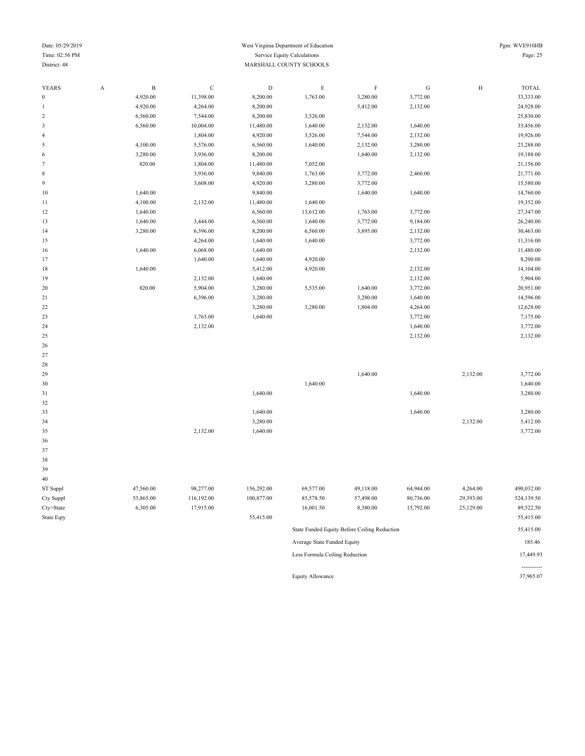West Virginia Department of Education
Service Equity Calculations
MARSHALL COUNTY SCHOOLS

Date: 05/29/2019
Time: 02:56 PM
District: 48

Pgm: WVE910HB

| YEARS | A | B | C | D | E | F | G | H | TOTAL |
|---|---|---|---|---|---|---|---|---|---|
| 0 | | 4,920.00 | 11,398.00 | 8,200.00 | 1,763.00 | 3,280.00 | 3,772.00 | | 33,333.00 |
| 1 | | 4,920.00 | 4,264.00 | 8,200.00 | | 5,412.00 | 2,132.00 | | 24,928.00 |
| 2 | | 6,560.00 | 7,544.00 | 8,200.00 | 3,526.00 | | | | 25,830.00 |
| 3 | | 6,560.00 | 10,004.00 | 11,480.00 | 1,640.00 | 2,132.00 | 1,640.00 | | 33,456.00 |
| 4 | | | 1,804.00 | 4,920.00 | 3,526.00 | 7,544.00 | 2,132.00 | | 19,926.00 |
| 5 | | 4,100.00 | 5,576.00 | 6,560.00 | 1,640.00 | 2,132.00 | 3,280.00 | | 23,288.00 |
| 6 | | 3,280.00 | 3,936.00 | 8,200.00 | | 1,640.00 | 2,132.00 | | 19,188.00 |
| 7 | | 820.00 | 1,804.00 | 11,480.00 | 7,052.00 | | | | 21,156.00 |
| 8 | | | 3,936.00 | 9,840.00 | 1,763.00 | 3,772.00 | 2,460.00 | | 21,771.00 |
| 9 | | | 3,608.00 | 4,920.00 | 3,280.00 | 3,772.00 | | | 15,580.00 |
| 10 | | 1,640.00 | | 9,840.00 | | 1,640.00 | 1,640.00 | | 14,760.00 |
| 11 | | 4,100.00 | 2,132.00 | 11,480.00 | 1,640.00 | | | | 19,352.00 |
| 12 | | 1,640.00 | | 6,560.00 | 13,612.00 | 1,763.00 | 3,772.00 | | 27,347.00 |
| 13 | | 1,640.00 | 3,444.00 | 6,560.00 | 1,640.00 | 3,772.00 | 9,184.00 | | 26,240.00 |
| 14 | | 3,280.00 | 6,396.00 | 8,200.00 | 6,560.00 | 3,895.00 | 2,132.00 | | 30,463.00 |
| 15 | | | 4,264.00 | 1,640.00 | 1,640.00 | | 3,772.00 | | 11,316.00 |
| 16 | | 1,640.00 | 6,068.00 | 1,640.00 | | | 2,132.00 | | 11,480.00 |
| 17 | | | 1,640.00 | 1,640.00 | 4,920.00 | | | | 8,200.00 |
| 18 | | 1,640.00 | | 5,412.00 | 4,920.00 | | 2,132.00 | | 14,104.00 |
| 19 | | | 2,132.00 | 1,640.00 | | | 2,132.00 | | 5,904.00 |
| 20 | | 820.00 | 5,904.00 | 3,280.00 | 5,535.00 | 1,640.00 | 3,772.00 | | 20,951.00 |
| 21 | | | 6,396.00 | 3,280.00 | | 3,280.00 | 1,640.00 | | 14,596.00 |
| 22 | | | | 3,280.00 | 3,280.00 | 1,804.00 | 4,264.00 | | 12,628.00 |
| 23 | | | 1,763.00 | 1,640.00 | | | 3,772.00 | | 7,175.00 |
| 24 | | | 2,132.00 | | | | 1,640.00 | | 3,772.00 |
| 25 | | | | | | | 2,132.00 | | 2,132.00 |
| 26 | | | | | | | | | |
| 27 | | | | | | | | | |
| 28 | | | | | | | | | |
| 29 | | | | | | 1,640.00 | | 2,132.00 | 3,772.00 |
| 30 | | | | | 1,640.00 | | | | 1,640.00 |
| 31 | | | | 1,640.00 | | | 1,640.00 | | 3,280.00 |
| 32 | | | | | | | | | |
| 33 | | | | 1,640.00 | | | 1,640.00 | | 3,280.00 |
| 34 | | | | 3,280.00 | | | | 2,132.00 | 5,412.00 |
| 35 | | | 2,132.00 | 1,640.00 | | | | | 3,772.00 |
| 36 | | | | | | | | | |
| 37 | | | | | | | | | |
| 38 | | | | | | | | | |
| 39 | | | | | | | | | |
| 40 | | | | | | | | | |
| ST Suppl | | 47,560.00 | 98,277.00 | 156,292.00 | 69,577.00 | 49,118.00 | 64,944.00 | 4,264.00 | 490,032.00 |
| Cty Suppl | | 53,865.00 | 116,192.00 | 100,877.00 | 85,578.50 | 57,498.00 | 80,736.00 | 29,393.00 | 524,139.50 |
| Cty>State | | 6,305.00 | 17,915.00 | | 16,001.50 | 8,380.00 | 15,792.00 | 25,129.00 | 89,522.50 |
| State Eqty | | | | 55,415.00 | | | | | 55,415.00 |

| | |
|---|---|
| State Funded Equity Before Ceiling Reduction | 55,415.00 |
| Average State Funded Equity | 185.46 |
| Less Formula Ceiling Reduction | 17,449.93 |
| Equity Allowance | 37,965.07 |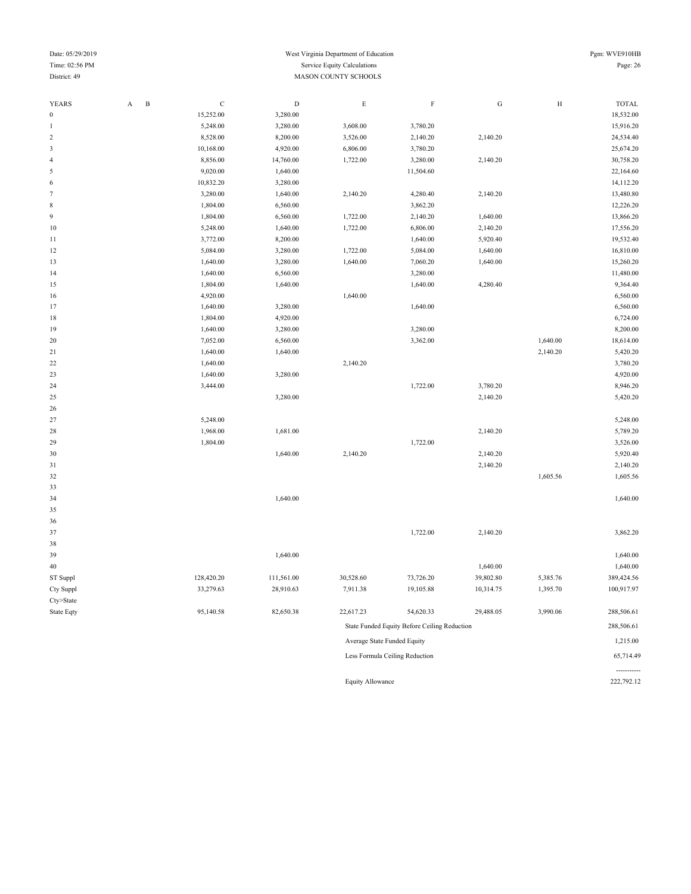Date: 05/29/2019
Time: 02:56 PM
District: 49

West Virginia Department of Education
Service Equity Calculations
MASON COUNTY SCHOOLS

Pgm: WVE910HB

| YEARS | A | B | C | D | E | F | G | H | TOTAL |
|---|---|---|---|---|---|---|---|---|---|
| 0 | | | 15,252.00 | 3,280.00 | | | | | 18,532.00 |
| 1 | | | 5,248.00 | 3,280.00 | 3,608.00 | 3,780.20 | | | 15,916.20 |
| 2 | | | 8,528.00 | 8,200.00 | 3,526.00 | 2,140.20 | 2,140.20 | | 24,534.40 |
| 3 | | | 10,168.00 | 4,920.00 | 6,806.00 | 3,780.20 | | | 25,674.20 |
| 4 | | | 8,856.00 | 14,760.00 | 1,722.00 | 3,280.00 | 2,140.20 | | 30,758.20 |
| 5 | | | 9,020.00 | 1,640.00 | | 11,504.60 | | | 22,164.60 |
| 6 | | | 10,832.20 | 3,280.00 | | | | | 14,112.20 |
| 7 | | | 3,280.00 | 1,640.00 | 2,140.20 | 4,280.40 | 2,140.20 | | 13,480.80 |
| 8 | | | 1,804.00 | 6,560.00 | | 3,862.20 | | | 12,226.20 |
| 9 | | | 1,804.00 | 6,560.00 | 1,722.00 | 2,140.20 | 1,640.00 | | 13,866.20 |
| 10 | | | 5,248.00 | 1,640.00 | 1,722.00 | 6,806.00 | 2,140.20 | | 17,556.20 |
| 11 | | | 3,772.00 | 8,200.00 | | 1,640.00 | 5,920.40 | | 19,532.40 |
| 12 | | | 5,084.00 | 3,280.00 | 1,722.00 | 5,084.00 | 1,640.00 | | 16,810.00 |
| 13 | | | 1,640.00 | 3,280.00 | 1,640.00 | 7,060.20 | 1,640.00 | | 15,260.20 |
| 14 | | | 1,640.00 | 6,560.00 | | 3,280.00 | | | 11,480.00 |
| 15 | | | 1,804.00 | 1,640.00 | | 1,640.00 | 4,280.40 | | 9,364.40 |
| 16 | | | 4,920.00 | | 1,640.00 | | | | 6,560.00 |
| 17 | | | 1,640.00 | 3,280.00 | | 1,640.00 | | | 6,560.00 |
| 18 | | | 1,804.00 | 4,920.00 | | | | | 6,724.00 |
| 19 | | | 1,640.00 | 3,280.00 | | 3,280.00 | | | 8,200.00 |
| 20 | | | 7,052.00 | 6,560.00 | | 3,362.00 | | 1,640.00 | 18,614.00 |
| 21 | | | 1,640.00 | 1,640.00 | | | | 2,140.20 | 5,420.20 |
| 22 | | | 1,640.00 | | 2,140.20 | | | | 3,780.20 |
| 23 | | | 1,640.00 | 3,280.00 | | | | | 4,920.00 |
| 24 | | | 3,444.00 | | | 1,722.00 | 3,780.20 | | 8,946.20 |
| 25 | | | | 3,280.00 | | | 2,140.20 | | 5,420.20 |
| 26 | | | | | | | | | |
| 27 | | | 5,248.00 | | | | | | 5,248.00 |
| 28 | | | 1,968.00 | 1,681.00 | | | 2,140.20 | | 5,789.20 |
| 29 | | | 1,804.00 | | | 1,722.00 | | | 3,526.00 |
| 30 | | | | 1,640.00 | 2,140.20 | | 2,140.20 | | 5,920.40 |
| 31 | | | | | | | 2,140.20 | | 2,140.20 |
| 32 | | | | | | | | 1,605.56 | 1,605.56 |
| 33 | | | | | | | | | |
| 34 | | | | 1,640.00 | | | | | 1,640.00 |
| 35 | | | | | | | | | |
| 36 | | | | | | | | | |
| 37 | | | | | | 1,722.00 | 2,140.20 | | 3,862.20 |
| 38 | | | | | | | | | |
| 39 | | | | 1,640.00 | | | | | 1,640.00 |
| 40 | | | | | | | 1,640.00 | | 1,640.00 |
| ST Suppl | | | 128,420.20 | 111,561.00 | 30,528.60 | 73,726.20 | 39,802.80 | 5,385.76 | 389,424.56 |
| Cty Suppl | | | 33,279.63 | 28,910.63 | 7,911.38 | 19,105.88 | 10,314.75 | 1,395.70 | 100,917.97 |
| Cty>State | | | | | | | | | |
| State Eqty | | | 95,140.58 | 82,650.38 | 22,617.23 | 54,620.33 | 29,488.05 | 3,990.06 | 288,506.61 |

| | |
|---|---|
| State Funded Equity Before Ceiling Reduction | 288,506.61 |
| Average State Funded Equity | 1,215.00 |
| Less Formula Ceiling Reduction | 65,714.49 |
| | ----------- |
| Equity Allowance | 222,792.12 |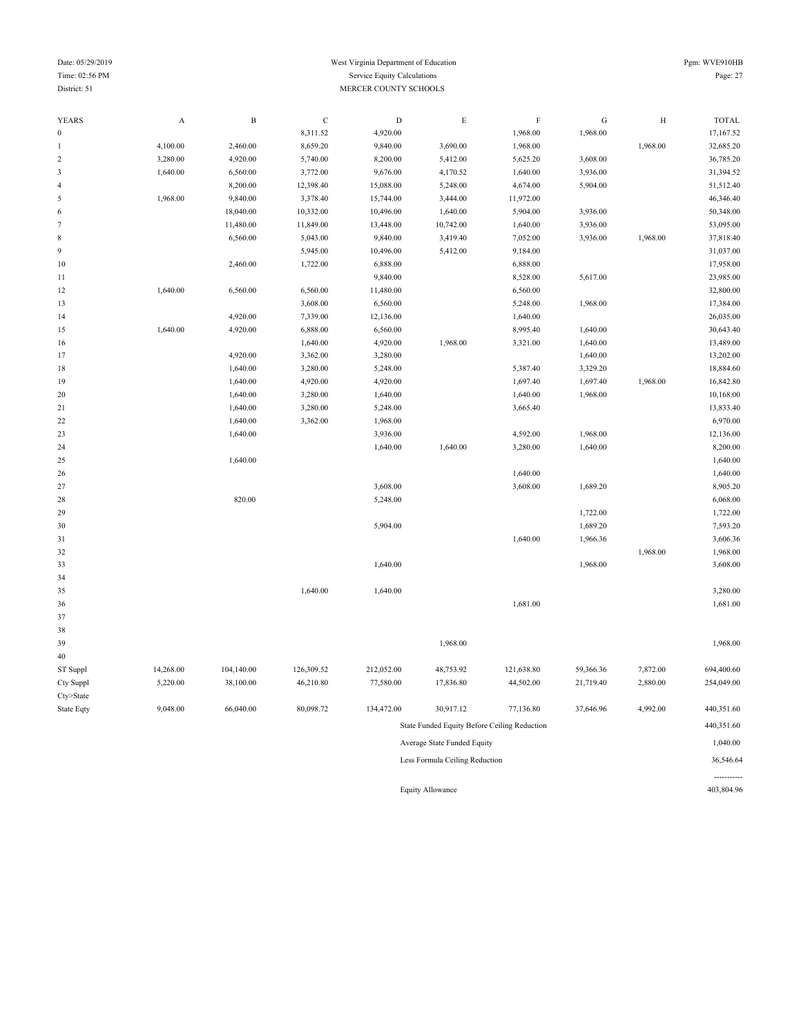West Virginia Department of Education
Service Equity Calculations
District: 51 MERCER COUNTY SCHOOLS

Date: 05/29/2019
Time: 02:56 PM
Pgm: WVE910HB

| YEARS | A | B | C | D | E | F | G | H | TOTAL |
|---|---|---|---|---|---|---|---|---|---|
| 0 | | | 8,311.52 | 4,920.00 | | 1,968.00 | 1,968.00 | | 17,167.52 |
| 1 | 4,100.00 | 2,460.00 | 8,659.20 | 9,840.00 | 3,690.00 | 1,968.00 | | 1,968.00 | 32,685.20 |
| 2 | 3,280.00 | 4,920.00 | 5,740.00 | 8,200.00 | 5,412.00 | 5,625.20 | 3,608.00 | | 36,785.20 |
| 3 | 1,640.00 | 6,560.00 | 3,772.00 | 9,676.00 | 4,170.52 | 1,640.00 | 3,936.00 | | 31,394.52 |
| 4 | | 8,200.00 | 12,398.40 | 15,088.00 | 5,248.00 | 4,674.00 | 5,904.00 | | 51,512.40 |
| 5 | 1,968.00 | 9,840.00 | 3,378.40 | 15,744.00 | 3,444.00 | 11,972.00 | | | 46,346.40 |
| 6 | | 18,040.00 | 10,332.00 | 10,496.00 | 1,640.00 | 5,904.00 | 3,936.00 | | 50,348.00 |
| 7 | | 11,480.00 | 11,849.00 | 13,448.00 | 10,742.00 | 1,640.00 | 3,936.00 | | 53,095.00 |
| 8 | | 6,560.00 | 5,043.00 | 9,840.00 | 3,419.40 | 7,052.00 | 3,936.00 | 1,968.00 | 37,818.40 |
| 9 | | | 5,945.00 | 10,496.00 | 5,412.00 | 9,184.00 | | | 31,037.00 |
| 10 | | 2,460.00 | 1,722.00 | 6,888.00 | | 6,888.00 | | | 17,958.00 |
| 11 | | | | 9,840.00 | | 8,528.00 | 5,617.00 | | 23,985.00 |
| 12 | 1,640.00 | 6,560.00 | 6,560.00 | 11,480.00 | | 6,560.00 | | | 32,800.00 |
| 13 | | | 3,608.00 | 6,560.00 | | 5,248.00 | 1,968.00 | | 17,384.00 |
| 14 | | 4,920.00 | 7,339.00 | 12,136.00 | | 1,640.00 | | | 26,035.00 |
| 15 | 1,640.00 | 4,920.00 | 6,888.00 | 6,560.00 | | 8,995.40 | 1,640.00 | | 30,643.40 |
| 16 | | | 1,640.00 | 4,920.00 | 1,968.00 | 3,321.00 | 1,640.00 | | 13,489.00 |
| 17 | | 4,920.00 | 3,362.00 | 3,280.00 | | | 1,640.00 | | 13,202.00 |
| 18 | | 1,640.00 | 3,280.00 | 5,248.00 | | 5,387.40 | 3,329.20 | | 18,884.60 |
| 19 | | 1,640.00 | 4,920.00 | 4,920.00 | | 1,697.40 | 1,697.40 | 1,968.00 | 16,842.80 |
| 20 | | 1,640.00 | 3,280.00 | 1,640.00 | | 1,640.00 | 1,968.00 | | 10,168.00 |
| 21 | | 1,640.00 | 3,280.00 | 5,248.00 | | 3,665.40 | | | 13,833.40 |
| 22 | | 1,640.00 | 3,362.00 | 1,968.00 | | | | | 6,970.00 |
| 23 | | 1,640.00 | | 3,936.00 | | 4,592.00 | 1,968.00 | | 12,136.00 |
| 24 | | | | 1,640.00 | 1,640.00 | 3,280.00 | 1,640.00 | | 8,200.00 |
| 25 | | 1,640.00 | | | | | | | 1,640.00 |
| 26 | | | | | | 1,640.00 | | | 1,640.00 |
| 27 | | | | 3,608.00 | | 3,608.00 | 1,689.20 | | 8,905.20 |
| 28 | | 820.00 | | 5,248.00 | | | | | 6,068.00 |
| 29 | | | | | | | 1,722.00 | | 1,722.00 |
| 30 | | | | 5,904.00 | | | 1,689.20 | | 7,593.20 |
| 31 | | | | | | 1,640.00 | 1,966.36 | | 3,606.36 |
| 32 | | | | | | | | 1,968.00 | 1,968.00 |
| 33 | | | | 1,640.00 | | | 1,968.00 | | 3,608.00 |
| 34 | | | | | | | | | |
| 35 | | | 1,640.00 | 1,640.00 | | | | | 3,280.00 |
| 36 | | | | | | 1,681.00 | | | 1,681.00 |
| 37 | | | | | | | | | |
| 38 | | | | | | | | | |
| 39 | | | | | 1,968.00 | | | | 1,968.00 |
| 40 | | | | | | | | | |
| ST Suppl | 14,268.00 | 104,140.00 | 126,309.52 | 212,052.00 | 48,753.92 | 121,638.80 | 59,366.36 | 7,872.00 | 694,400.60 |
| Cty Suppl | 5,220.00 | 38,100.00 | 46,210.80 | 77,580.00 | 17,836.80 | 44,502.00 | 21,719.40 | 2,880.00 | 254,049.00 |
| Cty>State | | | | | | | | | |
| State Eqty | 9,048.00 | 66,040.00 | 80,098.72 | 134,472.00 | 30,917.12 | 77,136.80 | 37,646.96 | 4,992.00 | 440,351.60 |

| | |
|---|---|
| State Funded Equity Before Ceiling Reduction | 440,351.60 |
| Average State Funded Equity | 1,040.00 |
| Less Formula Ceiling Reduction | 36,546.64 |
| Equity Allowance | 403,804.96 |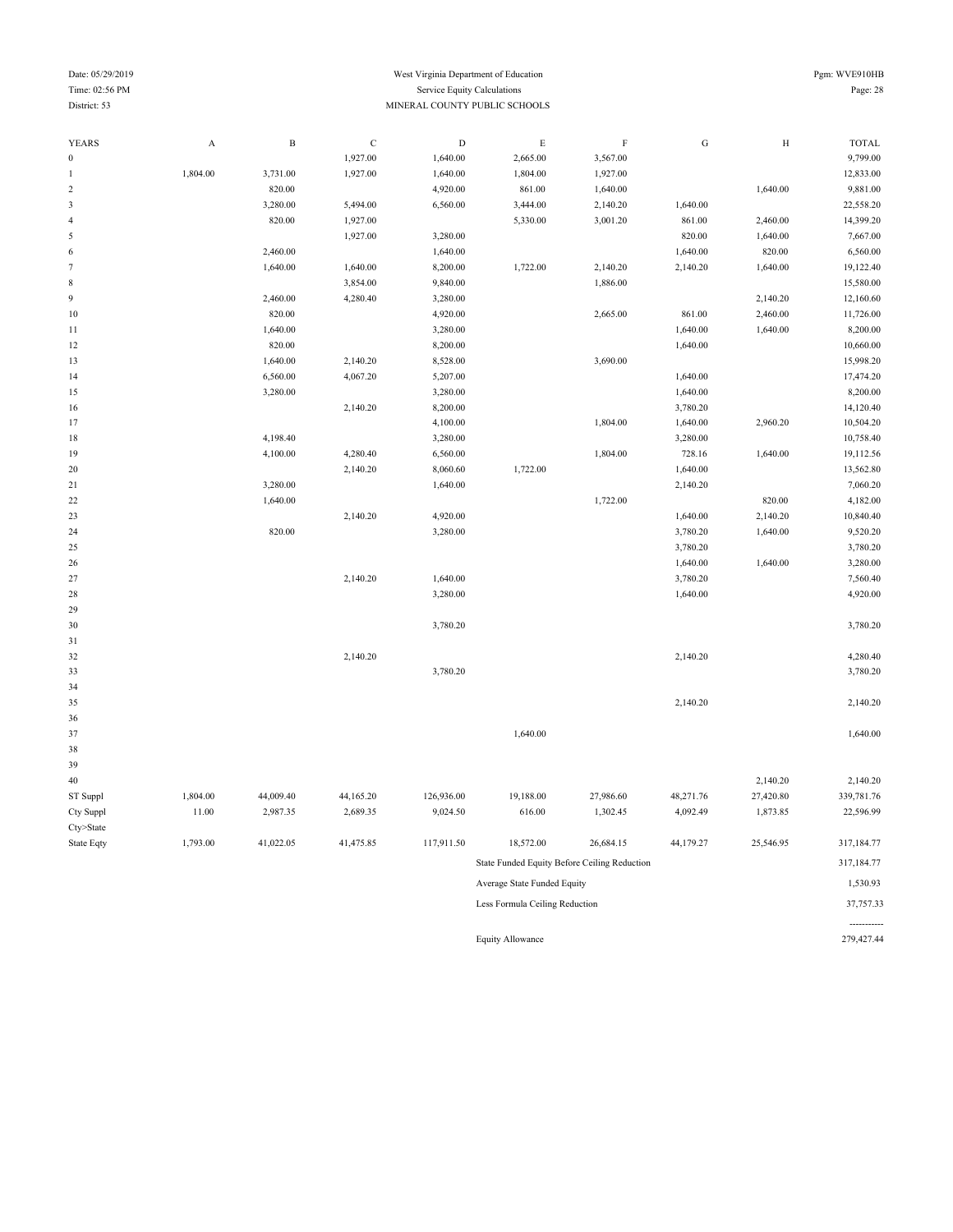District: 53

West Virginia Department of Education
Service Equity Calculations
MINERAL COUNTY PUBLIC SCHOOLS

| YEARS | A | B | C | D | E | F | G | H | TOTAL |
|---|---|---|---|---|---|---|---|---|---|
| 0 | | | 1,927.00 | 1,640.00 | 2,665.00 | 3,567.00 | | | 9,799.00 |
| 1 | 1,804.00 | 3,731.00 | 1,927.00 | 1,640.00 | 1,804.00 | 1,927.00 | | | 12,833.00 |
| 2 | | 820.00 | | 4,920.00 | 861.00 | 1,640.00 | | 1,640.00 | 9,881.00 |
| 3 | | 3,280.00 | 5,494.00 | 6,560.00 | 3,444.00 | 2,140.20 | 1,640.00 | | 22,558.20 |
| 4 | | 820.00 | 1,927.00 | | 5,330.00 | 3,001.20 | 861.00 | 2,460.00 | 14,399.20 |
| 5 | | | 1,927.00 | 3,280.00 | | | 820.00 | 1,640.00 | 7,667.00 |
| 6 | | 2,460.00 | | 1,640.00 | | | 1,640.00 | 820.00 | 6,560.00 |
| 7 | | 1,640.00 | 1,640.00 | 8,200.00 | 1,722.00 | 2,140.20 | 2,140.20 | 1,640.00 | 19,122.40 |
| 8 | | | 3,854.00 | 9,840.00 | | 1,886.00 | | | 15,580.00 |
| 9 | | 2,460.00 | 4,280.40 | 3,280.00 | | | | 2,140.20 | 12,160.60 |
| 10 | | 820.00 | | 4,920.00 | | 2,665.00 | 861.00 | 2,460.00 | 11,726.00 |
| 11 | | 1,640.00 | | 3,280.00 | | | 1,640.00 | 1,640.00 | 8,200.00 |
| 12 | | 820.00 | | 8,200.00 | | | 1,640.00 | | 10,660.00 |
| 13 | | 1,640.00 | 2,140.20 | 8,528.00 | | 3,690.00 | | | 15,998.20 |
| 14 | | 6,560.00 | 4,067.20 | 5,207.00 | | | 1,640.00 | | 17,474.20 |
| 15 | | 3,280.00 | | 3,280.00 | | | 1,640.00 | | 8,200.00 |
| 16 | | | 2,140.20 | 8,200.00 | | | 3,780.20 | | 14,120.40 |
| 17 | | | | 4,100.00 | | 1,804.00 | 1,640.00 | 2,960.20 | 10,504.20 |
| 18 | | 4,198.40 | | 3,280.00 | | | 3,280.00 | | 10,758.40 |
| 19 | | 4,100.00 | 4,280.40 | 6,560.00 | | 1,804.00 | 728.16 | 1,640.00 | 19,112.56 |
| 20 | | | 2,140.20 | 8,060.60 | 1,722.00 | | 1,640.00 | | 13,562.80 |
| 21 | | 3,280.00 | | 1,640.00 | | | 2,140.20 | | 7,060.20 |
| 22 | | 1,640.00 | | | | 1,722.00 | | 820.00 | 4,182.00 |
| 23 | | | 2,140.20 | 4,920.00 | | | 1,640.00 | 2,140.20 | 10,840.40 |
| 24 | | 820.00 | | 3,280.00 | | | 3,780.20 | 1,640.00 | 9,520.20 |
| 25 | | | | | | | 3,780.20 | | 3,780.20 |
| 26 | | | | | | | 1,640.00 | 1,640.00 | 3,280.00 |
| 27 | | | 2,140.20 | 1,640.00 | | | 3,780.20 | | 7,560.40 |
| 28 | | | | 3,280.00 | | | 1,640.00 | | 4,920.00 |
| 29 | | | | | | | | | |
| 30 | | | | 3,780.20 | | | | | 3,780.20 |
| 31 | | | | | | | | | |
| 32 | | | 2,140.20 | | | | 2,140.20 | | 4,280.40 |
| 33 | | | | 3,780.20 | | | | | 3,780.20 |
| 34 | | | | | | | | | |
| 35 | | | | | | | 2,140.20 | | 2,140.20 |
| 36 | | | | | | | | | |
| 37 | | | | | 1,640.00 | | | | 1,640.00 |
| 38 | | | | | | | | | |
| 39 | | | | | | | | | |
| 40 | | | | | | | | 2,140.20 | 2,140.20 |
| ST Suppl | 1,804.00 | 44,009.40 | 44,165.20 | 126,936.00 | 19,188.00 | 27,986.60 | 48,271.76 | 27,420.80 | 339,781.76 |
| Cty Suppl | 11.00 | 2,987.35 | 2,689.35 | 9,024.50 | 616.00 | 1,302.45 | 4,092.49 | 1,873.85 | 22,596.99 |
| Cty>State | | | | | | | | | |
| State Eqty | 1,793.00 | 41,022.05 | 41,475.85 | 117,911.50 | 18,572.00 | 26,684.15 | 44,179.27 | 25,546.95 | 317,184.77 |

| | |
|---|---|
| State Funded Equity Before Ceiling Reduction | 317,184.77 |
| Average State Funded Equity | 1,530.93 |
| Less Formula Ceiling Reduction | 37,757.33 |
| Equity Allowance | 279,427.44 |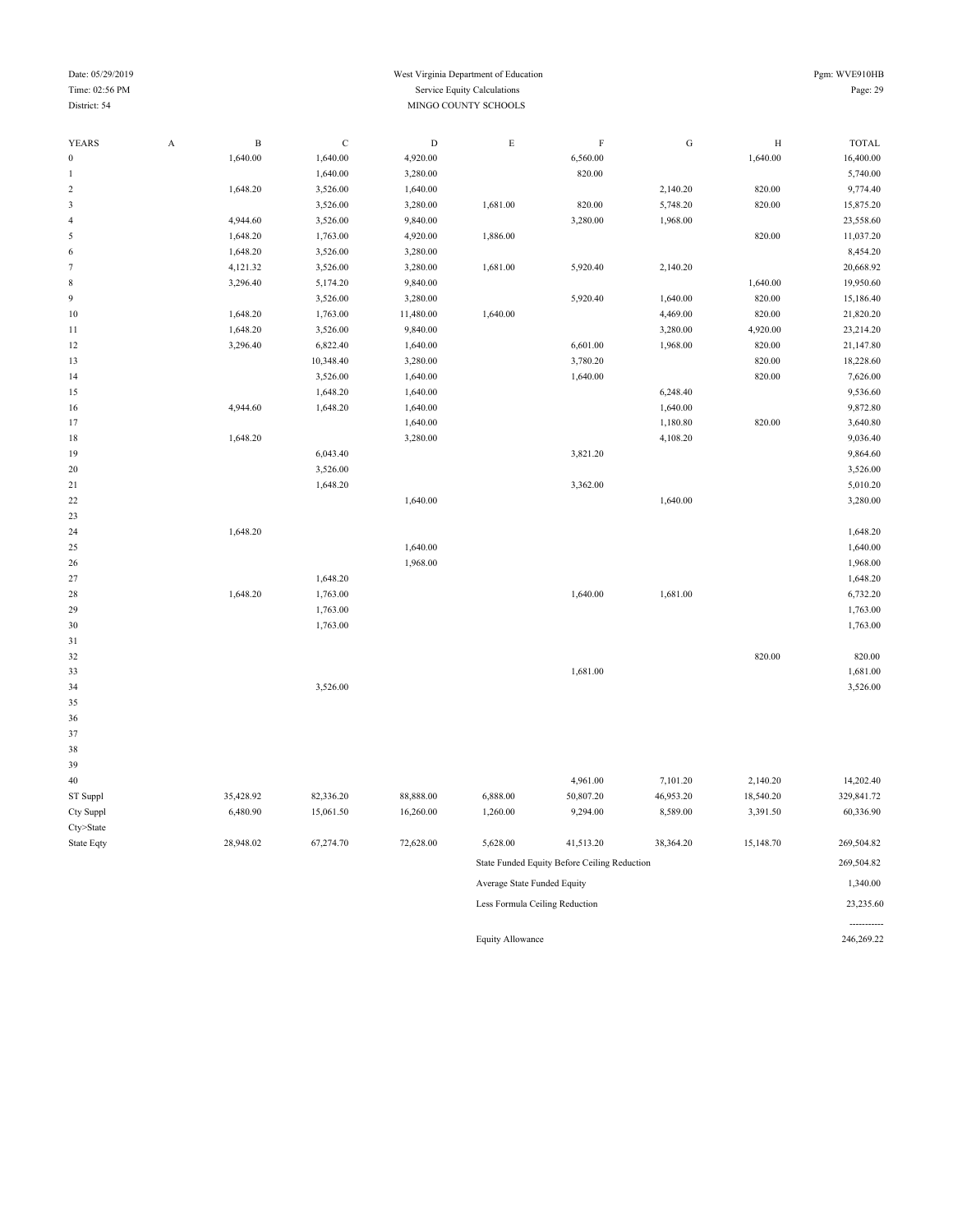West Virginia Department of Education
Service Equity Calculations
MINGO COUNTY SCHOOLS

Date: 05/29/2019
Time: 02:56 PM
District: 54

Pgm: WVE910HB

| YEARS | A | B | C | D | E | F | G | H | TOTAL |
|---|---|---|---|---|---|---|---|---|---|
| 0 | | 1,640.00 | 1,640.00 | 4,920.00 | | 6,560.00 | | 1,640.00 | 16,400.00 |
| 1 | | | 1,640.00 | 3,280.00 | | 820.00 | | | 5,740.00 |
| 2 | | 1,648.20 | 3,526.00 | 1,640.00 | | | 2,140.20 | 820.00 | 9,774.40 |
| 3 | | | 3,526.00 | 3,280.00 | 1,681.00 | 820.00 | 5,748.20 | 820.00 | 15,875.20 |
| 4 | | 4,944.60 | 3,526.00 | 9,840.00 | | 3,280.00 | 1,968.00 | | 23,558.60 |
| 5 | | 1,648.20 | 1,763.00 | 4,920.00 | 1,886.00 | | | 820.00 | 11,037.20 |
| 6 | | 1,648.20 | 3,526.00 | 3,280.00 | | | | | 8,454.20 |
| 7 | | 4,121.32 | 3,526.00 | 3,280.00 | 1,681.00 | 5,920.40 | 2,140.20 | | 20,668.92 |
| 8 | | 3,296.40 | 5,174.20 | 9,840.00 | | | | 1,640.00 | 19,950.60 |
| 9 | | | 3,526.00 | 3,280.00 | | 5,920.40 | 1,640.00 | 820.00 | 15,186.40 |
| 10 | | 1,648.20 | 1,763.00 | 11,480.00 | 1,640.00 | | 4,469.00 | 820.00 | 21,820.20 |
| 11 | | 1,648.20 | 3,526.00 | 9,840.00 | | | 3,280.00 | 4,920.00 | 23,214.20 |
| 12 | | 3,296.40 | 6,822.40 | 1,640.00 | | 6,601.00 | 1,968.00 | 820.00 | 21,147.80 |
| 13 | | | 10,348.40 | 3,280.00 | | 3,780.20 | | 820.00 | 18,228.60 |
| 14 | | | 3,526.00 | 1,640.00 | | 1,640.00 | | 820.00 | 7,626.00 |
| 15 | | | 1,648.20 | 1,640.00 | | | 6,248.40 | | 9,536.60 |
| 16 | | 4,944.60 | 1,648.20 | 1,640.00 | | | 1,640.00 | | 9,872.80 |
| 17 | | | | 1,640.00 | | | 1,180.80 | 820.00 | 3,640.80 |
| 18 | | 1,648.20 | | 3,280.00 | | | 4,108.20 | | 9,036.40 |
| 19 | | | 6,043.40 | | | 3,821.20 | | | 9,864.60 |
| 20 | | | 3,526.00 | | | | | | 3,526.00 |
| 21 | | | 1,648.20 | | | 3,362.00 | | | 5,010.20 |
| 22 | | | | 1,640.00 | | | 1,640.00 | | 3,280.00 |
| 23 | | | | | | | | | |
| 24 | | 1,648.20 | | | | | | | 1,648.20 |
| 25 | | | | 1,640.00 | | | | | 1,640.00 |
| 26 | | | | 1,968.00 | | | | | 1,968.00 |
| 27 | | | 1,648.20 | | | | | | 1,648.20 |
| 28 | | 1,648.20 | 1,763.00 | | | 1,640.00 | 1,681.00 | | 6,732.20 |
| 29 | | | 1,763.00 | | | | | | 1,763.00 |
| 30 | | | 1,763.00 | | | | | | 1,763.00 |
| 31 | | | | | | | | | |
| 32 | | | | | | | | 820.00 | 820.00 |
| 33 | | | | | | 1,681.00 | | | 1,681.00 |
| 34 | | | 3,526.00 | | | | | | 3,526.00 |
| 35 | | | | | | | | | |
| 36 | | | | | | | | | |
| 37 | | | | | | | | | |
| 38 | | | | | | | | | |
| 39 | | | | | | | | | |
| 40 | | | | | | 4,961.00 | 7,101.20 | 2,140.20 | 14,202.40 |
| ST Suppl | | 35,428.92 | 82,336.20 | 88,888.00 | 6,888.00 | 50,807.20 | 46,953.20 | 18,540.20 | 329,841.72 |
| Cty Suppl | | 6,480.90 | 15,061.50 | 16,260.00 | 1,260.00 | 9,294.00 | 8,589.00 | 3,391.50 | 60,336.90 |
| Cty>State | | | | | | | | | |
| State Eqty | | 28,948.02 | 67,274.70 | 72,628.00 | 5,628.00 | 41,513.20 | 38,364.20 | 15,148.70 | 269,504.82 |

| | |
|---|---|
| State Funded Equity Before Ceiling Reduction | 269,504.82 |
| Average State Funded Equity | 1,340.00 |
| Less Formula Ceiling Reduction | 23,235.60 |
| Equity Allowance | 246,269.22 |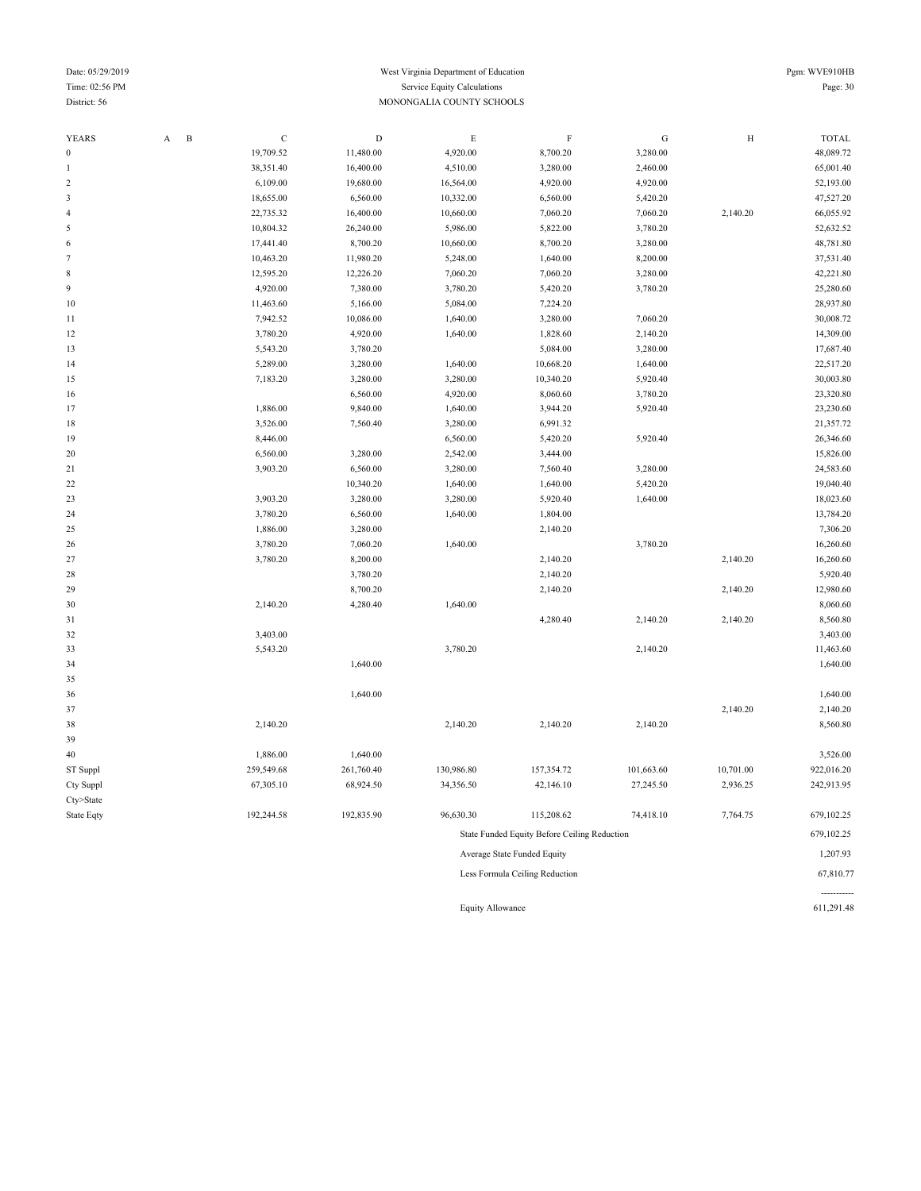# West Virginia Department of Education

## Service Equity Calculations

## MONONGALIA COUNTY SCHOOLS

District: 56

| YEARS | A | B | C | D | E | F | G | H | TOTAL |
|---|---|---|---|---|---|---|---|---|---|
| 0 | | | 19,709.52 | 11,480.00 | 4,920.00 | 8,700.20 | 3,280.00 | | 48,089.72 |
| 1 | | | 38,351.40 | 16,400.00 | 4,510.00 | 3,280.00 | 2,460.00 | | 65,001.40 |
| 2 | | | 6,109.00 | 19,680.00 | 16,564.00 | 4,920.00 | 4,920.00 | | 52,193.00 |
| 3 | | | 18,655.00 | 6,560.00 | 10,332.00 | 6,560.00 | 5,420.20 | | 47,527.20 |
| 4 | | | 22,735.32 | 16,400.00 | 10,660.00 | 7,060.20 | 7,060.20 | 2,140.20 | 66,055.92 |
| 5 | | | 10,804.32 | 26,240.00 | 5,986.00 | 5,822.00 | 3,780.20 | | 52,632.52 |
| 6 | | | 17,441.40 | 8,700.20 | 10,660.00 | 8,700.20 | 3,280.00 | | 48,781.80 |
| 7 | | | 10,463.20 | 11,980.20 | 5,248.00 | 1,640.00 | 8,200.00 | | 37,531.40 |
| 8 | | | 12,595.20 | 12,226.20 | 7,060.20 | 7,060.20 | 3,280.00 | | 42,221.80 |
| 9 | | | 4,920.00 | 7,380.00 | 3,780.20 | 5,420.20 | 3,780.20 | | 25,280.60 |
| 10 | | | 11,463.60 | 5,166.00 | 5,084.00 | 7,224.20 | | | 28,937.80 |
| 11 | | | 7,942.52 | 10,086.00 | 1,640.00 | 3,280.00 | 7,060.20 | | 30,008.72 |
| 12 | | | 3,780.20 | 4,920.00 | 1,640.00 | 1,828.60 | 2,140.20 | | 14,309.00 |
| 13 | | | 5,543.20 | 3,780.20 | | 5,084.00 | 3,280.00 | | 17,687.40 |
| 14 | | | 5,289.00 | 3,280.00 | 1,640.00 | 10,668.20 | 1,640.00 | | 22,517.20 |
| 15 | | | 7,183.20 | 3,280.00 | 3,280.00 | 10,340.20 | 5,920.40 | | 30,003.80 |
| 16 | | | | 6,560.00 | 4,920.00 | 8,060.60 | 3,780.20 | | 23,320.80 |
| 17 | | | 1,886.00 | 9,840.00 | 1,640.00 | 3,944.20 | 5,920.40 | | 23,230.60 |
| 18 | | | 3,526.00 | 7,560.40 | 3,280.00 | 6,991.32 | | | 21,357.72 |
| 19 | | | 8,446.00 | | 6,560.00 | 5,420.20 | 5,920.40 | | 26,346.60 |
| 20 | | | 6,560.00 | 3,280.00 | 2,542.00 | 3,444.00 | | | 15,826.00 |
| 21 | | | 3,903.20 | 6,560.00 | 3,280.00 | 7,560.40 | 3,280.00 | | 24,583.60 |
| 22 | | | | 10,340.20 | 1,640.00 | 1,640.00 | 5,420.20 | | 19,040.40 |
| 23 | | | 3,903.20 | 3,280.00 | 3,280.00 | 5,920.40 | 1,640.00 | | 18,023.60 |
| 24 | | | 3,780.20 | 6,560.00 | 1,640.00 | 1,804.00 | | | 13,784.20 |
| 25 | | | 1,886.00 | 3,280.00 | | 2,140.20 | | | 7,306.20 |
| 26 | | | 3,780.20 | 7,060.20 | 1,640.00 | | 3,780.20 | | 16,260.60 |
| 27 | | | 3,780.20 | 8,200.00 | | 2,140.20 | | 2,140.20 | 16,260.60 |
| 28 | | | | 3,780.20 | | 2,140.20 | | | 5,920.40 |
| 29 | | | | 8,700.20 | | 2,140.20 | | 2,140.20 | 12,980.60 |
| 30 | | | 2,140.20 | 4,280.40 | 1,640.00 | | | | 8,060.60 |
| 31 | | | | | | 4,280.40 | 2,140.20 | 2,140.20 | 8,560.80 |
| 32 | | | 3,403.00 | | | | | | 3,403.00 |
| 33 | | | 5,543.20 | | 3,780.20 | | 2,140.20 | | 11,463.60 |
| 34 | | | | 1,640.00 | | | | | 1,640.00 |
| 35 | | | | | | | | | |
| 36 | | | | 1,640.00 | | | | | 1,640.00 |
| 37 | | | | | | | | 2,140.20 | 2,140.20 |
| 38 | | | 2,140.20 | | 2,140.20 | 2,140.20 | 2,140.20 | | 8,560.80 |
| 39 | | | | | | | | | |
| 40 | | | 1,886.00 | 1,640.00 | | | | | 3,526.00 |
| ST Suppl | | | 259,549.68 | 261,760.40 | 130,986.80 | 157,354.72 | 101,663.60 | 10,701.00 | 922,016.20 |
| Cty Suppl | | | 67,305.10 | 68,924.50 | 34,356.50 | 42,146.10 | 27,245.50 | 2,936.25 | 242,913.95 |
| Cty>State | | | | | | | | | |
| State Eqty | | | 192,244.58 | 192,835.90 | 96,630.30 | 115,208.62 | 74,418.10 | 7,764.75 | 679,102.25 |

| | |
|---|---|
| State Funded Equity Before Ceiling Reduction | 679,102.25 |
| Average State Funded Equity | 1,207.93 |
| Less Formula Ceiling Reduction | 67,810.77 |
| | ----------- |
| Equity Allowance | 611,291.48 |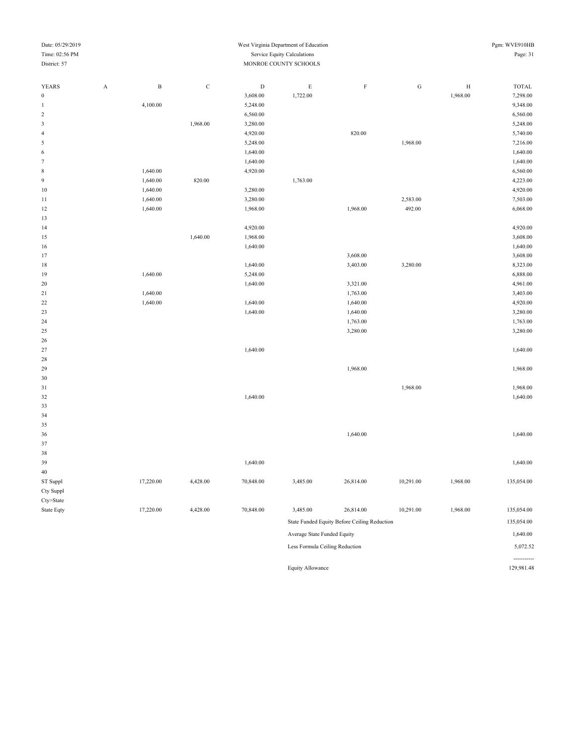West Virginia Department of Education
Service Equity Calculations
MONROE COUNTY SCHOOLS

Date: 05/29/2019
Time: 02:56 PM
District: 57

Pgm: WVE910HB

| YEARS | A | B | C | D | E | F | G | H | TOTAL |
|---|---|---|---|---|---|---|---|---|---|
| 0 | | | | 3,608.00 | 1,722.00 | | | 1,968.00 | 7,298.00 |
| 1 | | 4,100.00 | | 5,248.00 | | | | | 9,348.00 |
| 2 | | | | 6,560.00 | | | | | 6,560.00 |
| 3 | | | 1,968.00 | 3,280.00 | | | | | 5,248.00 |
| 4 | | | | 4,920.00 | | 820.00 | | | 5,740.00 |
| 5 | | | | 5,248.00 | | | 1,968.00 | | 7,216.00 |
| 6 | | | | 1,640.00 | | | | | 1,640.00 |
| 7 | | | | 1,640.00 | | | | | 1,640.00 |
| 8 | | 1,640.00 | | 4,920.00 | | | | | 6,560.00 |
| 9 | | 1,640.00 | 820.00 | | 1,763.00 | | | | 4,223.00 |
| 10 | | 1,640.00 | | 3,280.00 | | | | | 4,920.00 |
| 11 | | 1,640.00 | | 3,280.00 | | | 2,583.00 | | 7,503.00 |
| 12 | | 1,640.00 | | 1,968.00 | | 1,968.00 | 492.00 | | 6,068.00 |
| 13 | | | | | | | | | |
| 14 | | | | 4,920.00 | | | | | 4,920.00 |
| 15 | | | 1,640.00 | 1,968.00 | | | | | 3,608.00 |
| 16 | | | | 1,640.00 | | | | | 1,640.00 |
| 17 | | | | | | 3,608.00 | | | 3,608.00 |
| 18 | | | | 1,640.00 | | 3,403.00 | 3,280.00 | | 8,323.00 |
| 19 | | 1,640.00 | | 5,248.00 | | | | | 6,888.00 |
| 20 | | | | 1,640.00 | | 3,321.00 | | | 4,961.00 |
| 21 | | 1,640.00 | | | | 1,763.00 | | | 3,403.00 |
| 22 | | 1,640.00 | | 1,640.00 | | 1,640.00 | | | 4,920.00 |
| 23 | | | | 1,640.00 | | 1,640.00 | | | 3,280.00 |
| 24 | | | | | | 1,763.00 | | | 1,763.00 |
| 25 | | | | | | 3,280.00 | | | 3,280.00 |
| 26 | | | | | | | | | |
| 27 | | | | 1,640.00 | | | | | 1,640.00 |
| 28 | | | | | | | | | |
| 29 | | | | | | 1,968.00 | | | 1,968.00 |
| 30 | | | | | | | | | |
| 31 | | | | | | | 1,968.00 | | 1,968.00 |
| 32 | | | | 1,640.00 | | | | | 1,640.00 |
| 33 | | | | | | | | | |
| 34 | | | | | | | | | |
| 35 | | | | | | | | | |
| 36 | | | | | | 1,640.00 | | | 1,640.00 |
| 37 | | | | | | | | | |
| 38 | | | | | | | | | |
| 39 | | | | 1,640.00 | | | | | 1,640.00 |
| 40 | | | | | | | | | |
| ST Suppl | | 17,220.00 | 4,428.00 | 70,848.00 | 3,485.00 | 26,814.00 | 10,291.00 | 1,968.00 | 135,054.00 |
| Cty Suppl | | | | | | | | | |
| Cty>State | | | | | | | | | |
| State Eqty | | 17,220.00 | 4,428.00 | 70,848.00 | 3,485.00 | 26,814.00 | 10,291.00 | 1,968.00 | 135,054.00 |

| | |
|---|---|
| State Funded Equity Before Ceiling Reduction | 135,054.00 |
| Average State Funded Equity | 1,640.00 |
| Less Formula Ceiling Reduction | 5,072.52 |
| | ----------- |
| Equity Allowance | 129,981.48 |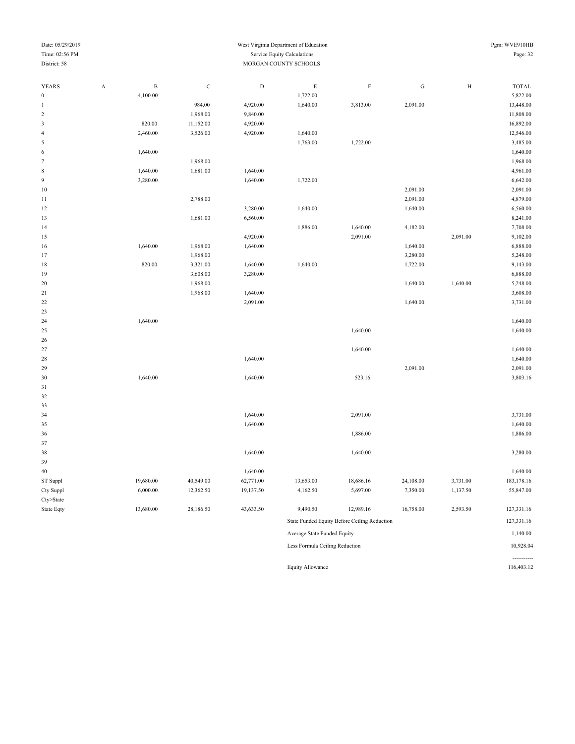Date: 05/29/2019
Time: 02:56 PM
District: 58

West Virginia Department of Education
Service Equity Calculations
MORGAN COUNTY SCHOOLS

Pgm: WVE910HB

| YEARS | A | B | C | D | E | F | G | H | TOTAL |
|---|---|---|---|---|---|---|---|---|---|
| 0 | | 4,100.00 | | | 1,722.00 | | | | 5,822.00 |
| 1 | | | 984.00 | 4,920.00 | 1,640.00 | 3,813.00 | 2,091.00 | | 13,448.00 |
| 2 | | | 1,968.00 | 9,840.00 | | | | | 11,808.00 |
| 3 | | 820.00 | 11,152.00 | 4,920.00 | | | | | 16,892.00 |
| 4 | | 2,460.00 | 3,526.00 | 4,920.00 | 1,640.00 | | | | 12,546.00 |
| 5 | | | | | 1,763.00 | 1,722.00 | | | 3,485.00 |
| 6 | | 1,640.00 | | | | | | | 1,640.00 |
| 7 | | | 1,968.00 | | | | | | 1,968.00 |
| 8 | | 1,640.00 | 1,681.00 | 1,640.00 | | | | | 4,961.00 |
| 9 | | 3,280.00 | | 1,640.00 | 1,722.00 | | | | 6,642.00 |
| 10 | | | | | | | 2,091.00 | | 2,091.00 |
| 11 | | | 2,788.00 | | | | 2,091.00 | | 4,879.00 |
| 12 | | | | 3,280.00 | 1,640.00 | | 1,640.00 | | 6,560.00 |
| 13 | | | 1,681.00 | 6,560.00 | | | | | 8,241.00 |
| 14 | | | | | 1,886.00 | 1,640.00 | 4,182.00 | | 7,708.00 |
| 15 | | | | 4,920.00 | | 2,091.00 | | 2,091.00 | 9,102.00 |
| 16 | | 1,640.00 | 1,968.00 | 1,640.00 | | | 1,640.00 | | 6,888.00 |
| 17 | | | 1,968.00 | | | | 3,280.00 | | 5,248.00 |
| 18 | | 820.00 | 3,321.00 | 1,640.00 | 1,640.00 | | 1,722.00 | | 9,143.00 |
| 19 | | | 3,608.00 | 3,280.00 | | | | | 6,888.00 |
| 20 | | | 1,968.00 | | | | 1,640.00 | 1,640.00 | 5,248.00 |
| 21 | | | 1,968.00 | 1,640.00 | | | | | 3,608.00 |
| 22 | | | | 2,091.00 | | | 1,640.00 | | 3,731.00 |
| 23 | | | | | | | | | |
| 24 | | 1,640.00 | | | | | | | 1,640.00 |
| 25 | | | | | | 1,640.00 | | | 1,640.00 |
| 26 | | | | | | | | | |
| 27 | | | | | | 1,640.00 | | | 1,640.00 |
| 28 | | | | 1,640.00 | | | | | 1,640.00 |
| 29 | | | | | | | 2,091.00 | | 2,091.00 |
| 30 | | 1,640.00 | | 1,640.00 | | 523.16 | | | 3,803.16 |
| 31 | | | | | | | | | |
| 32 | | | | | | | | | |
| 33 | | | | | | | | | |
| 34 | | | | 1,640.00 | | 2,091.00 | | | 3,731.00 |
| 35 | | | | 1,640.00 | | | | | 1,640.00 |
| 36 | | | | | | 1,886.00 | | | 1,886.00 |
| 37 | | | | | | | | | |
| 38 | | | | 1,640.00 | | 1,640.00 | | | 3,280.00 |
| 39 | | | | | | | | | |
| 40 | | | | 1,640.00 | | | | | 1,640.00 |
| ST Suppl | | 19,680.00 | 40,549.00 | 62,771.00 | 13,653.00 | 18,686.16 | 24,108.00 | 3,731.00 | 183,178.16 |
| Cty Suppl | | 6,000.00 | 12,362.50 | 19,137.50 | 4,162.50 | 5,697.00 | 7,350.00 | 1,137.50 | 55,847.00 |
| Cty>State | | | | | | | | | |
| State Eqty | | 13,680.00 | 28,186.50 | 43,633.50 | 9,490.50 | 12,989.16 | 16,758.00 | 2,593.50 | 127,331.16 |

| | |
|---|---|
| State Funded Equity Before Ceiling Reduction | 127,331.16 |
| Average State Funded Equity | 1,140.00 |
| Less Formula Ceiling Reduction | 10,928.04 |
| | ----------- |
| Equity Allowance | 116,403.12 |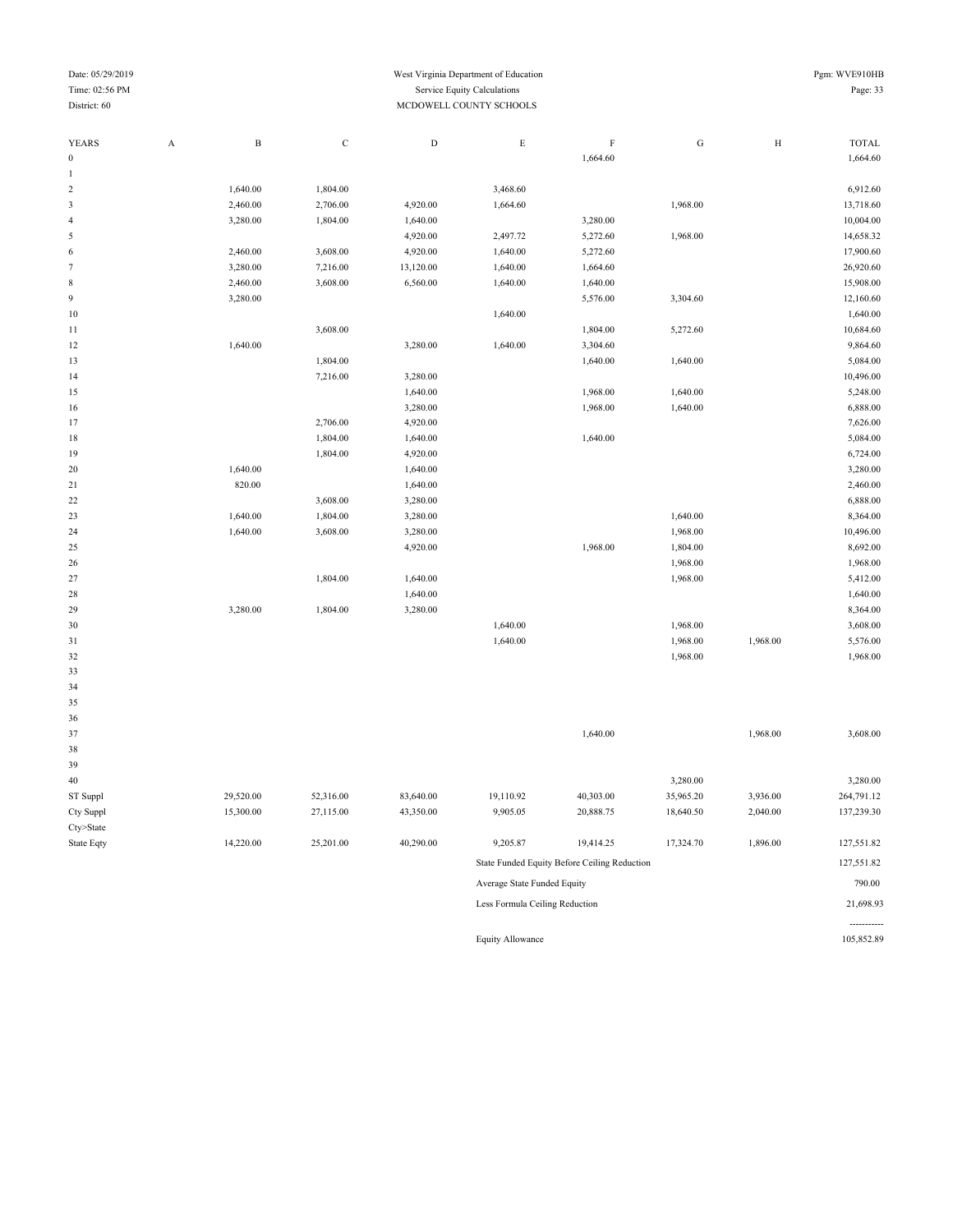West Virginia Department of Education
Service Equity Calculations
MCDOWELL COUNTY SCHOOLS

Date: 05/29/2019
Time: 02:56 PM
District: 60

Pgm: WVE910HB

| YEARS | A | B | C | D | E | F | G | H | TOTAL |
|---|---|---|---|---|---|---|---|---|---|
| 0 | | | | | | 1,664.60 | | | 1,664.60 |
| 1 | | | | | | | | | |
| 2 | | 1,640.00 | 1,804.00 | | 3,468.60 | | | | 6,912.60 |
| 3 | | 2,460.00 | 2,706.00 | 4,920.00 | 1,664.60 | | 1,968.00 | | 13,718.60 |
| 4 | | 3,280.00 | 1,804.00 | 1,640.00 | | 3,280.00 | | | 10,004.00 |
| 5 | | | | 4,920.00 | 2,497.72 | 5,272.60 | 1,968.00 | | 14,658.32 |
| 6 | | 2,460.00 | 3,608.00 | 4,920.00 | 1,640.00 | 5,272.60 | | | 17,900.60 |
| 7 | | 3,280.00 | 7,216.00 | 13,120.00 | 1,640.00 | 1,664.60 | | | 26,920.60 |
| 8 | | 2,460.00 | 3,608.00 | 6,560.00 | 1,640.00 | 1,640.00 | | | 15,908.00 |
| 9 | | 3,280.00 | | | | 5,576.00 | 3,304.60 | | 12,160.60 |
| 10 | | | | | 1,640.00 | | | | 1,640.00 |
| 11 | | | 3,608.00 | | | 1,804.00 | 5,272.60 | | 10,684.60 |
| 12 | | 1,640.00 | | 3,280.00 | 1,640.00 | 3,304.60 | | | 9,864.60 |
| 13 | | | 1,804.00 | | | 1,640.00 | 1,640.00 | | 5,084.00 |
| 14 | | | 7,216.00 | 3,280.00 | | | | | 10,496.00 |
| 15 | | | | 1,640.00 | | 1,968.00 | 1,640.00 | | 5,248.00 |
| 16 | | | | 3,280.00 | | 1,968.00 | 1,640.00 | | 6,888.00 |
| 17 | | | 2,706.00 | 4,920.00 | | | | | 7,626.00 |
| 18 | | | 1,804.00 | 1,640.00 | | 1,640.00 | | | 5,084.00 |
| 19 | | | 1,804.00 | 4,920.00 | | | | | 6,724.00 |
| 20 | | 1,640.00 | | 1,640.00 | | | | | 3,280.00 |
| 21 | | 820.00 | | 1,640.00 | | | | | 2,460.00 |
| 22 | | | 3,608.00 | 3,280.00 | | | | | 6,888.00 |
| 23 | | 1,640.00 | 1,804.00 | 3,280.00 | | | 1,640.00 | | 8,364.00 |
| 24 | | 1,640.00 | 3,608.00 | 3,280.00 | | | 1,968.00 | | 10,496.00 |
| 25 | | | | 4,920.00 | | 1,968.00 | 1,804.00 | | 8,692.00 |
| 26 | | | | | | | 1,968.00 | | 1,968.00 |
| 27 | | | 1,804.00 | 1,640.00 | | | 1,968.00 | | 5,412.00 |
| 28 | | | | 1,640.00 | | | | | 1,640.00 |
| 29 | | 3,280.00 | 1,804.00 | 3,280.00 | | | | | 8,364.00 |
| 30 | | | | | 1,640.00 | | 1,968.00 | | 3,608.00 |
| 31 | | | | | 1,640.00 | | 1,968.00 | 1,968.00 | 5,576.00 |
| 32 | | | | | | | 1,968.00 | | 1,968.00 |
| 33 | | | | | | | | | |
| 34 | | | | | | | | | |
| 35 | | | | | | | | | |
| 36 | | | | | | | | | |
| 37 | | | | | | 1,640.00 | | 1,968.00 | 3,608.00 |
| 38 | | | | | | | | | |
| 39 | | | | | | | | | |
| 40 | | | | | | | 3,280.00 | | 3,280.00 |
| ST Suppl | | 29,520.00 | 52,316.00 | 83,640.00 | 19,110.92 | 40,303.00 | 35,965.20 | 3,936.00 | 264,791.12 |
| Cty Suppl | | 15,300.00 | 27,115.00 | 43,350.00 | 9,905.05 | 20,888.75 | 18,640.50 | 2,040.00 | 137,239.30 |
| Cty>State | | | | | | | | | |
| State Eqty | | 14,220.00 | 25,201.00 | 40,290.00 | 9,205.87 | 19,414.25 | 17,324.70 | 1,896.00 | 127,551.82 |

| | |
|---|---|
| State Funded Equity Before Ceiling Reduction | 127,551.82 |
| Average State Funded Equity | 790.00 |
| Less Formula Ceiling Reduction | 21,698.93 |
| Equity Allowance | 105,852.89 |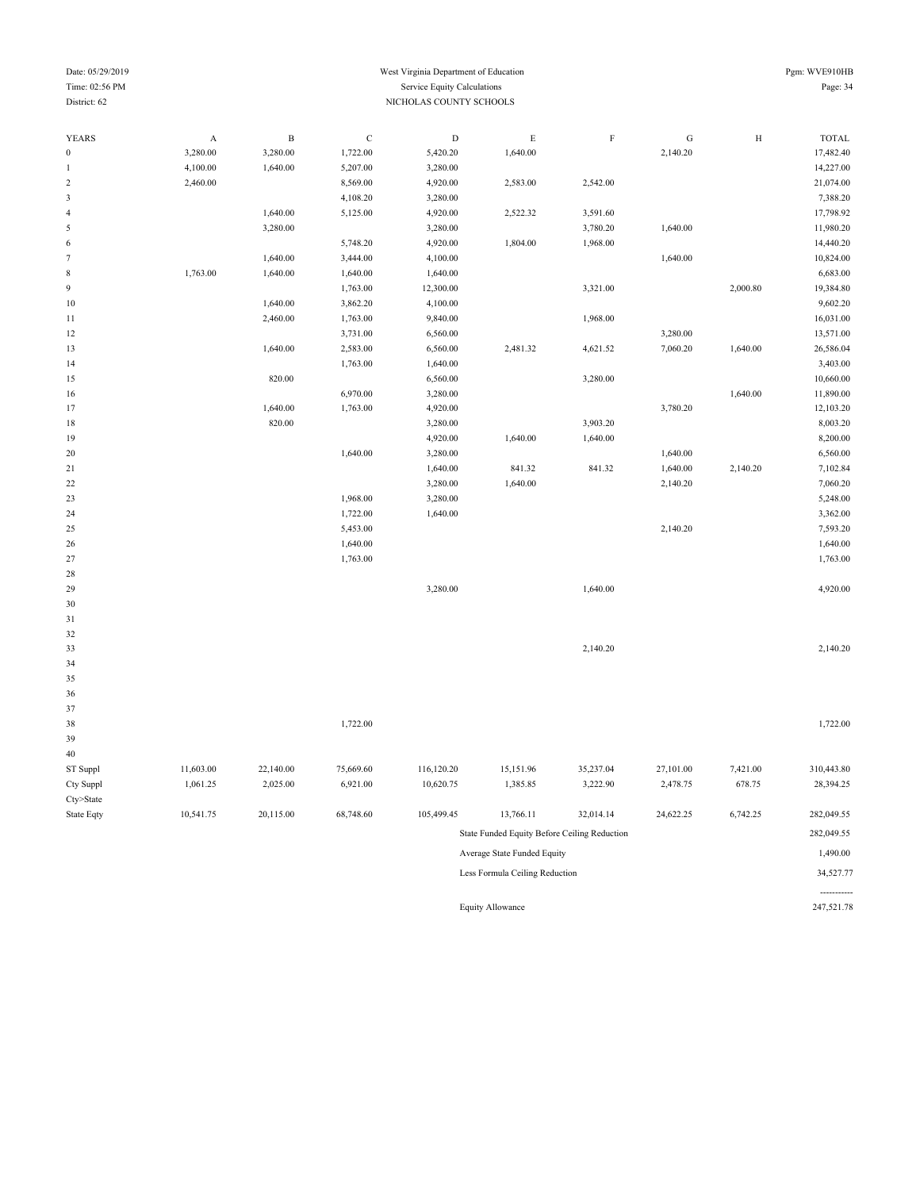West Virginia Department of Education
Service Equity Calculations
NICHOLAS COUNTY SCHOOLS

District: 62

| YEARS | A | B | C | D | E | F | G | H | TOTAL |
|---|---|---|---|---|---|---|---|---|---|
| 0 | 3,280.00 | 3,280.00 | 1,722.00 | 5,420.20 | 1,640.00 | | 2,140.20 | | 17,482.40 |
| 1 | 4,100.00 | 1,640.00 | 5,207.00 | 3,280.00 | | | | | 14,227.00 |
| 2 | 2,460.00 | | 8,569.00 | 4,920.00 | 2,583.00 | 2,542.00 | | | 21,074.00 |
| 3 | | | 4,108.20 | 3,280.00 | | | | | 7,388.20 |
| 4 | | 1,640.00 | 5,125.00 | 4,920.00 | 2,522.32 | 3,591.60 | | | 17,798.92 |
| 5 | | 3,280.00 | | 3,280.00 | | 3,780.20 | 1,640.00 | | 11,980.20 |
| 6 | | | 5,748.20 | 4,920.00 | 1,804.00 | 1,968.00 | | | 14,440.20 |
| 7 | | 1,640.00 | 3,444.00 | 4,100.00 | | | 1,640.00 | | 10,824.00 |
| 8 | 1,763.00 | 1,640.00 | 1,640.00 | 1,640.00 | | | | | 6,683.00 |
| 9 | | | 1,763.00 | 12,300.00 | | 3,321.00 | | 2,000.80 | 19,384.80 |
| 10 | | 1,640.00 | 3,862.20 | 4,100.00 | | | | | 9,602.20 |
| 11 | | 2,460.00 | 1,763.00 | 9,840.00 | | 1,968.00 | | | 16,031.00 |
| 12 | | | 3,731.00 | 6,560.00 | | | 3,280.00 | | 13,571.00 |
| 13 | | 1,640.00 | 2,583.00 | 6,560.00 | 2,481.32 | 4,621.52 | 7,060.20 | 1,640.00 | 26,586.04 |
| 14 | | | 1,763.00 | 1,640.00 | | | | | 3,403.00 |
| 15 | | 820.00 | | 6,560.00 | | 3,280.00 | | | 10,660.00 |
| 16 | | | 6,970.00 | 3,280.00 | | | | 1,640.00 | 11,890.00 |
| 17 | | 1,640.00 | 1,763.00 | 4,920.00 | | | 3,780.20 | | 12,103.20 |
| 18 | | 820.00 | | 3,280.00 | | 3,903.20 | | | 8,003.20 |
| 19 | | | | 4,920.00 | 1,640.00 | 1,640.00 | | | 8,200.00 |
| 20 | | | 1,640.00 | 3,280.00 | | | 1,640.00 | | 6,560.00 |
| 21 | | | | 1,640.00 | 841.32 | 841.32 | 1,640.00 | 2,140.20 | 7,102.84 |
| 22 | | | | 3,280.00 | 1,640.00 | | 2,140.20 | | 7,060.20 |
| 23 | | | 1,968.00 | 3,280.00 | | | | | 5,248.00 |
| 24 | | | 1,722.00 | 1,640.00 | | | | | 3,362.00 |
| 25 | | | 5,453.00 | | | | 2,140.20 | | 7,593.20 |
| 26 | | | 1,640.00 | | | | | | 1,640.00 |
| 27 | | | 1,763.00 | | | | | | 1,763.00 |
| 28 | | | | | | | | | |
| 29 | | | | 3,280.00 | | 1,640.00 | | | 4,920.00 |
| 30 | | | | | | | | | |
| 31 | | | | | | | | | |
| 32 | | | | | | | | | |
| 33 | | | | | | 2,140.20 | | | 2,140.20 |
| 34 | | | | | | | | | |
| 35 | | | | | | | | | |
| 36 | | | | | | | | | |
| 37 | | | | | | | | | |
| 38 | | | 1,722.00 | | | | | | 1,722.00 |
| 39 | | | | | | | | | |
| 40 | | | | | | | | | |
| ST Suppl | 11,603.00 | 22,140.00 | 75,669.60 | 116,120.20 | 15,151.96 | 35,237.04 | 27,101.00 | 7,421.00 | 310,443.80 |
| Cty Suppl | 1,061.25 | 2,025.00 | 6,921.00 | 10,620.75 | 1,385.85 | 3,222.90 | 2,478.75 | 678.75 | 28,394.25 |
| Cty>State | | | | | | | | | |
| State Eqty | 10,541.75 | 20,115.00 | 68,748.60 | 105,499.45 | 13,766.11 | 32,014.14 | 24,622.25 | 6,742.25 | 282,049.55 |

| | |
|---|---|
| State Funded Equity Before Ceiling Reduction | 282,049.55 |
| Average State Funded Equity | 1,490.00 |
| Less Formula Ceiling Reduction | 34,527.77 |
| | ----------- |
| Equity Allowance | 247,521.78 |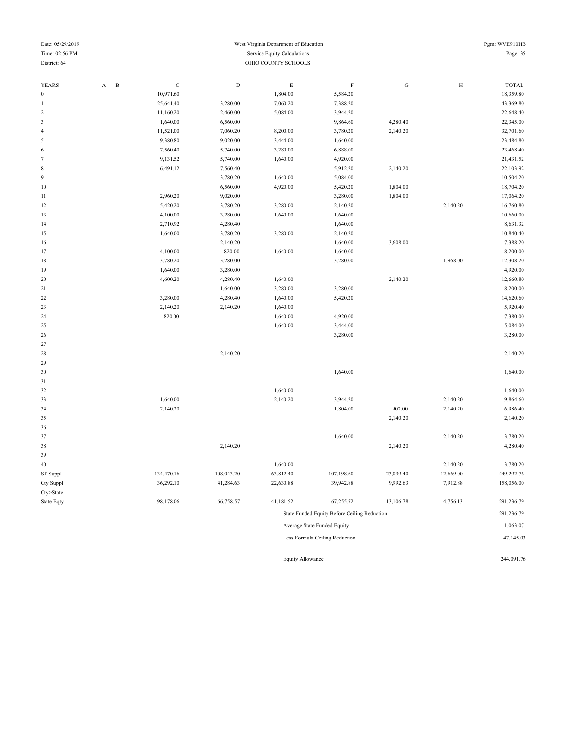Date: 05/29/2019
Time: 02:56 PM
District: 64

West Virginia Department of Education
Service Equity Calculations
OHIO COUNTY SCHOOLS

Pgm: WVE910HB

| YEARS | A | B | C | D | E | F | G | H | TOTAL |
|---|---|---|---|---|---|---|---|---|---|
| 0 | | | 10,971.60 | | 1,804.00 | 5,584.20 | | | 18,359.80 |
| 1 | | | 25,641.40 | 3,280.00 | 7,060.20 | 7,388.20 | | | 43,369.80 |
| 2 | | | 11,160.20 | 2,460.00 | 5,084.00 | 3,944.20 | | | 22,648.40 |
| 3 | | | 1,640.00 | 6,560.00 | | 9,864.60 | 4,280.40 | | 22,345.00 |
| 4 | | | 11,521.00 | 7,060.20 | 8,200.00 | 3,780.20 | 2,140.20 | | 32,701.60 |
| 5 | | | 9,380.80 | 9,020.00 | 3,444.00 | 1,640.00 | | | 23,484.80 |
| 6 | | | 7,560.40 | 5,740.00 | 3,280.00 | 6,888.00 | | | 23,468.40 |
| 7 | | | 9,131.52 | 5,740.00 | 1,640.00 | 4,920.00 | | | 21,431.52 |
| 8 | | | 6,491.12 | 7,560.40 | | 5,912.20 | 2,140.20 | | 22,103.92 |
| 9 | | | | 3,780.20 | 1,640.00 | 5,084.00 | | | 10,504.20 |
| 10 | | | | 6,560.00 | 4,920.00 | 5,420.20 | 1,804.00 | | 18,704.20 |
| 11 | | | 2,960.20 | 9,020.00 | | 3,280.00 | 1,804.00 | | 17,064.20 |
| 12 | | | 5,420.20 | 3,780.20 | 3,280.00 | 2,140.20 | | 2,140.20 | 16,760.80 |
| 13 | | | 4,100.00 | 3,280.00 | 1,640.00 | 1,640.00 | | | 10,660.00 |
| 14 | | | 2,710.92 | 4,280.40 | | 1,640.00 | | | 8,631.32 |
| 15 | | | 1,640.00 | 3,780.20 | 3,280.00 | 2,140.20 | | | 10,840.40 |
| 16 | | | | 2,140.20 | | 1,640.00 | 3,608.00 | | 7,388.20 |
| 17 | | | 4,100.00 | 820.00 | 1,640.00 | 1,640.00 | | | 8,200.00 |
| 18 | | | 3,780.20 | 3,280.00 | | 3,280.00 | | 1,968.00 | 12,308.20 |
| 19 | | | 1,640.00 | 3,280.00 | | | | | 4,920.00 |
| 20 | | | 4,600.20 | 4,280.40 | 1,640.00 | | 2,140.20 | | 12,660.80 |
| 21 | | | | 1,640.00 | 3,280.00 | 3,280.00 | | | 8,200.00 |
| 22 | | | 3,280.00 | 4,280.40 | 1,640.00 | 5,420.20 | | | 14,620.60 |
| 23 | | | 2,140.20 | 2,140.20 | 1,640.00 | | | | 5,920.40 |
| 24 | | | 820.00 | | 1,640.00 | 4,920.00 | | | 7,380.00 |
| 25 | | | | | 1,640.00 | 3,444.00 | | | 5,084.00 |
| 26 | | | | | | 3,280.00 | | | 3,280.00 |
| 27 | | | | | | | | | |
| 28 | | | | 2,140.20 | | | | | 2,140.20 |
| 29 | | | | | | | | | |
| 30 | | | | | | 1,640.00 | | | 1,640.00 |
| 31 | | | | | | | | | |
| 32 | | | | | 1,640.00 | | | | 1,640.00 |
| 33 | | | 1,640.00 | | 2,140.20 | 3,944.20 | | 2,140.20 | 9,864.60 |
| 34 | | | 2,140.20 | | | 1,804.00 | 902.00 | 2,140.20 | 6,986.40 |
| 35 | | | | | | | 2,140.20 | | 2,140.20 |
| 36 | | | | | | | | | |
| 37 | | | | | | 1,640.00 | | 2,140.20 | 3,780.20 |
| 38 | | | | 2,140.20 | | | 2,140.20 | | 4,280.40 |
| 39 | | | | | | | | | |
| 40 | | | | | 1,640.00 | | | 2,140.20 | 3,780.20 |
| ST Suppl | | | 134,470.16 | 108,043.20 | 63,812.40 | 107,198.60 | 23,099.40 | 12,669.00 | 449,292.76 |
| Cty Suppl | | | 36,292.10 | 41,284.63 | 22,630.88 | 39,942.88 | 9,992.63 | 7,912.88 | 158,056.00 |
| Cty>State | | | | | | | | | |
| State Eqty | | | 98,178.06 | 66,758.57 | 41,181.52 | 67,255.72 | 13,106.78 | 4,756.13 | 291,236.79 |

| | |
|---|---|
| State Funded Equity Before Ceiling Reduction | 291,236.79 |
| Average State Funded Equity | 1,063.07 |
| Less Formula Ceiling Reduction | 47,145.03 |
| Equity Allowance | 244,091.76 |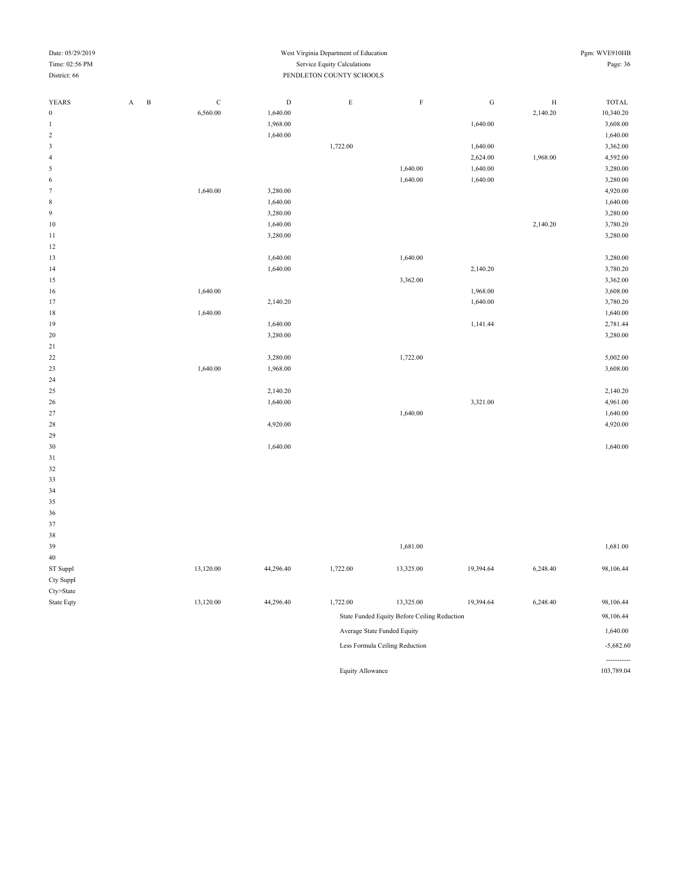West Virginia Department of Education

Service Equity Calculations

District: 66 — PENDLETON COUNTY SCHOOLS

Date: 05/29/2019 — Time: 02:56 PM — Pgm: WVE910HB

| YEARS | A | B | C | D | E | F | G | H | TOTAL |
|---|---|---|---|---|---|---|---|---|---|
| 0 | | | 6,560.00 | 1,640.00 | | | | 2,140.20 | 10,340.20 |
| 1 | | | | 1,968.00 | | | 1,640.00 | | 3,608.00 |
| 2 | | | | 1,640.00 | | | | | 1,640.00 |
| 3 | | | | | 1,722.00 | | 1,640.00 | | 3,362.00 |
| 4 | | | | | | | 2,624.00 | 1,968.00 | 4,592.00 |
| 5 | | | | | | 1,640.00 | 1,640.00 | | 3,280.00 |
| 6 | | | | | | 1,640.00 | 1,640.00 | | 3,280.00 |
| 7 | | | 1,640.00 | 3,280.00 | | | | | 4,920.00 |
| 8 | | | | 1,640.00 | | | | | 1,640.00 |
| 9 | | | | 3,280.00 | | | | | 3,280.00 |
| 10 | | | | 1,640.00 | | | | 2,140.20 | 3,780.20 |
| 11 | | | | 3,280.00 | | | | | 3,280.00 |
| 12 | | | | | | | | | |
| 13 | | | | 1,640.00 | | 1,640.00 | | | 3,280.00 |
| 14 | | | | 1,640.00 | | | 2,140.20 | | 3,780.20 |
| 15 | | | | | | 3,362.00 | | | 3,362.00 |
| 16 | | | 1,640.00 | | | | 1,968.00 | | 3,608.00 |
| 17 | | | | 2,140.20 | | | 1,640.00 | | 3,780.20 |
| 18 | | | 1,640.00 | | | | | | 1,640.00 |
| 19 | | | | 1,640.00 | | | 1,141.44 | | 2,781.44 |
| 20 | | | | 3,280.00 | | | | | 3,280.00 |
| 21 | | | | | | | | | |
| 22 | | | | 3,280.00 | | 1,722.00 | | | 5,002.00 |
| 23 | | | 1,640.00 | 1,968.00 | | | | | 3,608.00 |
| 24 | | | | | | | | | |
| 25 | | | | 2,140.20 | | | | | 2,140.20 |
| 26 | | | | 1,640.00 | | | 3,321.00 | | 4,961.00 |
| 27 | | | | | | 1,640.00 | | | 1,640.00 |
| 28 | | | | 4,920.00 | | | | | 4,920.00 |
| 29 | | | | | | | | | |
| 30 | | | | 1,640.00 | | | | | 1,640.00 |
| 31 | | | | | | | | | |
| 32 | | | | | | | | | |
| 33 | | | | | | | | | |
| 34 | | | | | | | | | |
| 35 | | | | | | | | | |
| 36 | | | | | | | | | |
| 37 | | | | | | | | | |
| 38 | | | | | | | | | |
| 39 | | | | | | 1,681.00 | | | 1,681.00 |
| 40 | | | | | | | | | |
| ST Suppl | | | 13,120.00 | 44,296.40 | 1,722.00 | 13,325.00 | 19,394.64 | 6,248.40 | 98,106.44 |
| Cty Suppl | | | | | | | | | |
| Cty>State | | | | | | | | | |
| State Eqty | | | 13,120.00 | 44,296.40 | 1,722.00 | 13,325.00 | 19,394.64 | 6,248.40 | 98,106.44 |

| | |
|---|---|
| State Funded Equity Before Ceiling Reduction | 98,106.44 |
| Average State Funded Equity | 1,640.00 |
| Less Formula Ceiling Reduction | -5,682.60 |
| | ----------- |
| Equity Allowance | 103,789.04 |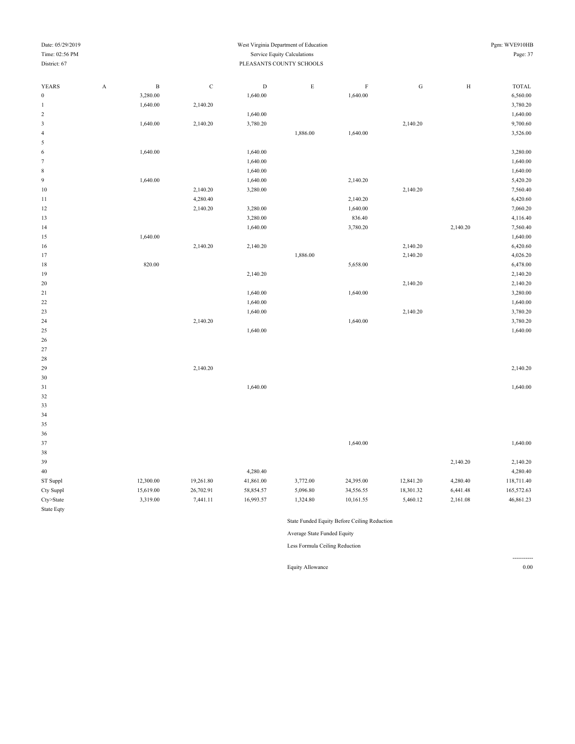Date: 05/29/2019
Time: 02:56 PM
District: 67

West Virginia Department of Education
Service Equity Calculations
PLEASANTS COUNTY SCHOOLS

Pgm: WVE910HB

| YEARS | A | B | C | D | E | F | G | H | TOTAL |
|---|---|---|---|---|---|---|---|---|---|
| 0 | | 3,280.00 | | 1,640.00 | | 1,640.00 | | | 6,560.00 |
| 1 | | 1,640.00 | 2,140.20 | | | | | | 3,780.20 |
| 2 | | | | 1,640.00 | | | | | 1,640.00 |
| 3 | | 1,640.00 | 2,140.20 | 3,780.20 | | | 2,140.20 | | 9,700.60 |
| 4 | | | | | 1,886.00 | 1,640.00 | | | 3,526.00 |
| 5 | | | | | | | | | |
| 6 | | 1,640.00 | | 1,640.00 | | | | | 3,280.00 |
| 7 | | | | 1,640.00 | | | | | 1,640.00 |
| 8 | | | | 1,640.00 | | | | | 1,640.00 |
| 9 | | 1,640.00 | | 1,640.00 | | 2,140.20 | | | 5,420.20 |
| 10 | | | 2,140.20 | 3,280.00 | | | 2,140.20 | | 7,560.40 |
| 11 | | | 4,280.40 | | | 2,140.20 | | | 6,420.60 |
| 12 | | | 2,140.20 | 3,280.00 | | 1,640.00 | | | 7,060.20 |
| 13 | | | | 3,280.00 | | 836.40 | | | 4,116.40 |
| 14 | | | | 1,640.00 | | 3,780.20 | | 2,140.20 | 7,560.40 |
| 15 | | 1,640.00 | | | | | | | 1,640.00 |
| 16 | | | 2,140.20 | 2,140.20 | | | 2,140.20 | | 6,420.60 |
| 17 | | | | | 1,886.00 | | 2,140.20 | | 4,026.20 |
| 18 | | 820.00 | | | | 5,658.00 | | | 6,478.00 |
| 19 | | | | 2,140.20 | | | | | 2,140.20 |
| 20 | | | | | | | 2,140.20 | | 2,140.20 |
| 21 | | | | 1,640.00 | | 1,640.00 | | | 3,280.00 |
| 22 | | | | 1,640.00 | | | | | 1,640.00 |
| 23 | | | | 1,640.00 | | | 2,140.20 | | 3,780.20 |
| 24 | | | 2,140.20 | | | 1,640.00 | | | 3,780.20 |
| 25 | | | | 1,640.00 | | | | | 1,640.00 |
| 26 | | | | | | | | | |
| 27 | | | | | | | | | |
| 28 | | | | | | | | | |
| 29 | | | 2,140.20 | | | | | | 2,140.20 |
| 30 | | | | | | | | | |
| 31 | | | | 1,640.00 | | | | | 1,640.00 |
| 32 | | | | | | | | | |
| 33 | | | | | | | | | |
| 34 | | | | | | | | | |
| 35 | | | | | | | | | |
| 36 | | | | | | | | | |
| 37 | | | | | | 1,640.00 | | | 1,640.00 |
| 38 | | | | | | | | | |
| 39 | | | | | | | | 2,140.20 | 2,140.20 |
| 40 | | | | 4,280.40 | | | | | 4,280.40 |
| ST Suppl | | 12,300.00 | 19,261.80 | 41,861.00 | 3,772.00 | 24,395.00 | 12,841.20 | 4,280.40 | 118,711.40 |
| Cty Suppl | | 15,619.00 | 26,702.91 | 58,854.57 | 5,096.80 | 34,556.55 | 18,301.32 | 6,441.48 | 165,572.63 |
| Cty>State | | 3,319.00 | 7,441.11 | 16,993.57 | 1,324.80 | 10,161.55 | 5,460.12 | 2,161.08 | 46,861.23 |
| State Eqty | | | | | | | | | |

State Funded Equity Before Ceiling Reduction

Average State Funded Equity

Less Formula Ceiling Reduction

-----------

Equity Allowance 0.00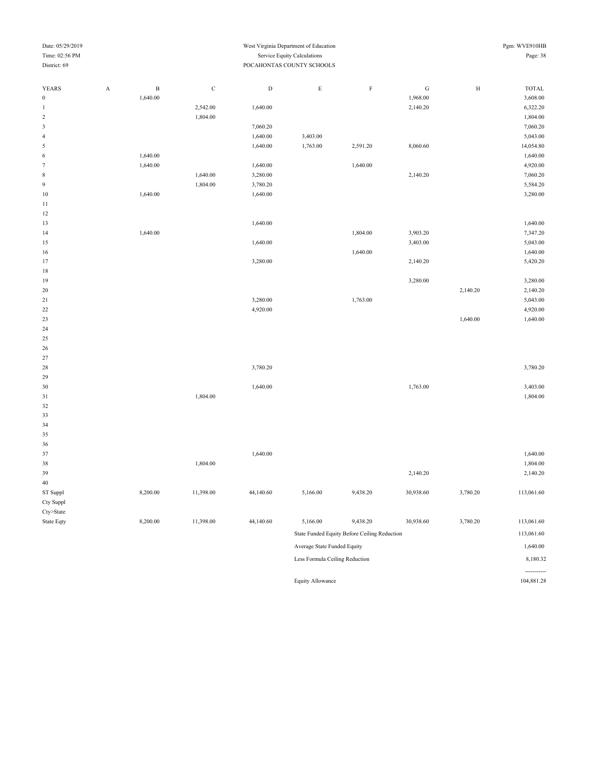West Virginia Department of Education
Service Equity Calculations
POCAHONTAS COUNTY SCHOOLS

Date: 05/29/2019
Time: 02:56 PM
District: 69

Pgm: WVE910HB

| YEARS | A | B | C | D | E | F | G | H | TOTAL |
|---|---|---|---|---|---|---|---|---|---|
| 0 | | 1,640.00 | | | | | 1,968.00 | | 3,608.00 |
| 1 | | | 2,542.00 | 1,640.00 | | | 2,140.20 | | 6,322.20 |
| 2 | | | 1,804.00 | | | | | | 1,804.00 |
| 3 | | | | 7,060.20 | | | | | 7,060.20 |
| 4 | | | | 1,640.00 | 3,403.00 | | | | 5,043.00 |
| 5 | | | | 1,640.00 | 1,763.00 | 2,591.20 | 8,060.60 | | 14,054.80 |
| 6 | | 1,640.00 | | | | | | | 1,640.00 |
| 7 | | 1,640.00 | | 1,640.00 | | 1,640.00 | | | 4,920.00 |
| 8 | | | 1,640.00 | 3,280.00 | | | 2,140.20 | | 7,060.20 |
| 9 | | | 1,804.00 | 3,780.20 | | | | | 5,584.20 |
| 10 | | 1,640.00 | | 1,640.00 | | | | | 3,280.00 |
| 11 | | | | | | | | | |
| 12 | | | | | | | | | |
| 13 | | | | 1,640.00 | | | | | 1,640.00 |
| 14 | | 1,640.00 | | | | 1,804.00 | 3,903.20 | | 7,347.20 |
| 15 | | | | 1,640.00 | | | 3,403.00 | | 5,043.00 |
| 16 | | | | | | 1,640.00 | | | 1,640.00 |
| 17 | | | | 3,280.00 | | | 2,140.20 | | 5,420.20 |
| 18 | | | | | | | | | |
| 19 | | | | | | | 3,280.00 | | 3,280.00 |
| 20 | | | | | | | | 2,140.20 | 2,140.20 |
| 21 | | | | 3,280.00 | | 1,763.00 | | | 5,043.00 |
| 22 | | | | 4,920.00 | | | | | 4,920.00 |
| 23 | | | | | | | | 1,640.00 | 1,640.00 |
| 24 | | | | | | | | | |
| 25 | | | | | | | | | |
| 26 | | | | | | | | | |
| 27 | | | | | | | | | |
| 28 | | | | 3,780.20 | | | | | 3,780.20 |
| 29 | | | | | | | | | |
| 30 | | | | 1,640.00 | | | 1,763.00 | | 3,403.00 |
| 31 | | | 1,804.00 | | | | | | 1,804.00 |
| 32 | | | | | | | | | |
| 33 | | | | | | | | | |
| 34 | | | | | | | | | |
| 35 | | | | | | | | | |
| 36 | | | | | | | | | |
| 37 | | | | 1,640.00 | | | | | 1,640.00 |
| 38 | | | 1,804.00 | | | | | | 1,804.00 |
| 39 | | | | | | | 2,140.20 | | 2,140.20 |
| 40 | | | | | | | | | |
| ST Suppl | | 8,200.00 | 11,398.00 | 44,140.60 | 5,166.00 | 9,438.20 | 30,938.60 | 3,780.20 | 113,061.60 |
| Cty Suppl | | | | | | | | | |
| Cty>State | | | | | | | | | |
| State Eqty | | 8,200.00 | 11,398.00 | 44,140.60 | 5,166.00 | 9,438.20 | 30,938.60 | 3,780.20 | 113,061.60 |

| | |
|---|---|
| State Funded Equity Before Ceiling Reduction | 113,061.60 |
| Average State Funded Equity | 1,640.00 |
| Less Formula Ceiling Reduction | 8,180.32 |
| | ---------- |
| Equity Allowance | 104,881.28 |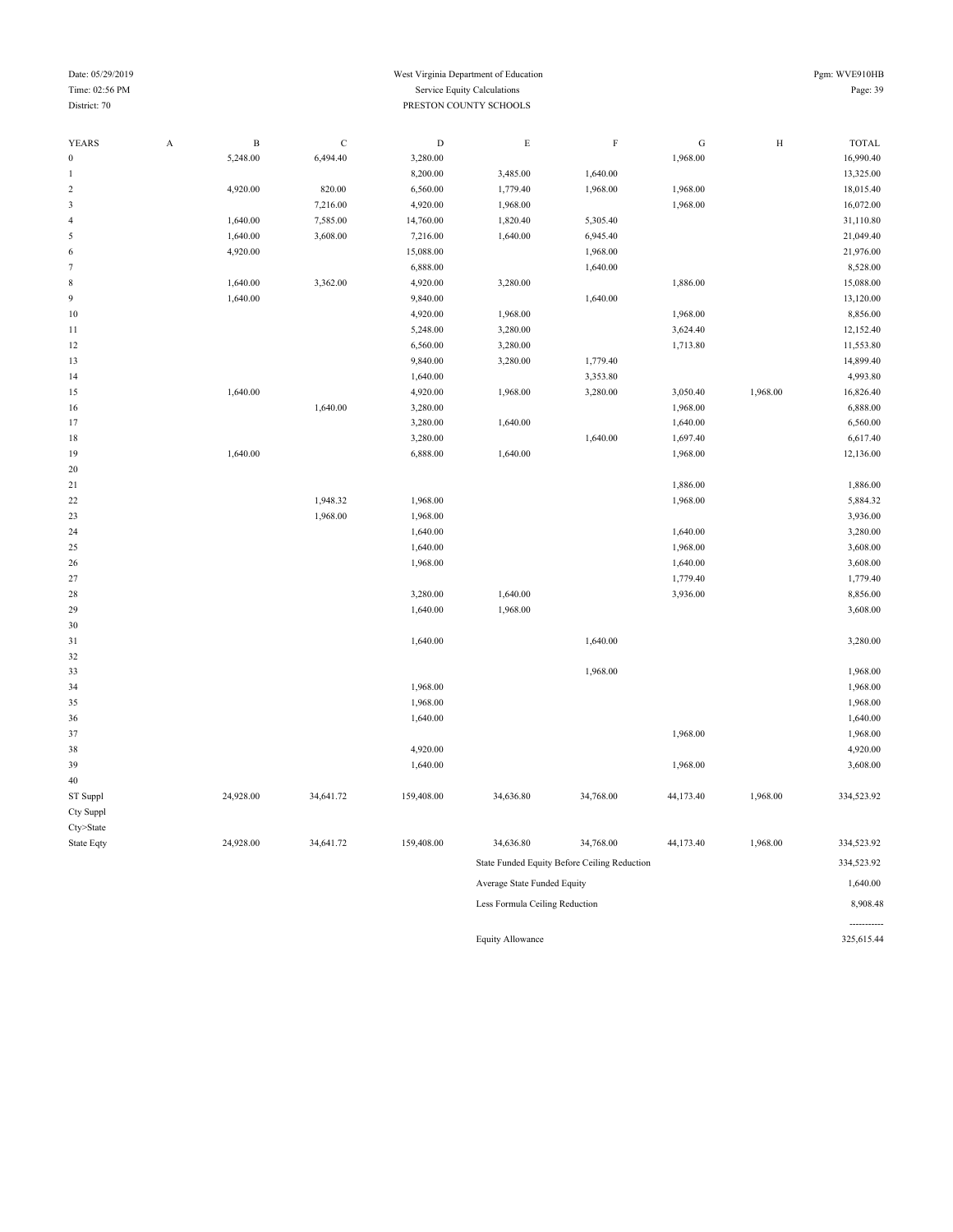West Virginia Department of Education
Service Equity Calculations
PRESTON COUNTY SCHOOLS

District: 70

| YEARS | A | B | C | D | E | F | G | H | TOTAL |
|---|---|---|---|---|---|---|---|---|---|
| 0 | | 5,248.00 | 6,494.40 | 3,280.00 | | | 1,968.00 | | 16,990.40 |
| 1 | | | | 8,200.00 | 3,485.00 | 1,640.00 | | | 13,325.00 |
| 2 | | 4,920.00 | 820.00 | 6,560.00 | 1,779.40 | 1,968.00 | 1,968.00 | | 18,015.40 |
| 3 | | | 7,216.00 | 4,920.00 | 1,968.00 | | 1,968.00 | | 16,072.00 |
| 4 | | 1,640.00 | 7,585.00 | 14,760.00 | 1,820.40 | 5,305.40 | | | 31,110.80 |
| 5 | | 1,640.00 | 3,608.00 | 7,216.00 | 1,640.00 | 6,945.40 | | | 21,049.40 |
| 6 | | 4,920.00 | | 15,088.00 | | 1,968.00 | | | 21,976.00 |
| 7 | | | | 6,888.00 | | 1,640.00 | | | 8,528.00 |
| 8 | | 1,640.00 | 3,362.00 | 4,920.00 | 3,280.00 | | 1,886.00 | | 15,088.00 |
| 9 | | 1,640.00 | | 9,840.00 | | 1,640.00 | | | 13,120.00 |
| 10 | | | | 4,920.00 | 1,968.00 | | 1,968.00 | | 8,856.00 |
| 11 | | | | 5,248.00 | 3,280.00 | | 3,624.40 | | 12,152.40 |
| 12 | | | | 6,560.00 | 3,280.00 | | 1,713.80 | | 11,553.80 |
| 13 | | | | 9,840.00 | 3,280.00 | 1,779.40 | | | 14,899.40 |
| 14 | | | | 1,640.00 | | 3,353.80 | | | 4,993.80 |
| 15 | | 1,640.00 | | 4,920.00 | 1,968.00 | 3,280.00 | 3,050.40 | 1,968.00 | 16,826.40 |
| 16 | | | 1,640.00 | 3,280.00 | | | 1,968.00 | | 6,888.00 |
| 17 | | | | 3,280.00 | 1,640.00 | | 1,640.00 | | 6,560.00 |
| 18 | | | | 3,280.00 | | 1,640.00 | 1,697.40 | | 6,617.40 |
| 19 | | 1,640.00 | | 6,888.00 | 1,640.00 | | 1,968.00 | | 12,136.00 |
| 20 | | | | | | | | | |
| 21 | | | | | | | 1,886.00 | | 1,886.00 |
| 22 | | | 1,948.32 | 1,968.00 | | | 1,968.00 | | 5,884.32 |
| 23 | | | 1,968.00 | 1,968.00 | | | | | 3,936.00 |
| 24 | | | | 1,640.00 | | | 1,640.00 | | 3,280.00 |
| 25 | | | | 1,640.00 | | | 1,968.00 | | 3,608.00 |
| 26 | | | | 1,968.00 | | | 1,640.00 | | 3,608.00 |
| 27 | | | | | | | 1,779.40 | | 1,779.40 |
| 28 | | | | 3,280.00 | 1,640.00 | | 3,936.00 | | 8,856.00 |
| 29 | | | | 1,640.00 | 1,968.00 | | | | 3,608.00 |
| 30 | | | | | | | | | |
| 31 | | | | 1,640.00 | | 1,640.00 | | | 3,280.00 |
| 32 | | | | | | | | | |
| 33 | | | | | | 1,968.00 | | | 1,968.00 |
| 34 | | | | 1,968.00 | | | | | 1,968.00 |
| 35 | | | | 1,968.00 | | | | | 1,968.00 |
| 36 | | | | 1,640.00 | | | | | 1,640.00 |
| 37 | | | | | | | 1,968.00 | | 1,968.00 |
| 38 | | | | 4,920.00 | | | | | 4,920.00 |
| 39 | | | | 1,640.00 | | | 1,968.00 | | 3,608.00 |
| 40 | | | | | | | | | |
| ST Suppl | | 24,928.00 | 34,641.72 | 159,408.00 | 34,636.80 | 34,768.00 | 44,173.40 | 1,968.00 | 334,523.92 |
| Cty Suppl | | | | | | | | | |
| Cty>State | | | | | | | | | |
| State Eqty | | 24,928.00 | 34,641.72 | 159,408.00 | 34,636.80 | 34,768.00 | 44,173.40 | 1,968.00 | 334,523.92 |

| | |
|---|---|
| State Funded Equity Before Ceiling Reduction | 334,523.92 |
| Average State Funded Equity | 1,640.00 |
| Less Formula Ceiling Reduction | 8,908.48 |
| Equity Allowance | 325,615.44 |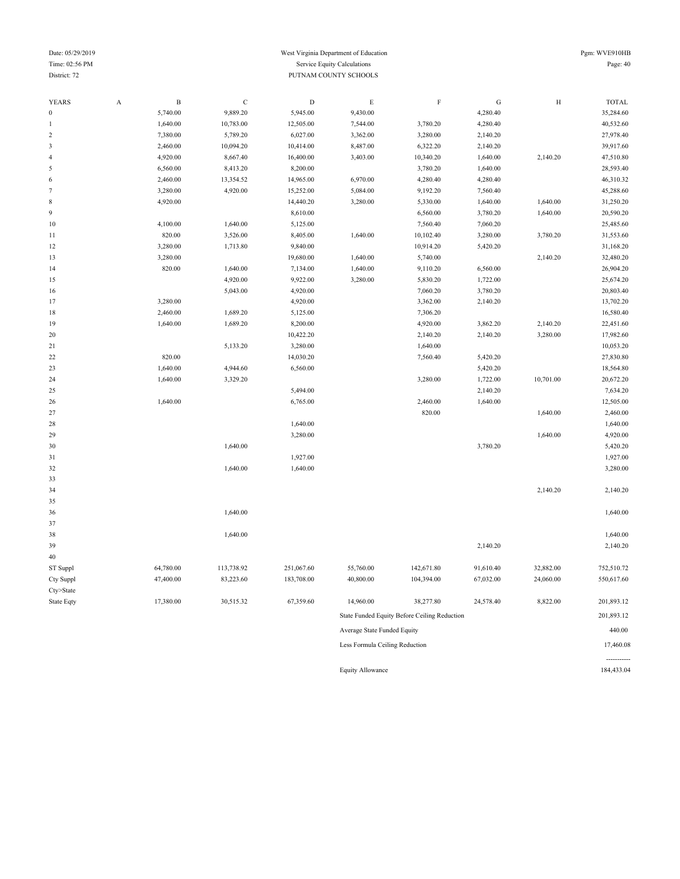West Virginia Department of Education
Service Equity Calculations
PUTNAM COUNTY SCHOOLS

Date: 05/29/2019
Time: 02:56 PM
District: 72

Pgm: WVE910HB

| YEARS | A | B | C | D | E | F | G | H | TOTAL |
|---|---|---|---|---|---|---|---|---|---|
| 0 | | 5,740.00 | 9,889.20 | 5,945.00 | 9,430.00 | | 4,280.40 | | 35,284.60 |
| 1 | | 1,640.00 | 10,783.00 | 12,505.00 | 7,544.00 | 3,780.20 | 4,280.40 | | 40,532.60 |
| 2 | | 7,380.00 | 5,789.20 | 6,027.00 | 3,362.00 | 3,280.00 | 2,140.20 | | 27,978.40 |
| 3 | | 2,460.00 | 10,094.20 | 10,414.00 | 8,487.00 | 6,322.20 | 2,140.20 | | 39,917.60 |
| 4 | | 4,920.00 | 8,667.40 | 16,400.00 | 3,403.00 | 10,340.20 | 1,640.00 | 2,140.20 | 47,510.80 |
| 5 | | 6,560.00 | 8,413.20 | 8,200.00 | | 3,780.20 | 1,640.00 | | 28,593.40 |
| 6 | | 2,460.00 | 13,354.52 | 14,965.00 | 6,970.00 | 4,280.40 | 4,280.40 | | 46,310.32 |
| 7 | | 3,280.00 | 4,920.00 | 15,252.00 | 5,084.00 | 9,192.20 | 7,560.40 | | 45,288.60 |
| 8 | | 4,920.00 | | 14,440.20 | 3,280.00 | 5,330.00 | 1,640.00 | 1,640.00 | 31,250.20 |
| 9 | | | | 8,610.00 | | 6,560.00 | 3,780.20 | 1,640.00 | 20,590.20 |
| 10 | | 4,100.00 | 1,640.00 | 5,125.00 | | 7,560.40 | 7,060.20 | | 25,485.60 |
| 11 | | 820.00 | 3,526.00 | 8,405.00 | 1,640.00 | 10,102.40 | 3,280.00 | 3,780.20 | 31,553.60 |
| 12 | | 3,280.00 | 1,713.80 | 9,840.00 | | 10,914.20 | 5,420.20 | | 31,168.20 |
| 13 | | 3,280.00 | | 19,680.00 | 1,640.00 | 5,740.00 | | 2,140.20 | 32,480.20 |
| 14 | | 820.00 | 1,640.00 | 7,134.00 | 1,640.00 | 9,110.20 | 6,560.00 | | 26,904.20 |
| 15 | | | 4,920.00 | 9,922.00 | 3,280.00 | 5,830.20 | 1,722.00 | | 25,674.20 |
| 16 | | | 5,043.00 | 4,920.00 | | 7,060.20 | 3,780.20 | | 20,803.40 |
| 17 | | 3,280.00 | | 4,920.00 | | 3,362.00 | 2,140.20 | | 13,702.20 |
| 18 | | 2,460.00 | 1,689.20 | 5,125.00 | | 7,306.20 | | | 16,580.40 |
| 19 | | 1,640.00 | 1,689.20 | 8,200.00 | | 4,920.00 | 3,862.20 | 2,140.20 | 22,451.60 |
| 20 | | | | 10,422.20 | | 2,140.20 | 2,140.20 | 3,280.00 | 17,982.60 |
| 21 | | | 5,133.20 | 3,280.00 | | 1,640.00 | | | 10,053.20 |
| 22 | | 820.00 | | 14,030.20 | | 7,560.40 | 5,420.20 | | 27,830.80 |
| 23 | | 1,640.00 | 4,944.60 | 6,560.00 | | | 5,420.20 | | 18,564.80 |
| 24 | | 1,640.00 | 3,329.20 | | | 3,280.00 | 1,722.00 | 10,701.00 | 20,672.20 |
| 25 | | | | 5,494.00 | | | 2,140.20 | | 7,634.20 |
| 26 | | 1,640.00 | | 6,765.00 | | 2,460.00 | 1,640.00 | | 12,505.00 |
| 27 | | | | | | 820.00 | | 1,640.00 | 2,460.00 |
| 28 | | | | 1,640.00 | | | | | 1,640.00 |
| 29 | | | | 3,280.00 | | | | 1,640.00 | 4,920.00 |
| 30 | | | 1,640.00 | | | | 3,780.20 | | 5,420.20 |
| 31 | | | | 1,927.00 | | | | | 1,927.00 |
| 32 | | | 1,640.00 | 1,640.00 | | | | | 3,280.00 |
| 33 | | | | | | | | | |
| 34 | | | | | | | | 2,140.20 | 2,140.20 |
| 35 | | | | | | | | | |
| 36 | | | 1,640.00 | | | | | | 1,640.00 |
| 37 | | | | | | | | | |
| 38 | | | 1,640.00 | | | | | | 1,640.00 |
| 39 | | | | | | | 2,140.20 | | 2,140.20 |
| 40 | | | | | | | | | |
| ST Suppl | | 64,780.00 | 113,738.92 | 251,067.60 | 55,760.00 | 142,671.80 | 91,610.40 | 32,882.00 | 752,510.72 |
| Cty Suppl | | 47,400.00 | 83,223.60 | 183,708.00 | 40,800.00 | 104,394.00 | 67,032.00 | 24,060.00 | 550,617.60 |
| Cty>State | | | | | | | | | |
| State Eqty | | 17,380.00 | 30,515.32 | 67,359.60 | 14,960.00 | 38,277.80 | 24,578.40 | 8,822.00 | 201,893.12 |

| | |
|---|---|
| State Funded Equity Before Ceiling Reduction | 201,893.12 |
| Average State Funded Equity | 440.00 |
| Less Formula Ceiling Reduction | 17,460.08 |
| | ----------- |
| Equity Allowance | 184,433.04 |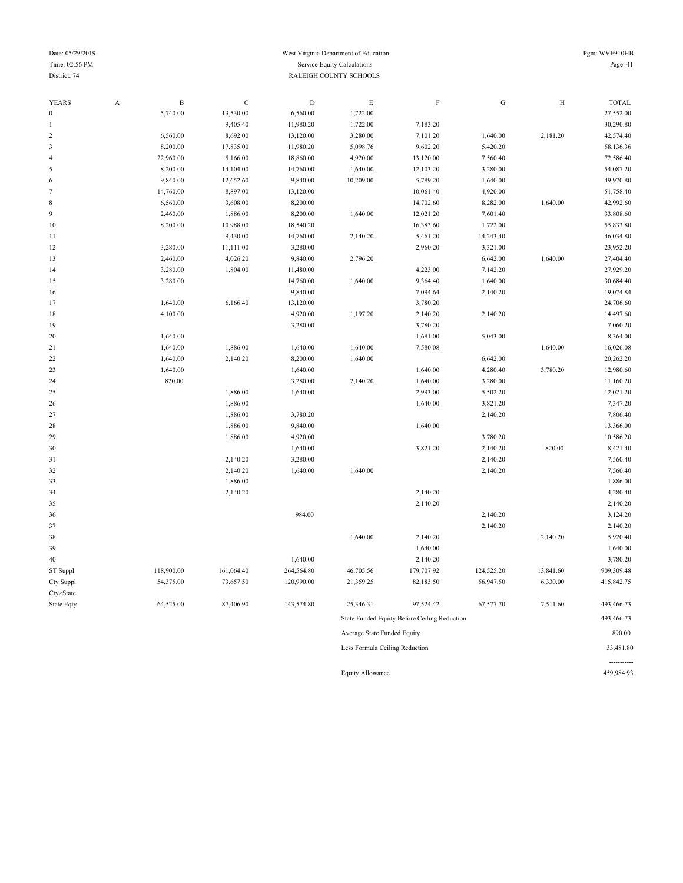West Virginia Department of Education
Service Equity Calculations
RALEIGH COUNTY SCHOOLS

Date: 05/29/2019
Time: 02:56 PM
District: 74
Pgm: WVE910HB

| YEARS | A | B | C | D | E | F | G | H | TOTAL |
|---|---|---|---|---|---|---|---|---|---|
| 0 | | 5,740.00 | 13,530.00 | 6,560.00 | 1,722.00 | | | | 27,552.00 |
| 1 | | | 9,405.40 | 11,980.20 | 1,722.00 | 7,183.20 | | | 30,290.80 |
| 2 | | 6,560.00 | 8,692.00 | 13,120.00 | 3,280.00 | 7,101.20 | 1,640.00 | 2,181.20 | 42,574.40 |
| 3 | | 8,200.00 | 17,835.00 | 11,980.20 | 5,098.76 | 9,602.20 | 5,420.20 | | 58,136.36 |
| 4 | | 22,960.00 | 5,166.00 | 18,860.00 | 4,920.00 | 13,120.00 | 7,560.40 | | 72,586.40 |
| 5 | | 8,200.00 | 14,104.00 | 14,760.00 | 1,640.00 | 12,103.20 | 3,280.00 | | 54,087.20 |
| 6 | | 9,840.00 | 12,652.60 | 9,840.00 | 10,209.00 | 5,789.20 | 1,640.00 | | 49,970.80 |
| 7 | | 14,760.00 | 8,897.00 | 13,120.00 | | 10,061.40 | 4,920.00 | | 51,758.40 |
| 8 | | 6,560.00 | 3,608.00 | 8,200.00 | | 14,702.60 | 8,282.00 | 1,640.00 | 42,992.60 |
| 9 | | 2,460.00 | 1,886.00 | 8,200.00 | 1,640.00 | 12,021.20 | 7,601.40 | | 33,808.60 |
| 10 | | 8,200.00 | 10,988.00 | 18,540.20 | | 16,383.60 | 1,722.00 | | 55,833.80 |
| 11 | | | 9,430.00 | 14,760.00 | 2,140.20 | 5,461.20 | 14,243.40 | | 46,034.80 |
| 12 | | 3,280.00 | 11,111.00 | 3,280.00 | | 2,960.20 | 3,321.00 | | 23,952.20 |
| 13 | | 2,460.00 | 4,026.20 | 9,840.00 | 2,796.20 | | 6,642.00 | 1,640.00 | 27,404.40 |
| 14 | | 3,280.00 | 1,804.00 | 11,480.00 | | 4,223.00 | 7,142.20 | | 27,929.20 |
| 15 | | 3,280.00 | | 14,760.00 | 1,640.00 | 9,364.40 | 1,640.00 | | 30,684.40 |
| 16 | | | | 9,840.00 | | 7,094.64 | 2,140.20 | | 19,074.84 |
| 17 | | 1,640.00 | 6,166.40 | 13,120.00 | | 3,780.20 | | | 24,706.60 |
| 18 | | 4,100.00 | | 4,920.00 | 1,197.20 | 2,140.20 | 2,140.20 | | 14,497.60 |
| 19 | | | | 3,280.00 | | 3,780.20 | | | 7,060.20 |
| 20 | | 1,640.00 | | | | 1,681.00 | 5,043.00 | | 8,364.00 |
| 21 | | 1,640.00 | 1,886.00 | 1,640.00 | 1,640.00 | 7,580.08 | | 1,640.00 | 16,026.08 |
| 22 | | 1,640.00 | 2,140.20 | 8,200.00 | 1,640.00 | | 6,642.00 | | 20,262.20 |
| 23 | | 1,640.00 | | 1,640.00 | | 1,640.00 | 4,280.40 | 3,780.20 | 12,980.60 |
| 24 | | 820.00 | | 3,280.00 | 2,140.20 | 1,640.00 | 3,280.00 | | 11,160.20 |
| 25 | | | 1,886.00 | 1,640.00 | | 2,993.00 | 5,502.20 | | 12,021.20 |
| 26 | | | 1,886.00 | | | 1,640.00 | 3,821.20 | | 7,347.20 |
| 27 | | | 1,886.00 | 3,780.20 | | | 2,140.20 | | 7,806.40 |
| 28 | | | 1,886.00 | 9,840.00 | | 1,640.00 | | | 13,366.00 |
| 29 | | | 1,886.00 | 4,920.00 | | | 3,780.20 | | 10,586.20 |
| 30 | | | | 1,640.00 | | 3,821.20 | 2,140.20 | 820.00 | 8,421.40 |
| 31 | | | 2,140.20 | 3,280.00 | | | 2,140.20 | | 7,560.40 |
| 32 | | | 2,140.20 | 1,640.00 | 1,640.00 | | 2,140.20 | | 7,560.40 |
| 33 | | | 1,886.00 | | | | | | 1,886.00 |
| 34 | | | 2,140.20 | | | 2,140.20 | | | 4,280.40 |
| 35 | | | | | | 2,140.20 | | | 2,140.20 |
| 36 | | | | 984.00 | | | 2,140.20 | | 3,124.20 |
| 37 | | | | | | | 2,140.20 | | 2,140.20 |
| 38 | | | | | 1,640.00 | 2,140.20 | | 2,140.20 | 5,920.40 |
| 39 | | | | | | 1,640.00 | | | 1,640.00 |
| 40 | | | | 1,640.00 | | 2,140.20 | | | 3,780.20 |
| ST Suppl | | 118,900.00 | 161,064.40 | 264,564.80 | 46,705.56 | 179,707.92 | 124,525.20 | 13,841.60 | 909,309.48 |
| Cty Suppl | | 54,375.00 | 73,657.50 | 120,990.00 | 21,359.25 | 82,183.50 | 56,947.50 | 6,330.00 | 415,842.75 |
| Cty>State | | | | | | | | | |
| State Eqty | | 64,525.00 | 87,406.90 | 143,574.80 | 25,346.31 | 97,524.42 | 67,577.70 | 7,511.60 | 493,466.73 |

| | |
|---|---|
| State Funded Equity Before Ceiling Reduction | 493,466.73 |
| Average State Funded Equity | 890.00 |
| Less Formula Ceiling Reduction | 33,481.80 |
| | ----------- |
| Equity Allowance | 459,984.93 |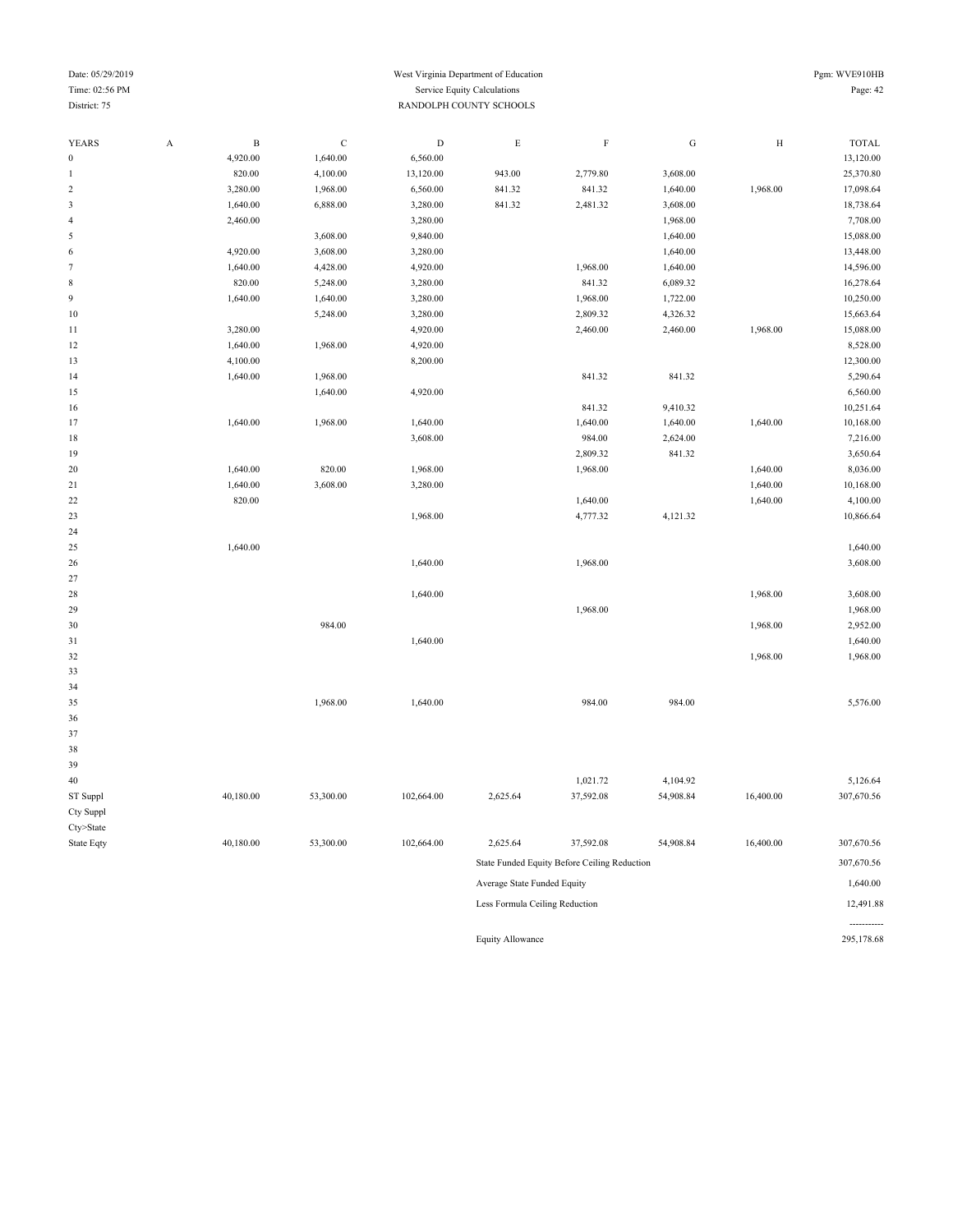Date: 05/29/2019
Time: 02:56 PM
District: 75

West Virginia Department of Education
Service Equity Calculations
RANDOLPH COUNTY SCHOOLS

Pgm: WVE910HB

| YEARS | A | B | C | D | E | F | G | H | TOTAL |
|---|---|---|---|---|---|---|---|---|---|
| 0 | | 4,920.00 | 1,640.00 | 6,560.00 | | | | | 13,120.00 |
| 1 | | 820.00 | 4,100.00 | 13,120.00 | 943.00 | 2,779.80 | 3,608.00 | | 25,370.80 |
| 2 | | 3,280.00 | 1,968.00 | 6,560.00 | 841.32 | 841.32 | 1,640.00 | 1,968.00 | 17,098.64 |
| 3 | | 1,640.00 | 6,888.00 | 3,280.00 | 841.32 | 2,481.32 | 3,608.00 | | 18,738.64 |
| 4 | | 2,460.00 | | 3,280.00 | | | 1,968.00 | | 7,708.00 |
| 5 | | | 3,608.00 | 9,840.00 | | | 1,640.00 | | 15,088.00 |
| 6 | | 4,920.00 | 3,608.00 | 3,280.00 | | | 1,640.00 | | 13,448.00 |
| 7 | | 1,640.00 | 4,428.00 | 4,920.00 | | 1,968.00 | 1,640.00 | | 14,596.00 |
| 8 | | 820.00 | 5,248.00 | 3,280.00 | | 841.32 | 6,089.32 | | 16,278.64 |
| 9 | | 1,640.00 | 1,640.00 | 3,280.00 | | 1,968.00 | 1,722.00 | | 10,250.00 |
| 10 | | | 5,248.00 | 3,280.00 | | 2,809.32 | 4,326.32 | | 15,663.64 |
| 11 | | 3,280.00 | | 4,920.00 | | 2,460.00 | 2,460.00 | 1,968.00 | 15,088.00 |
| 12 | | 1,640.00 | 1,968.00 | 4,920.00 | | | | | 8,528.00 |
| 13 | | 4,100.00 | | 8,200.00 | | | | | 12,300.00 |
| 14 | | 1,640.00 | 1,968.00 | | | 841.32 | 841.32 | | 5,290.64 |
| 15 | | | 1,640.00 | 4,920.00 | | | | | 6,560.00 |
| 16 | | | | | | 841.32 | 9,410.32 | | 10,251.64 |
| 17 | | 1,640.00 | 1,968.00 | 1,640.00 | | 1,640.00 | 1,640.00 | 1,640.00 | 10,168.00 |
| 18 | | | | 3,608.00 | | 984.00 | 2,624.00 | | 7,216.00 |
| 19 | | | | | | 2,809.32 | 841.32 | | 3,650.64 |
| 20 | | 1,640.00 | 820.00 | 1,968.00 | | 1,968.00 | | 1,640.00 | 8,036.00 |
| 21 | | 1,640.00 | 3,608.00 | 3,280.00 | | | | 1,640.00 | 10,168.00 |
| 22 | | 820.00 | | | | 1,640.00 | | 1,640.00 | 4,100.00 |
| 23 | | | | 1,968.00 | | 4,777.32 | 4,121.32 | | 10,866.64 |
| 24 | | | | | | | | | |
| 25 | | 1,640.00 | | | | | | | 1,640.00 |
| 26 | | | | 1,640.00 | | 1,968.00 | | | 3,608.00 |
| 27 | | | | | | | | | |
| 28 | | | | 1,640.00 | | | | 1,968.00 | 3,608.00 |
| 29 | | | | | | 1,968.00 | | | 1,968.00 |
| 30 | | | 984.00 | | | | | 1,968.00 | 2,952.00 |
| 31 | | | | 1,640.00 | | | | | 1,640.00 |
| 32 | | | | | | | | 1,968.00 | 1,968.00 |
| 33 | | | | | | | | | |
| 34 | | | | | | | | | |
| 35 | | | 1,968.00 | 1,640.00 | | 984.00 | 984.00 | | 5,576.00 |
| 36 | | | | | | | | | |
| 37 | | | | | | | | | |
| 38 | | | | | | | | | |
| 39 | | | | | | | | | |
| 40 | | | | | | 1,021.72 | 4,104.92 | | 5,126.64 |
| ST Suppl | | 40,180.00 | 53,300.00 | 102,664.00 | 2,625.64 | 37,592.08 | 54,908.84 | 16,400.00 | 307,670.56 |
| Cty Suppl | | | | | | | | | |
| Cty>State | | | | | | | | | |
| State Eqty | | 40,180.00 | 53,300.00 | 102,664.00 | 2,625.64 | 37,592.08 | 54,908.84 | 16,400.00 | 307,670.56 |

| | |
|---|---|
| State Funded Equity Before Ceiling Reduction | 307,670.56 |
| Average State Funded Equity | 1,640.00 |
| Less Formula Ceiling Reduction | 12,491.88 |
| | ---------- |
| Equity Allowance | 295,178.68 |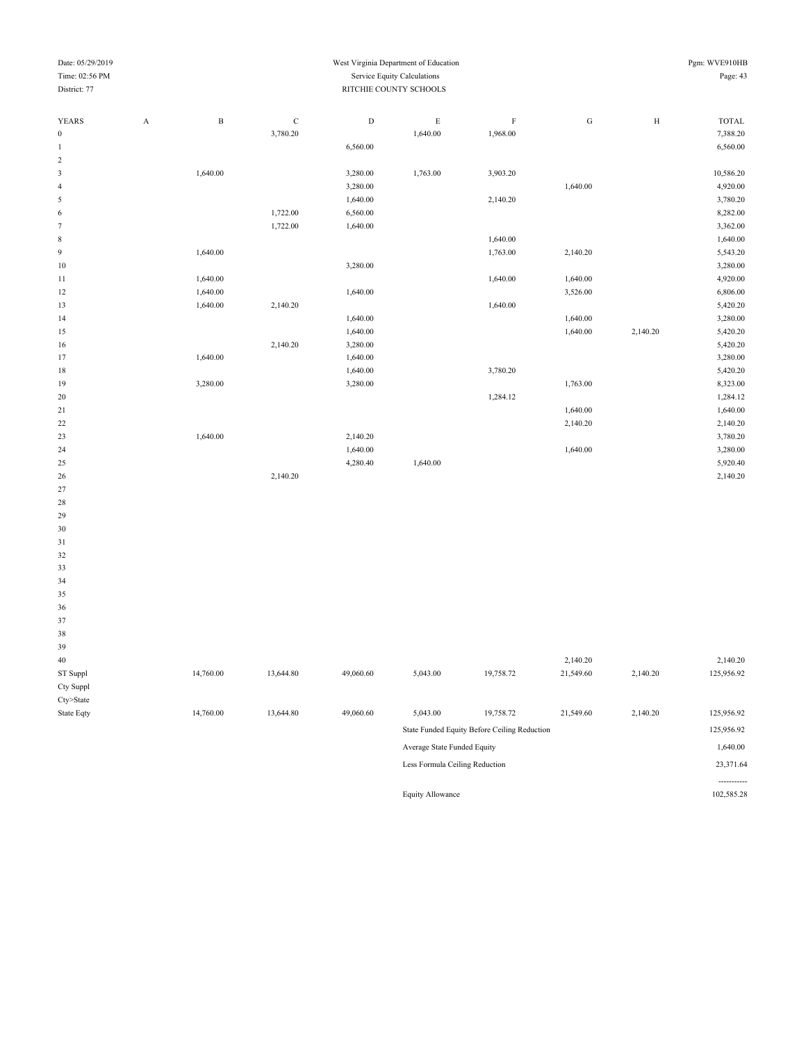West Virginia Department of Education
Service Equity Calculations
RITCHIE COUNTY SCHOOLS

Date: 05/29/2019
Time: 02:56 PM
District: 77

Pgm: WVE910HB

| YEARS | A | B | C | D | E | F | G | H | TOTAL |
|---|---|---|---|---|---|---|---|---|---|
| 0 | | | 3,780.20 | | 1,640.00 | 1,968.00 | | | 7,388.20 |
| 1 | | | | 6,560.00 | | | | | 6,560.00 |
| 2 | | | | | | | | | |
| 3 | | 1,640.00 | | 3,280.00 | 1,763.00 | 3,903.20 | | | 10,586.20 |
| 4 | | | | 3,280.00 | | | 1,640.00 | | 4,920.00 |
| 5 | | | | 1,640.00 | | 2,140.20 | | | 3,780.20 |
| 6 | | | 1,722.00 | 6,560.00 | | | | | 8,282.00 |
| 7 | | | 1,722.00 | 1,640.00 | | | | | 3,362.00 |
| 8 | | | | | | 1,640.00 | | | 1,640.00 |
| 9 | | 1,640.00 | | | | 1,763.00 | 2,140.20 | | 5,543.20 |
| 10 | | | | 3,280.00 | | | | | 3,280.00 |
| 11 | | 1,640.00 | | | | 1,640.00 | 1,640.00 | | 4,920.00 |
| 12 | | 1,640.00 | | 1,640.00 | | | 3,526.00 | | 6,806.00 |
| 13 | | 1,640.00 | 2,140.20 | | | 1,640.00 | | | 5,420.20 |
| 14 | | | | 1,640.00 | | | 1,640.00 | | 3,280.00 |
| 15 | | | | 1,640.00 | | | 1,640.00 | 2,140.20 | 5,420.20 |
| 16 | | | 2,140.20 | 3,280.00 | | | | | 5,420.20 |
| 17 | | 1,640.00 | | 1,640.00 | | | | | 3,280.00 |
| 18 | | | | 1,640.00 | | 3,780.20 | | | 5,420.20 |
| 19 | | 3,280.00 | | 3,280.00 | | | 1,763.00 | | 8,323.00 |
| 20 | | | | | | 1,284.12 | | | 1,284.12 |
| 21 | | | | | | | 1,640.00 | | 1,640.00 |
| 22 | | | | | | | 2,140.20 | | 2,140.20 |
| 23 | | 1,640.00 | | 2,140.20 | | | | | 3,780.20 |
| 24 | | | | 1,640.00 | | | 1,640.00 | | 3,280.00 |
| 25 | | | | 4,280.40 | 1,640.00 | | | | 5,920.40 |
| 26 | | | 2,140.20 | | | | | | 2,140.20 |
| 27 | | | | | | | | | |
| 28 | | | | | | | | | |
| 29 | | | | | | | | | |
| 30 | | | | | | | | | |
| 31 | | | | | | | | | |
| 32 | | | | | | | | | |
| 33 | | | | | | | | | |
| 34 | | | | | | | | | |
| 35 | | | | | | | | | |
| 36 | | | | | | | | | |
| 37 | | | | | | | | | |
| 38 | | | | | | | | | |
| 39 | | | | | | | | | |
| 40 | | | | | | | 2,140.20 | | 2,140.20 |
| ST Suppl | | 14,760.00 | 13,644.80 | 49,060.60 | 5,043.00 | 19,758.72 | 21,549.60 | 2,140.20 | 125,956.92 |
| Cty Suppl | | | | | | | | | |
| Cty>State | | | | | | | | | |
| State Eqty | | 14,760.00 | 13,644.80 | 49,060.60 | 5,043.00 | 19,758.72 | 21,549.60 | 2,140.20 | 125,956.92 |

| | |
|---|---|
| State Funded Equity Before Ceiling Reduction | 125,956.92 |
| Average State Funded Equity | 1,640.00 |
| Less Formula Ceiling Reduction | 23,371.64 |
| Equity Allowance | 102,585.28 |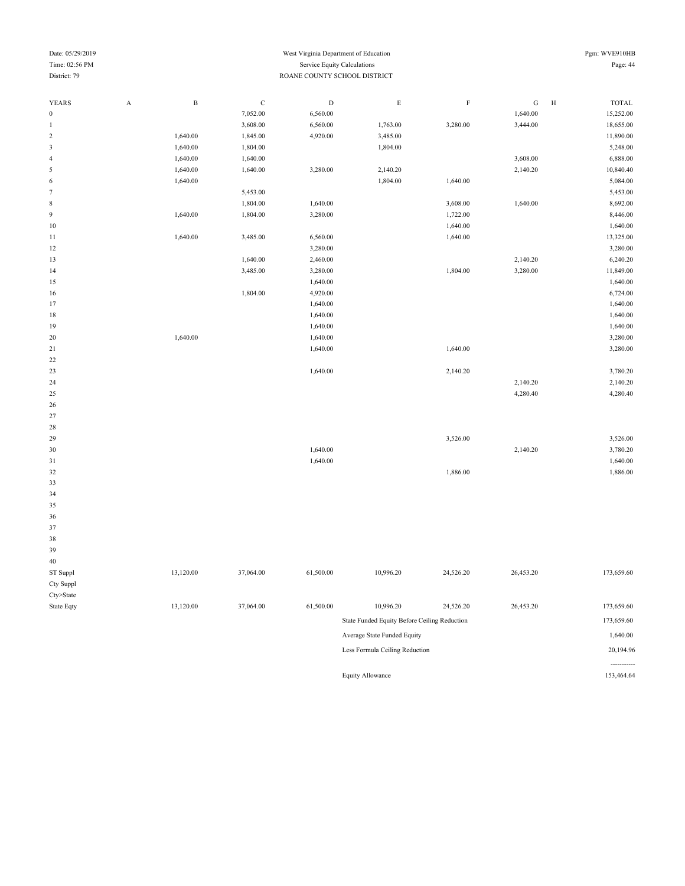West Virginia Department of Education
Service Equity Calculations
ROANE COUNTY SCHOOL DISTRICT

District: 79

| YEARS | A | B | C | D | E | F | G | H | TOTAL |
|---|---|---|---|---|---|---|---|---|---|
| 0 | | | 7,052.00 | 6,560.00 | | | 1,640.00 | | 15,252.00 |
| 1 | | | 3,608.00 | 6,560.00 | 1,763.00 | 3,280.00 | 3,444.00 | | 18,655.00 |
| 2 | | 1,640.00 | 1,845.00 | 4,920.00 | 3,485.00 | | | | 11,890.00 |
| 3 | | 1,640.00 | 1,804.00 | | 1,804.00 | | | | 5,248.00 |
| 4 | | 1,640.00 | 1,640.00 | | | | 3,608.00 | | 6,888.00 |
| 5 | | 1,640.00 | 1,640.00 | 3,280.00 | 2,140.20 | | 2,140.20 | | 10,840.40 |
| 6 | | 1,640.00 | | | 1,804.00 | 1,640.00 | | | 5,084.00 |
| 7 | | | 5,453.00 | | | | | | 5,453.00 |
| 8 | | | 1,804.00 | 1,640.00 | | 3,608.00 | 1,640.00 | | 8,692.00 |
| 9 | | 1,640.00 | 1,804.00 | 3,280.00 | | 1,722.00 | | | 8,446.00 |
| 10 | | | | | | 1,640.00 | | | 1,640.00 |
| 11 | | 1,640.00 | 3,485.00 | 6,560.00 | | 1,640.00 | | | 13,325.00 |
| 12 | | | | 3,280.00 | | | | | 3,280.00 |
| 13 | | | 1,640.00 | 2,460.00 | | | 2,140.20 | | 6,240.20 |
| 14 | | | 3,485.00 | 3,280.00 | | 1,804.00 | 3,280.00 | | 11,849.00 |
| 15 | | | | 1,640.00 | | | | | 1,640.00 |
| 16 | | | 1,804.00 | 4,920.00 | | | | | 6,724.00 |
| 17 | | | | 1,640.00 | | | | | 1,640.00 |
| 18 | | | | 1,640.00 | | | | | 1,640.00 |
| 19 | | | | 1,640.00 | | | | | 1,640.00 |
| 20 | | 1,640.00 | | 1,640.00 | | | | | 3,280.00 |
| 21 | | | | 1,640.00 | | 1,640.00 | | | 3,280.00 |
| 22 | | | | | | | | | |
| 23 | | | | 1,640.00 | | 2,140.20 | | | 3,780.20 |
| 24 | | | | | | | 2,140.20 | | 2,140.20 |
| 25 | | | | | | | 4,280.40 | | 4,280.40 |
| 26 | | | | | | | | | |
| 27 | | | | | | | | | |
| 28 | | | | | | | | | |
| 29 | | | | | | 3,526.00 | | | 3,526.00 |
| 30 | | | | 1,640.00 | | | 2,140.20 | | 3,780.20 |
| 31 | | | | 1,640.00 | | | | | 1,640.00 |
| 32 | | | | | | 1,886.00 | | | 1,886.00 |
| 33 | | | | | | | | | |
| 34 | | | | | | | | | |
| 35 | | | | | | | | | |
| 36 | | | | | | | | | |
| 37 | | | | | | | | | |
| 38 | | | | | | | | | |
| 39 | | | | | | | | | |
| 40 | | | | | | | | | |
| ST Suppl | | 13,120.00 | 37,064.00 | 61,500.00 | 10,996.20 | 24,526.20 | 26,453.20 | | 173,659.60 |
| Cty Suppl | | | | | | | | | |
| Cty>State | | | | | | | | | |
| State Eqty | | 13,120.00 | 37,064.00 | 61,500.00 | 10,996.20 | 24,526.20 | 26,453.20 | | 173,659.60 |

| | |
|---|---|
| State Funded Equity Before Ceiling Reduction | 173,659.60 |
| Average State Funded Equity | 1,640.00 |
| Less Formula Ceiling Reduction | 20,194.96 |
| | ----------- |
| Equity Allowance | 153,464.64 |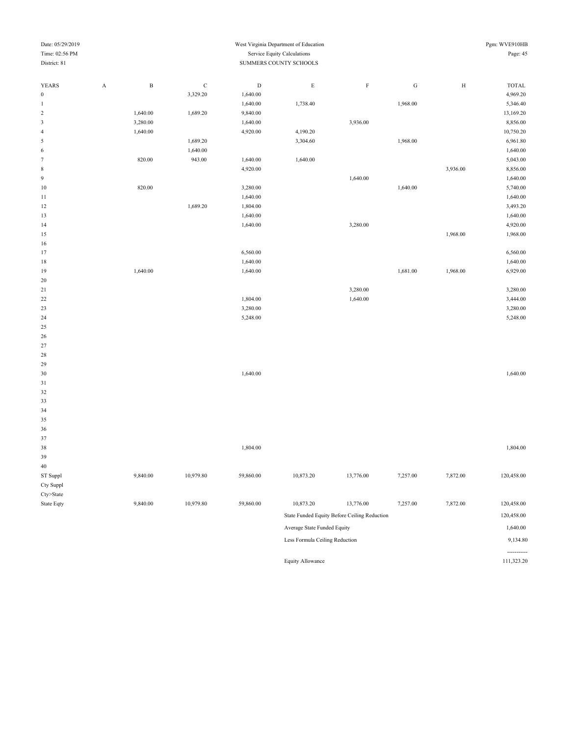West Virginia Department of Education

Service Equity Calculations

SUMMERS COUNTY SCHOOLS

District: 81

Date: 05/29/2019

Time: 02:56 PM

Pgm: WVE910HB

| YEARS | A | B | C | D | E | F | G | H | TOTAL |
|---|---|---|---|---|---|---|---|---|---|
| 0 | | | 3,329.20 | 1,640.00 | | | | | 4,969.20 |
| 1 | | | | 1,640.00 | 1,738.40 | | 1,968.00 | | 5,346.40 |
| 2 | | 1,640.00 | 1,689.20 | 9,840.00 | | | | | 13,169.20 |
| 3 | | 3,280.00 | | 1,640.00 | | 3,936.00 | | | 8,856.00 |
| 4 | | 1,640.00 | | 4,920.00 | 4,190.20 | | | | 10,750.20 |
| 5 | | | 1,689.20 | | 3,304.60 | | 1,968.00 | | 6,961.80 |
| 6 | | | 1,640.00 | | | | | | 1,640.00 |
| 7 | | 820.00 | 943.00 | 1,640.00 | 1,640.00 | | | | 5,043.00 |
| 8 | | | | 4,920.00 | | | | 3,936.00 | 8,856.00 |
| 9 | | | | | | 1,640.00 | | | 1,640.00 |
| 10 | | 820.00 | | 3,280.00 | | | 1,640.00 | | 5,740.00 |
| 11 | | | | 1,640.00 | | | | | 1,640.00 |
| 12 | | | 1,689.20 | 1,804.00 | | | | | 3,493.20 |
| 13 | | | | 1,640.00 | | | | | 1,640.00 |
| 14 | | | | 1,640.00 | | 3,280.00 | | | 4,920.00 |
| 15 | | | | | | | | 1,968.00 | 1,968.00 |
| 16 | | | | | | | | | |
| 17 | | | | 6,560.00 | | | | | 6,560.00 |
| 18 | | | | 1,640.00 | | | | | 1,640.00 |
| 19 | | 1,640.00 | | 1,640.00 | | | 1,681.00 | 1,968.00 | 6,929.00 |
| 20 | | | | | | | | | |
| 21 | | | | | | 3,280.00 | | | 3,280.00 |
| 22 | | | | 1,804.00 | | 1,640.00 | | | 3,444.00 |
| 23 | | | | 3,280.00 | | | | | 3,280.00 |
| 24 | | | | 5,248.00 | | | | | 5,248.00 |
| 25 | | | | | | | | | |
| 26 | | | | | | | | | |
| 27 | | | | | | | | | |
| 28 | | | | | | | | | |
| 29 | | | | | | | | | |
| 30 | | | | 1,640.00 | | | | | 1,640.00 |
| 31 | | | | | | | | | |
| 32 | | | | | | | | | |
| 33 | | | | | | | | | |
| 34 | | | | | | | | | |
| 35 | | | | | | | | | |
| 36 | | | | | | | | | |
| 37 | | | | | | | | | |
| 38 | | | | 1,804.00 | | | | | 1,804.00 |
| 39 | | | | | | | | | |
| 40 | | | | | | | | | |
| ST Suppl | | 9,840.00 | 10,979.80 | 59,860.00 | 10,873.20 | 13,776.00 | 7,257.00 | 7,872.00 | 120,458.00 |
| Cty Suppl | | | | | | | | | |
| Cty>State | | | | | | | | | |
| State Eqty | | 9,840.00 | 10,979.80 | 59,860.00 | 10,873.20 | 13,776.00 | 7,257.00 | 7,872.00 | 120,458.00 |

| | |
|---|---|
| State Funded Equity Before Ceiling Reduction | 120,458.00 |
| Average State Funded Equity | 1,640.00 |
| Less Formula Ceiling Reduction | 9,134.80 |
| Equity Allowance | 111,323.20 |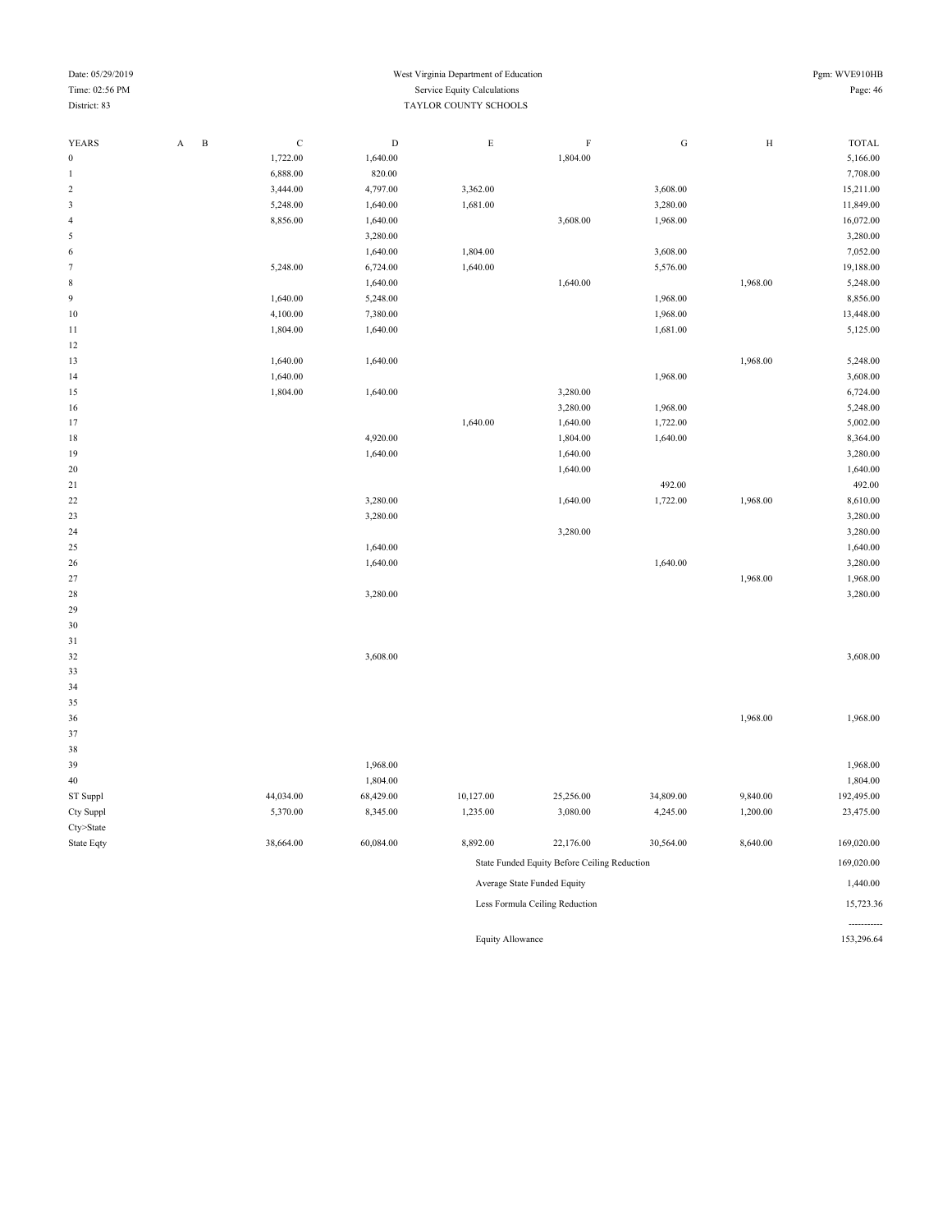Date: 05/29/2019
Time: 02:56 PM
District: 83

West Virginia Department of Education
Service Equity Calculations
TAYLOR COUNTY SCHOOLS

Pgm: WVE910HB

| YEARS | A | B | C | D | E | F | G | H | TOTAL |
|---|---|---|---|---|---|---|---|---|---|
| 0 | | | 1,722.00 | 1,640.00 | | 1,804.00 | | | 5,166.00 |
| 1 | | | 6,888.00 | 820.00 | | | | | 7,708.00 |
| 2 | | | 3,444.00 | 4,797.00 | 3,362.00 | | 3,608.00 | | 15,211.00 |
| 3 | | | 5,248.00 | 1,640.00 | 1,681.00 | | 3,280.00 | | 11,849.00 |
| 4 | | | 8,856.00 | 1,640.00 | | 3,608.00 | 1,968.00 | | 16,072.00 |
| 5 | | | | 3,280.00 | | | | | 3,280.00 |
| 6 | | | | 1,640.00 | 1,804.00 | | 3,608.00 | | 7,052.00 |
| 7 | | | 5,248.00 | 6,724.00 | 1,640.00 | | 5,576.00 | | 19,188.00 |
| 8 | | | | 1,640.00 | | 1,640.00 | | 1,968.00 | 5,248.00 |
| 9 | | | 1,640.00 | 5,248.00 | | | 1,968.00 | | 8,856.00 |
| 10 | | | 4,100.00 | 7,380.00 | | | 1,968.00 | | 13,448.00 |
| 11 | | | 1,804.00 | 1,640.00 | | | 1,681.00 | | 5,125.00 |
| 12 | | | | | | | | | |
| 13 | | | 1,640.00 | 1,640.00 | | | | 1,968.00 | 5,248.00 |
| 14 | | | 1,640.00 | | | | 1,968.00 | | 3,608.00 |
| 15 | | | 1,804.00 | 1,640.00 | | 3,280.00 | | | 6,724.00 |
| 16 | | | | | | 3,280.00 | 1,968.00 | | 5,248.00 |
| 17 | | | | | 1,640.00 | 1,640.00 | 1,722.00 | | 5,002.00 |
| 18 | | | | 4,920.00 | | 1,804.00 | 1,640.00 | | 8,364.00 |
| 19 | | | | 1,640.00 | | 1,640.00 | | | 3,280.00 |
| 20 | | | | | | 1,640.00 | | | 1,640.00 |
| 21 | | | | | | | 492.00 | | 492.00 |
| 22 | | | | 3,280.00 | | 1,640.00 | 1,722.00 | 1,968.00 | 8,610.00 |
| 23 | | | | 3,280.00 | | | | | 3,280.00 |
| 24 | | | | | | 3,280.00 | | | 3,280.00 |
| 25 | | | | 1,640.00 | | | | | 1,640.00 |
| 26 | | | | 1,640.00 | | | 1,640.00 | | 3,280.00 |
| 27 | | | | | | | | 1,968.00 | 1,968.00 |
| 28 | | | | 3,280.00 | | | | | 3,280.00 |
| 29 | | | | | | | | | |
| 30 | | | | | | | | | |
| 31 | | | | | | | | | |
| 32 | | | | 3,608.00 | | | | | 3,608.00 |
| 33 | | | | | | | | | |
| 34 | | | | | | | | | |
| 35 | | | | | | | | | |
| 36 | | | | | | | | 1,968.00 | 1,968.00 |
| 37 | | | | | | | | | |
| 38 | | | | | | | | | |
| 39 | | | | 1,968.00 | | | | | 1,968.00 |
| 40 | | | | 1,804.00 | | | | | 1,804.00 |
| ST Suppl | | | 44,034.00 | 68,429.00 | 10,127.00 | 25,256.00 | 34,809.00 | 9,840.00 | 192,495.00 |
| Cty Suppl | | | 5,370.00 | 8,345.00 | 1,235.00 | 3,080.00 | 4,245.00 | 1,200.00 | 23,475.00 |
| Cty>State | | | | | | | | | |
| State Eqty | | | 38,664.00 | 60,084.00 | 8,892.00 | 22,176.00 | 30,564.00 | 8,640.00 | 169,020.00 |

| | |
|---|---|
| State Funded Equity Before Ceiling Reduction | 169,020.00 |
| Average State Funded Equity | 1,440.00 |
| Less Formula Ceiling Reduction | 15,723.36 |
| | ----------- |
| Equity Allowance | 153,296.64 |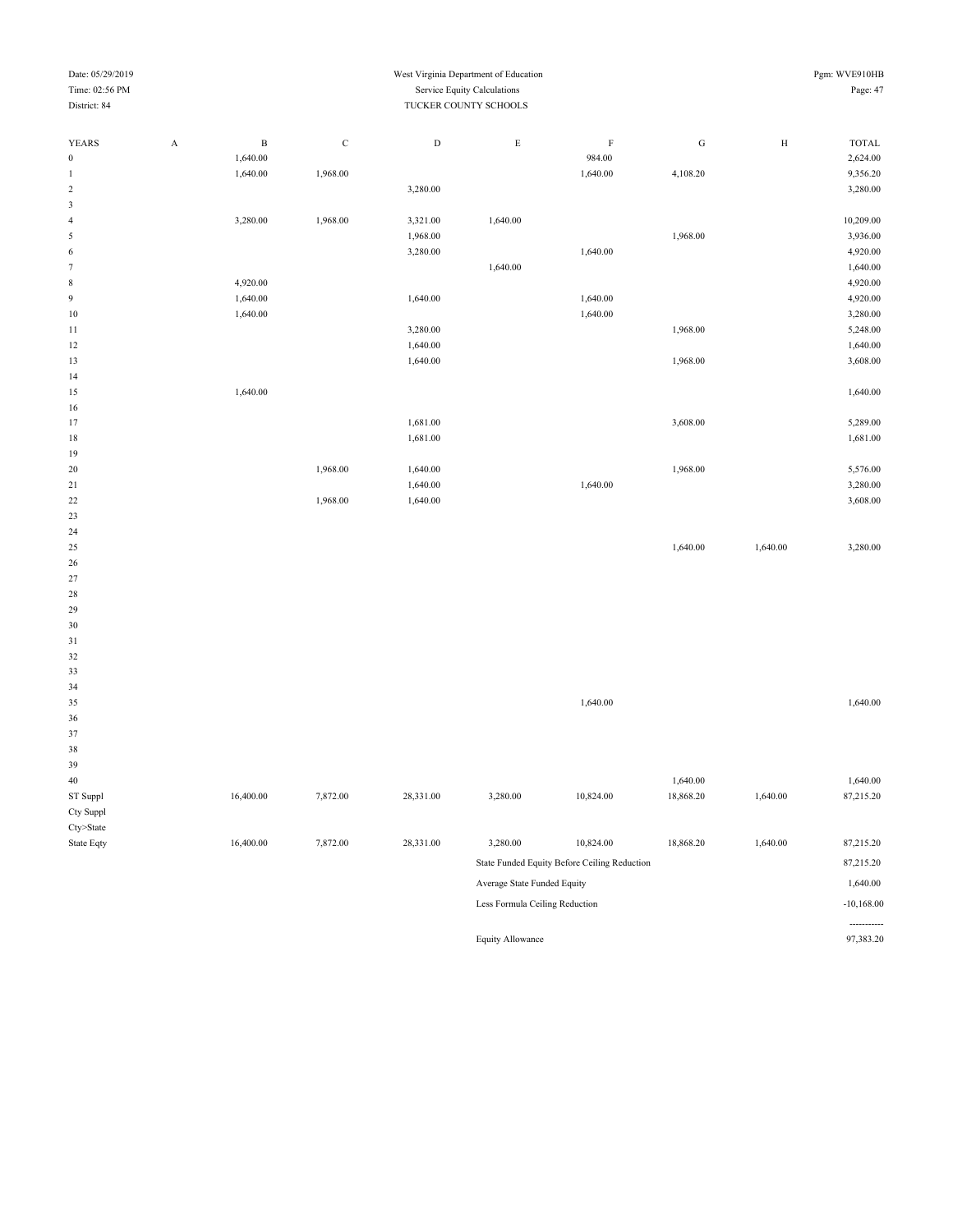West Virginia Department of Education
Service Equity Calculations
TUCKER COUNTY SCHOOLS

Date: 05/29/2019
Time: 02:56 PM
District: 84
Pgm: WVE910HB

| YEARS | A | B | C | D | E | F | G | H | TOTAL |
|---|---|---|---|---|---|---|---|---|---|
| 0 | | 1,640.00 | | | | 984.00 | | | 2,624.00 |
| 1 | | 1,640.00 | 1,968.00 | | | 1,640.00 | 4,108.20 | | 9,356.20 |
| 2 | | | | 3,280.00 | | | | | 3,280.00 |
| 3 | | | | | | | | | |
| 4 | | 3,280.00 | 1,968.00 | 3,321.00 | 1,640.00 | | | | 10,209.00 |
| 5 | | | | 1,968.00 | | | 1,968.00 | | 3,936.00 |
| 6 | | | | 3,280.00 | | 1,640.00 | | | 4,920.00 |
| 7 | | | | | 1,640.00 | | | | 1,640.00 |
| 8 | | 4,920.00 | | | | | | | 4,920.00 |
| 9 | | 1,640.00 | | 1,640.00 | | 1,640.00 | | | 4,920.00 |
| 10 | | 1,640.00 | | | | 1,640.00 | | | 3,280.00 |
| 11 | | | | 3,280.00 | | | 1,968.00 | | 5,248.00 |
| 12 | | | | 1,640.00 | | | | | 1,640.00 |
| 13 | | | | 1,640.00 | | | 1,968.00 | | 3,608.00 |
| 14 | | | | | | | | | |
| 15 | | 1,640.00 | | | | | | | 1,640.00 |
| 16 | | | | | | | | | |
| 17 | | | | 1,681.00 | | | 3,608.00 | | 5,289.00 |
| 18 | | | | 1,681.00 | | | | | 1,681.00 |
| 19 | | | | | | | | | |
| 20 | | | 1,968.00 | 1,640.00 | | | 1,968.00 | | 5,576.00 |
| 21 | | | | 1,640.00 | | 1,640.00 | | | 3,280.00 |
| 22 | | | 1,968.00 | 1,640.00 | | | | | 3,608.00 |
| 23 | | | | | | | | | |
| 24 | | | | | | | | | |
| 25 | | | | | | | 1,640.00 | 1,640.00 | 3,280.00 |
| 26 | | | | | | | | | |
| 27 | | | | | | | | | |
| 28 | | | | | | | | | |
| 29 | | | | | | | | | |
| 30 | | | | | | | | | |
| 31 | | | | | | | | | |
| 32 | | | | | | | | | |
| 33 | | | | | | | | | |
| 34 | | | | | | | | | |
| 35 | | | | | | 1,640.00 | | | 1,640.00 |
| 36 | | | | | | | | | |
| 37 | | | | | | | | | |
| 38 | | | | | | | | | |
| 39 | | | | | | | | | |
| 40 | | | | | | | 1,640.00 | | 1,640.00 |
| ST Suppl | | 16,400.00 | 7,872.00 | 28,331.00 | 3,280.00 | 10,824.00 | 18,868.20 | 1,640.00 | 87,215.20 |
| Cty Suppl | | | | | | | | | |
| Cty>State | | | | | | | | | |
| State Eqty | | 16,400.00 | 7,872.00 | 28,331.00 | 3,280.00 | 10,824.00 | 18,868.20 | 1,640.00 | 87,215.20 |

| | |
|---|---|
| State Funded Equity Before Ceiling Reduction | 87,215.20 |
| Average State Funded Equity | 1,640.00 |
| Less Formula Ceiling Reduction | -10,168.00 |
| Equity Allowance | 97,383.20 |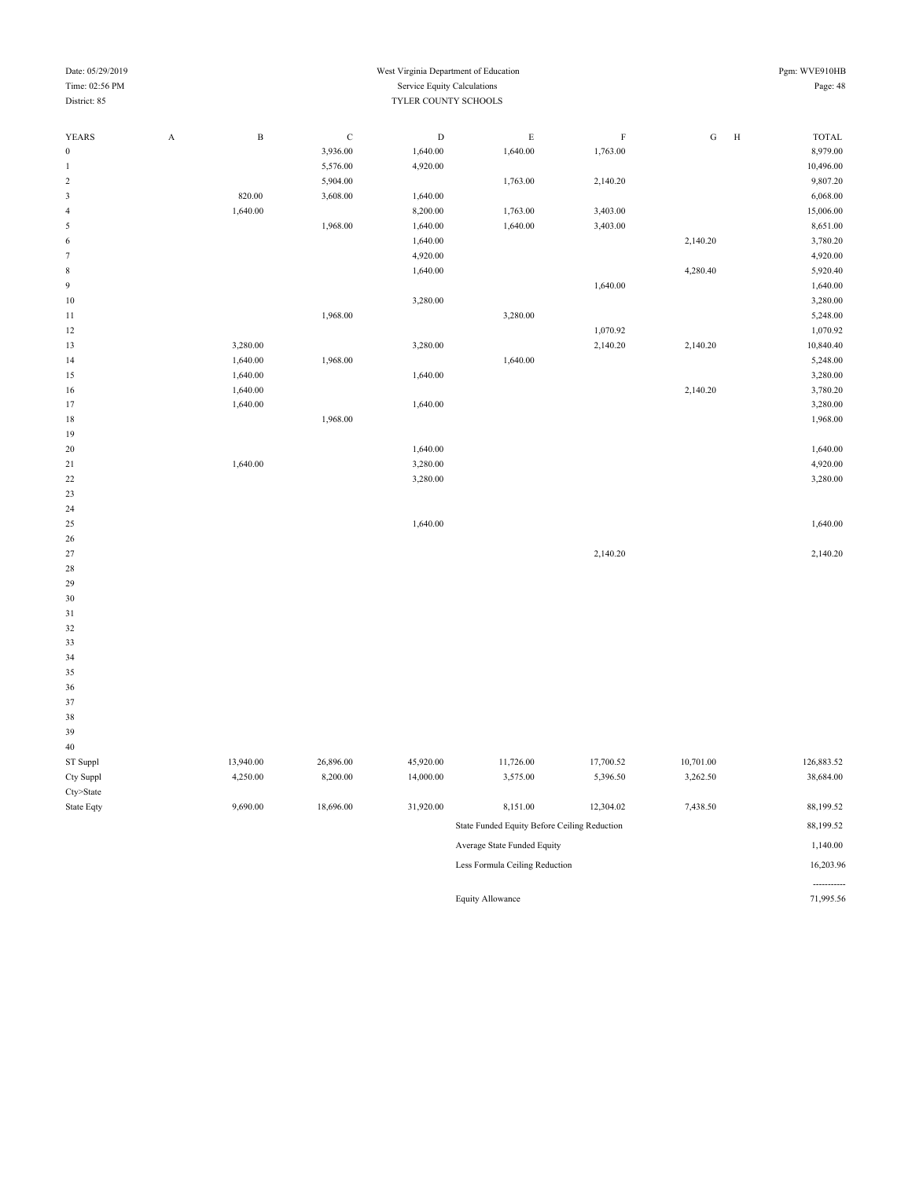West Virginia Department of Education
Service Equity Calculations
TYLER COUNTY SCHOOLS

Date: 05/29/2019
Time: 02:56 PM
District: 85

Pgm: WVE910HB

| YEARS | A | B | C | D | E | F | G | H | TOTAL |
|---|---|---|---|---|---|---|---|---|---|
| 0 | | | 3,936.00 | 1,640.00 | 1,640.00 | 1,763.00 | | | 8,979.00 |
| 1 | | | 5,576.00 | 4,920.00 | | | | | 10,496.00 |
| 2 | | | 5,904.00 | | 1,763.00 | 2,140.20 | | | 9,807.20 |
| 3 | | 820.00 | 3,608.00 | 1,640.00 | | | | | 6,068.00 |
| 4 | | 1,640.00 | | 8,200.00 | 1,763.00 | 3,403.00 | | | 15,006.00 |
| 5 | | | 1,968.00 | 1,640.00 | 1,640.00 | 3,403.00 | | | 8,651.00 |
| 6 | | | | 1,640.00 | | | 2,140.20 | | 3,780.20 |
| 7 | | | | 4,920.00 | | | | | 4,920.00 |
| 8 | | | | 1,640.00 | | | 4,280.40 | | 5,920.40 |
| 9 | | | | | | 1,640.00 | | | 1,640.00 |
| 10 | | | | 3,280.00 | | | | | 3,280.00 |
| 11 | | | 1,968.00 | | 3,280.00 | | | | 5,248.00 |
| 12 | | | | | | 1,070.92 | | | 1,070.92 |
| 13 | | 3,280.00 | | 3,280.00 | | 2,140.20 | 2,140.20 | | 10,840.40 |
| 14 | | 1,640.00 | 1,968.00 | | 1,640.00 | | | | 5,248.00 |
| 15 | | 1,640.00 | | 1,640.00 | | | | | 3,280.00 |
| 16 | | 1,640.00 | | | | | 2,140.20 | | 3,780.20 |
| 17 | | 1,640.00 | | 1,640.00 | | | | | 3,280.00 |
| 18 | | | 1,968.00 | | | | | | 1,968.00 |
| 19 | | | | | | | | | |
| 20 | | | | 1,640.00 | | | | | 1,640.00 |
| 21 | | 1,640.00 | | 3,280.00 | | | | | 4,920.00 |
| 22 | | | | 3,280.00 | | | | | 3,280.00 |
| 23 | | | | | | | | | |
| 24 | | | | | | | | | |
| 25 | | | | 1,640.00 | | | | | 1,640.00 |
| 26 | | | | | | | | | |
| 27 | | | | | | 2,140.20 | | | 2,140.20 |
| 28 | | | | | | | | | |
| 29 | | | | | | | | | |
| 30 | | | | | | | | | |
| 31 | | | | | | | | | |
| 32 | | | | | | | | | |
| 33 | | | | | | | | | |
| 34 | | | | | | | | | |
| 35 | | | | | | | | | |
| 36 | | | | | | | | | |
| 37 | | | | | | | | | |
| 38 | | | | | | | | | |
| 39 | | | | | | | | | |
| 40 | | | | | | | | | |
| ST Suppl | | 13,940.00 | 26,896.00 | 45,920.00 | 11,726.00 | 17,700.52 | 10,701.00 | | 126,883.52 |
| Cty Suppl | | 4,250.00 | 8,200.00 | 14,000.00 | 3,575.00 | 5,396.50 | 3,262.50 | | 38,684.00 |
| Cty>State | | | | | | | | | |
| State Eqty | | 9,690.00 | 18,696.00 | 31,920.00 | 8,151.00 | 12,304.02 | 7,438.50 | | 88,199.52 |

| | |
|---|---|
| State Funded Equity Before Ceiling Reduction | 88,199.52 |
| Average State Funded Equity | 1,140.00 |
| Less Formula Ceiling Reduction | 16,203.96 |
| | ----------- |
| Equity Allowance | 71,995.56 |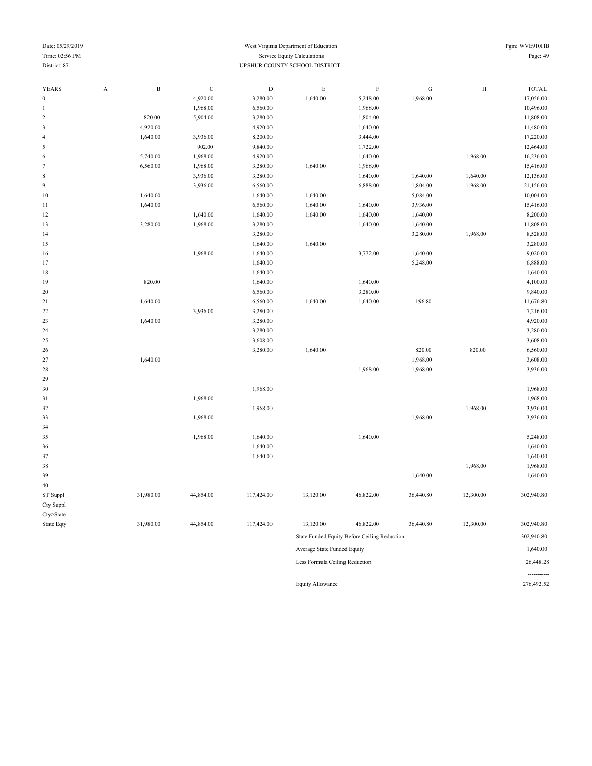West Virginia Department of Education
Service Equity Calculations
UPSHUR COUNTY SCHOOL DISTRICT

District: 87

| YEARS | A | B | C | D | E | F | G | H | TOTAL |
|---|---|---|---|---|---|---|---|---|---|
| 0 | | | 4,920.00 | 3,280.00 | 1,640.00 | 5,248.00 | 1,968.00 | | 17,056.00 |
| 1 | | | 1,968.00 | 6,560.00 | | 1,968.00 | | | 10,496.00 |
| 2 | | 820.00 | 5,904.00 | 3,280.00 | | 1,804.00 | | | 11,808.00 |
| 3 | | 4,920.00 | | 4,920.00 | | 1,640.00 | | | 11,480.00 |
| 4 | | 1,640.00 | 3,936.00 | 8,200.00 | | 3,444.00 | | | 17,220.00 |
| 5 | | | 902.00 | 9,840.00 | | 1,722.00 | | | 12,464.00 |
| 6 | | 5,740.00 | 1,968.00 | 4,920.00 | | 1,640.00 | | 1,968.00 | 16,236.00 |
| 7 | | 6,560.00 | 1,968.00 | 3,280.00 | 1,640.00 | 1,968.00 | | | 15,416.00 |
| 8 | | | 3,936.00 | 3,280.00 | | 1,640.00 | 1,640.00 | 1,640.00 | 12,136.00 |
| 9 | | | 3,936.00 | 6,560.00 | | 6,888.00 | 1,804.00 | 1,968.00 | 21,156.00 |
| 10 | | 1,640.00 | | 1,640.00 | 1,640.00 | | 5,084.00 | | 10,004.00 |
| 11 | | 1,640.00 | | 6,560.00 | 1,640.00 | 1,640.00 | 3,936.00 | | 15,416.00 |
| 12 | | | 1,640.00 | 1,640.00 | 1,640.00 | 1,640.00 | 1,640.00 | | 8,200.00 |
| 13 | | 3,280.00 | 1,968.00 | 3,280.00 | | 1,640.00 | 1,640.00 | | 11,808.00 |
| 14 | | | | 3,280.00 | | | 3,280.00 | 1,968.00 | 8,528.00 |
| 15 | | | | 1,640.00 | 1,640.00 | | | | 3,280.00 |
| 16 | | | 1,968.00 | 1,640.00 | | 3,772.00 | 1,640.00 | | 9,020.00 |
| 17 | | | | 1,640.00 | | | 5,248.00 | | 6,888.00 |
| 18 | | | | 1,640.00 | | | | | 1,640.00 |
| 19 | | 820.00 | | 1,640.00 | | 1,640.00 | | | 4,100.00 |
| 20 | | | | 6,560.00 | | 3,280.00 | | | 9,840.00 |
| 21 | | 1,640.00 | | 6,560.00 | 1,640.00 | 1,640.00 | 196.80 | | 11,676.80 |
| 22 | | | 3,936.00 | 3,280.00 | | | | | 7,216.00 |
| 23 | | 1,640.00 | | 3,280.00 | | | | | 4,920.00 |
| 24 | | | | 3,280.00 | | | | | 3,280.00 |
| 25 | | | | 3,608.00 | | | | | 3,608.00 |
| 26 | | | | 3,280.00 | 1,640.00 | | 820.00 | 820.00 | 6,560.00 |
| 27 | | 1,640.00 | | | | | 1,968.00 | | 3,608.00 |
| 28 | | | | | | 1,968.00 | 1,968.00 | | 3,936.00 |
| 29 | | | | | | | | | |
| 30 | | | | 1,968.00 | | | | | 1,968.00 |
| 31 | | | 1,968.00 | | | | | | 1,968.00 |
| 32 | | | | 1,968.00 | | | | 1,968.00 | 3,936.00 |
| 33 | | | 1,968.00 | | | | 1,968.00 | | 3,936.00 |
| 34 | | | | | | | | | |
| 35 | | | 1,968.00 | 1,640.00 | | 1,640.00 | | | 5,248.00 |
| 36 | | | | 1,640.00 | | | | | 1,640.00 |
| 37 | | | | 1,640.00 | | | | | 1,640.00 |
| 38 | | | | | | | | 1,968.00 | 1,968.00 |
| 39 | | | | | | | 1,640.00 | | 1,640.00 |
| 40 | | | | | | | | | |
| ST Suppl | | 31,980.00 | 44,854.00 | 117,424.00 | 13,120.00 | 46,822.00 | 36,440.80 | 12,300.00 | 302,940.80 |
| Cty Suppl | | | | | | | | | |
| Cty>State | | | | | | | | | |
| State Eqty | | 31,980.00 | 44,854.00 | 117,424.00 | 13,120.00 | 46,822.00 | 36,440.80 | 12,300.00 | 302,940.80 |

| | |
|---|---|
| State Funded Equity Before Ceiling Reduction | 302,940.80 |
| Average State Funded Equity | 1,640.00 |
| Less Formula Ceiling Reduction | 26,448.28 |
| | ----------- |
| Equity Allowance | 276,492.52 |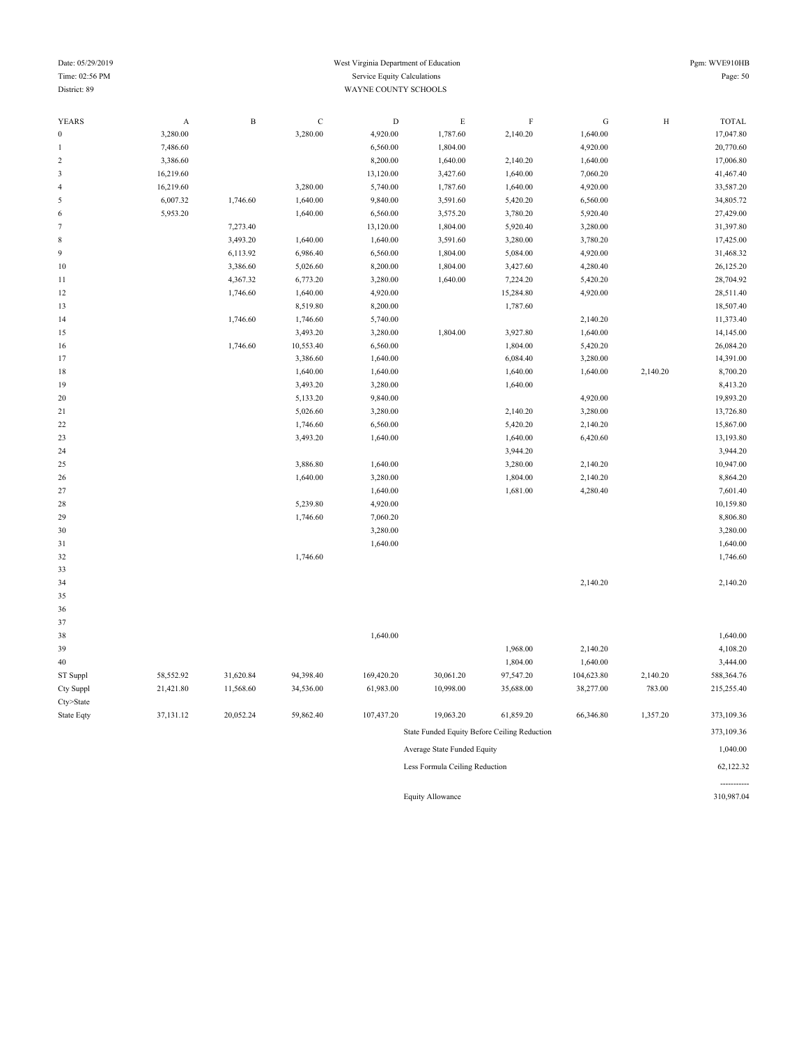Date: 05/29/2019
Time: 02:56 PM
District: 89

West Virginia Department of Education
Service Equity Calculations
WAYNE COUNTY SCHOOLS

Pgm: WVE910HB

| YEARS | A | B | C | D | E | F | G | H | TOTAL |
|---|---|---|---|---|---|---|---|---|---|
| 0 | 3,280.00 | | 3,280.00 | 4,920.00 | 1,787.60 | 2,140.20 | 1,640.00 | | 17,047.80 |
| 1 | 7,486.60 | | | 6,560.00 | 1,804.00 | | 4,920.00 | | 20,770.60 |
| 2 | 3,386.60 | | | 8,200.00 | 1,640.00 | 2,140.20 | 1,640.00 | | 17,006.80 |
| 3 | 16,219.60 | | | 13,120.00 | 3,427.60 | 1,640.00 | 7,060.20 | | 41,467.40 |
| 4 | 16,219.60 | | 3,280.00 | 5,740.00 | 1,787.60 | 1,640.00 | 4,920.00 | | 33,587.20 |
| 5 | 6,007.32 | 1,746.60 | 1,640.00 | 9,840.00 | 3,591.60 | 5,420.20 | 6,560.00 | | 34,805.72 |
| 6 | 5,953.20 | | 1,640.00 | 6,560.00 | 3,575.20 | 3,780.20 | 5,920.40 | | 27,429.00 |
| 7 | | 7,273.40 | | 13,120.00 | 1,804.00 | 5,920.40 | 3,280.00 | | 31,397.80 |
| 8 | | 3,493.20 | 1,640.00 | 1,640.00 | 3,591.60 | 3,280.00 | 3,780.20 | | 17,425.00 |
| 9 | | 6,113.92 | 6,986.40 | 6,560.00 | 1,804.00 | 5,084.00 | 4,920.00 | | 31,468.32 |
| 10 | | 3,386.60 | 5,026.60 | 8,200.00 | 1,804.00 | 3,427.60 | 4,280.40 | | 26,125.20 |
| 11 | | 4,367.32 | 6,773.20 | 3,280.00 | 1,640.00 | 7,224.20 | 5,420.20 | | 28,704.92 |
| 12 | | 1,746.60 | 1,640.00 | 4,920.00 | | 15,284.80 | 4,920.00 | | 28,511.40 |
| 13 | | | 8,519.80 | 8,200.00 | | 1,787.60 | | | 18,507.40 |
| 14 | | 1,746.60 | 1,746.60 | 5,740.00 | | | 2,140.20 | | 11,373.40 |
| 15 | | | 3,493.20 | 3,280.00 | 1,804.00 | 3,927.80 | 1,640.00 | | 14,145.00 |
| 16 | | 1,746.60 | 10,553.40 | 6,560.00 | | 1,804.00 | 5,420.20 | | 26,084.20 |
| 17 | | | 3,386.60 | 1,640.00 | | 6,084.40 | 3,280.00 | | 14,391.00 |
| 18 | | | 1,640.00 | 1,640.00 | | 1,640.00 | 1,640.00 | 2,140.20 | 8,700.20 |
| 19 | | | 3,493.20 | 3,280.00 | | 1,640.00 | | | 8,413.20 |
| 20 | | | 5,133.20 | 9,840.00 | | | 4,920.00 | | 19,893.20 |
| 21 | | | 5,026.60 | 3,280.00 | | 2,140.20 | 3,280.00 | | 13,726.80 |
| 22 | | | 1,746.60 | 6,560.00 | | 5,420.20 | 2,140.20 | | 15,867.00 |
| 23 | | | 3,493.20 | 1,640.00 | | 1,640.00 | 6,420.60 | | 13,193.80 |
| 24 | | | | | | 3,944.20 | | | 3,944.20 |
| 25 | | | 3,886.80 | 1,640.00 | | 3,280.00 | 2,140.20 | | 10,947.00 |
| 26 | | | 1,640.00 | 3,280.00 | | 1,804.00 | 2,140.20 | | 8,864.20 |
| 27 | | | | 1,640.00 | | 1,681.00 | 4,280.40 | | 7,601.40 |
| 28 | | | 5,239.80 | 4,920.00 | | | | | 10,159.80 |
| 29 | | | 1,746.60 | 7,060.20 | | | | | 8,806.80 |
| 30 | | | | 3,280.00 | | | | | 3,280.00 |
| 31 | | | | 1,640.00 | | | | | 1,640.00 |
| 32 | | | 1,746.60 | | | | | | 1,746.60 |
| 33 | | | | | | | | | |
| 34 | | | | | | | 2,140.20 | | 2,140.20 |
| 35 | | | | | | | | | |
| 36 | | | | | | | | | |
| 37 | | | | | | | | | |
| 38 | | | | 1,640.00 | | | | | 1,640.00 |
| 39 | | | | | | 1,968.00 | 2,140.20 | | 4,108.20 |
| 40 | | | | | | 1,804.00 | 1,640.00 | | 3,444.00 |
| ST Suppl | 58,552.92 | 31,620.84 | 94,398.40 | 169,420.20 | 30,061.20 | 97,547.20 | 104,623.80 | 2,140.20 | 588,364.76 |
| Cty Suppl | 21,421.80 | 11,568.60 | 34,536.00 | 61,983.00 | 10,998.00 | 35,688.00 | 38,277.00 | 783.00 | 215,255.40 |
| Cty>State | | | | | | | | | |
| State Eqty | 37,131.12 | 20,052.24 | 59,862.40 | 107,437.20 | 19,063.20 | 61,859.20 | 66,346.80 | 1,357.20 | 373,109.36 |

| | |
|---|---|
| State Funded Equity Before Ceiling Reduction | 373,109.36 |
| Average State Funded Equity | 1,040.00 |
| Less Formula Ceiling Reduction | 62,122.32 |
| | ----------- |
| Equity Allowance | 310,987.04 |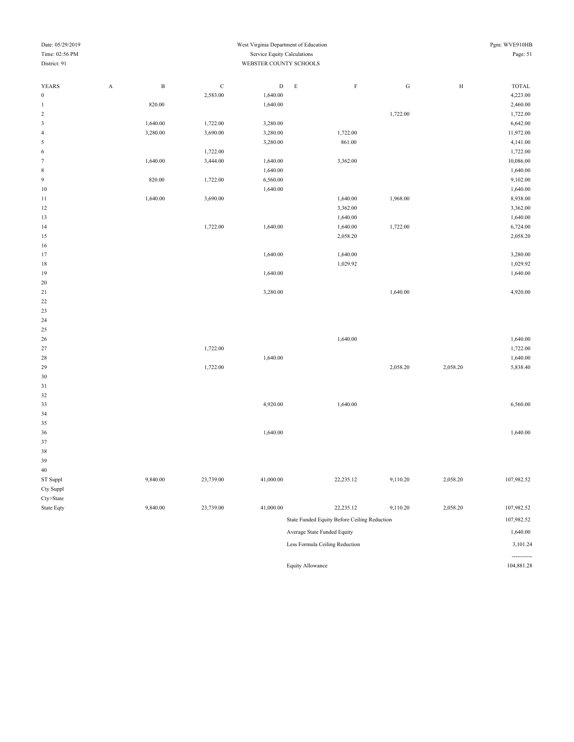Date: 05/29/2019 West Virginia Department of Education Pgm: WVE910HB

Time: 02:56 PM Service Equity Calculations

District: 91 WEBSTER COUNTY SCHOOLS

| YEARS | A | B | C | D | E | F | G | H | TOTAL |
|---|---|---|---|---|---|---|---|---|---|
| 0 | | | 2,583.00 | 1,640.00 | | | | | 4,223.00 |
| 1 | | 820.00 | | 1,640.00 | | | | | 2,460.00 |
| 2 | | | | | | | 1,722.00 | | 1,722.00 |
| 3 | | 1,640.00 | 1,722.00 | 3,280.00 | | | | | 6,642.00 |
| 4 | | 3,280.00 | 3,690.00 | 3,280.00 | | 1,722.00 | | | 11,972.00 |
| 5 | | | | 3,280.00 | | 861.00 | | | 4,141.00 |
| 6 | | | 1,722.00 | | | | | | 1,722.00 |
| 7 | | 1,640.00 | 3,444.00 | 1,640.00 | | 3,362.00 | | | 10,086.00 |
| 8 | | | | 1,640.00 | | | | | 1,640.00 |
| 9 | | 820.00 | 1,722.00 | 6,560.00 | | | | | 9,102.00 |
| 10 | | | | 1,640.00 | | | | | 1,640.00 |
| 11 | | 1,640.00 | 3,690.00 | | | 1,640.00 | 1,968.00 | | 8,938.00 |
| 12 | | | | | | 3,362.00 | | | 3,362.00 |
| 13 | | | | | | 1,640.00 | | | 1,640.00 |
| 14 | | | 1,722.00 | 1,640.00 | | 1,640.00 | 1,722.00 | | 6,724.00 |
| 15 | | | | | | 2,058.20 | | | 2,058.20 |
| 16 | | | | | | | | | |
| 17 | | | | 1,640.00 | | 1,640.00 | | | 3,280.00 |
| 18 | | | | | | 1,029.92 | | | 1,029.92 |
| 19 | | | | 1,640.00 | | | | | 1,640.00 |
| 20 | | | | | | | | | |
| 21 | | | | 3,280.00 | | | 1,640.00 | | 4,920.00 |
| 22 | | | | | | | | | |
| 23 | | | | | | | | | |
| 24 | | | | | | | | | |
| 25 | | | | | | | | | |
| 26 | | | | | | 1,640.00 | | | 1,640.00 |
| 27 | | | 1,722.00 | | | | | | 1,722.00 |
| 28 | | | | 1,640.00 | | | | | 1,640.00 |
| 29 | | | 1,722.00 | | | | 2,058.20 | 2,058.20 | 5,838.40 |
| 30 | | | | | | | | | |
| 31 | | | | | | | | | |
| 32 | | | | | | | | | |
| 33 | | | | 4,920.00 | | 1,640.00 | | | 6,560.00 |
| 34 | | | | | | | | | |
| 35 | | | | | | | | | |
| 36 | | | | 1,640.00 | | | | | 1,640.00 |
| 37 | | | | | | | | | |
| 38 | | | | | | | | | |
| 39 | | | | | | | | | |
| 40 | | | | | | | | | |
| ST Suppl | | 9,840.00 | 23,739.00 | 41,000.00 | | 22,235.12 | 9,110.20 | 2,058.20 | 107,982.52 |
| Cty Suppl | | | | | | | | | |
| Cty>State | | | | | | | | | |
| State Eqty | | 9,840.00 | 23,739.00 | 41,000.00 | | 22,235.12 | 9,110.20 | 2,058.20 | 107,982.52 |

| | |
|---|---|
| State Funded Equity Before Ceiling Reduction | 107,982.52 |
| Average State Funded Equity | 1,640.00 |
| Less Formula Ceiling Reduction | 3,101.24 |
| | ---------- |
| Equity Allowance | 104,881.28 |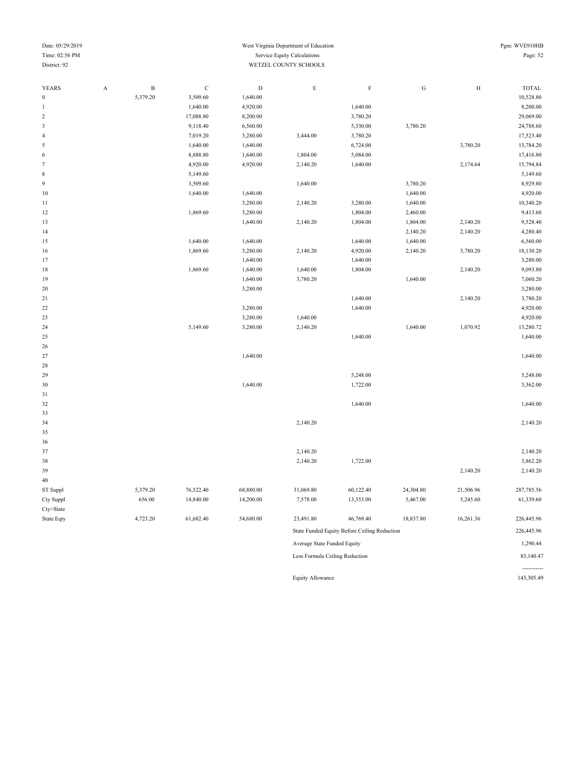West Virginia Department of Education
Service Equity Calculations
WETZEL COUNTY SCHOOLS

Date: 05/29/2019
Time: 02:56 PM
District: 92
Pgm: WVE910HB

| YEARS | A | B | C | D | E | F | G | H | TOTAL |
|---|---|---|---|---|---|---|---|---|---|
| 0 | | 5,379.20 | 3,509.60 | 1,640.00 | | | | | 10,528.80 |
| 1 | | | 1,640.00 | 4,920.00 | | 1,640.00 | | | 8,200.00 |
| 2 | | | 17,088.80 | 8,200.00 | | 3,780.20 | | | 29,069.00 |
| 3 | | | 9,118.40 | 6,560.00 | | 5,330.00 | 3,780.20 | | 24,788.60 |
| 4 | | | 7,019.20 | 3,280.00 | 3,444.00 | 3,780.20 | | | 17,523.40 |
| 5 | | | 1,640.00 | 1,640.00 | | 6,724.00 | | 3,780.20 | 13,784.20 |
| 6 | | | 8,888.80 | 1,640.00 | 1,804.00 | 5,084.00 | | | 17,416.80 |
| 7 | | | 4,920.00 | 4,920.00 | 2,140.20 | 1,640.00 | | 2,174.64 | 15,794.84 |
| 8 | | | 5,149.60 | | | | | | 5,149.60 |
| 9 | | | 3,509.60 | | 1,640.00 | | 3,780.20 | | 8,929.80 |
| 10 | | | 1,640.00 | 1,640.00 | | | 1,640.00 | | 4,920.00 |
| 11 | | | | 3,280.00 | 2,140.20 | 3,280.00 | 1,640.00 | | 10,340.20 |
| 12 | | | 1,869.60 | 3,280.00 | | 1,804.00 | 2,460.00 | | 9,413.60 |
| 13 | | | | 1,640.00 | 2,140.20 | 1,804.00 | 1,804.00 | 2,140.20 | 9,528.40 |
| 14 | | | | | | | 2,140.20 | 2,140.20 | 4,280.40 |
| 15 | | | 1,640.00 | 1,640.00 | | 1,640.00 | 1,640.00 | | 6,560.00 |
| 16 | | | 1,869.60 | 3,280.00 | 2,140.20 | 4,920.00 | 2,140.20 | 3,780.20 | 18,130.20 |
| 17 | | | | 1,640.00 | | 1,640.00 | | | 3,280.00 |
| 18 | | | 1,869.60 | 1,640.00 | 1,640.00 | 1,804.00 | | 2,140.20 | 9,093.80 |
| 19 | | | | 1,640.00 | 3,780.20 | | 1,640.00 | | 7,060.20 |
| 20 | | | | 3,280.00 | | | | | 3,280.00 |
| 21 | | | | | | 1,640.00 | | 2,140.20 | 3,780.20 |
| 22 | | | | 3,280.00 | | 1,640.00 | | | 4,920.00 |
| 23 | | | | 3,280.00 | 1,640.00 | | | | 4,920.00 |
| 24 | | | 5,149.60 | 3,280.00 | 2,140.20 | | 1,640.00 | 1,070.92 | 13,280.72 |
| 25 | | | | | | 1,640.00 | | | 1,640.00 |
| 26 | | | | | | | | | |
| 27 | | | | 1,640.00 | | | | | 1,640.00 |
| 28 | | | | | | | | | |
| 29 | | | | | | 5,248.00 | | | 5,248.00 |
| 30 | | | | 1,640.00 | | 1,722.00 | | | 3,362.00 |
| 31 | | | | | | | | | |
| 32 | | | | | | 1,640.00 | | | 1,640.00 |
| 33 | | | | | | | | | |
| 34 | | | | | 2,140.20 | | | | 2,140.20 |
| 35 | | | | | | | | | |
| 36 | | | | | | | | | |
| 37 | | | | | 2,140.20 | | | | 2,140.20 |
| 38 | | | | | 2,140.20 | 1,722.00 | | | 3,862.20 |
| 39 | | | | | | | | 2,140.20 | 2,140.20 |
| 40 | | | | | | | | | |
| ST Suppl | | 5,379.20 | 76,522.40 | 68,880.00 | 31,069.80 | 60,122.40 | 24,304.80 | 21,506.96 | 287,785.56 |
| Cty Suppl | | 656.00 | 14,840.00 | 14,200.00 | 7,578.00 | 13,353.00 | 5,467.00 | 5,245.60 | 61,339.60 |
| Cty>State | | | | | | | | | |
| State Eqty | | 4,723.20 | 61,682.40 | 54,680.00 | 23,491.80 | 46,769.40 | 18,837.80 | 16,261.36 | 226,445.96 |

| | |
|---|---|
| State Funded Equity Before Ceiling Reduction | 226,445.96 |
| Average State Funded Equity | 1,290.44 |
| Less Formula Ceiling Reduction | 83,140.47 |
| Equity Allowance | 143,305.49 |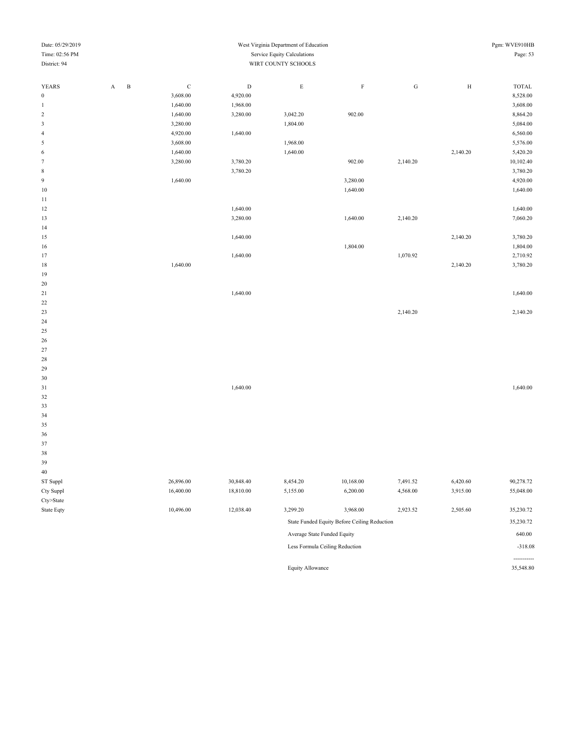West Virginia Department of Education
Service Equity Calculations
WIRT COUNTY SCHOOLS

Date: 05/29/2019
Time: 02:56 PM
District: 94
Pgm: WVE910HB

| YEARS | A | B | C | D | E | F | G | H | TOTAL |
|---|---|---|---|---|---|---|---|---|---|
| 0 | | | 3,608.00 | 4,920.00 | | | | | 8,528.00 |
| 1 | | | 1,640.00 | 1,968.00 | | | | | 3,608.00 |
| 2 | | | 1,640.00 | 3,280.00 | 3,042.20 | 902.00 | | | 8,864.20 |
| 3 | | | 3,280.00 | | 1,804.00 | | | | 5,084.00 |
| 4 | | | 4,920.00 | 1,640.00 | | | | | 6,560.00 |
| 5 | | | 3,608.00 | | 1,968.00 | | | | 5,576.00 |
| 6 | | | 1,640.00 | | 1,640.00 | | | 2,140.20 | 5,420.20 |
| 7 | | | 3,280.00 | 3,780.20 | | 902.00 | 2,140.20 | | 10,102.40 |
| 8 | | | | 3,780.20 | | | | | 3,780.20 |
| 9 | | | 1,640.00 | | | 3,280.00 | | | 4,920.00 |
| 10 | | | | | | 1,640.00 | | | 1,640.00 |
| 11 | | | | | | | | | |
| 12 | | | | 1,640.00 | | | | | 1,640.00 |
| 13 | | | | 3,280.00 | | 1,640.00 | 2,140.20 | | 7,060.20 |
| 14 | | | | | | | | | |
| 15 | | | | 1,640.00 | | | | 2,140.20 | 3,780.20 |
| 16 | | | | | | 1,804.00 | | | 1,804.00 |
| 17 | | | | 1,640.00 | | | 1,070.92 | | 2,710.92 |
| 18 | | | 1,640.00 | | | | | 2,140.20 | 3,780.20 |
| 19 | | | | | | | | | |
| 20 | | | | | | | | | |
| 21 | | | | 1,640.00 | | | | | 1,640.00 |
| 22 | | | | | | | | | |
| 23 | | | | | | | 2,140.20 | | 2,140.20 |
| 24 | | | | | | | | | |
| 25 | | | | | | | | | |
| 26 | | | | | | | | | |
| 27 | | | | | | | | | |
| 28 | | | | | | | | | |
| 29 | | | | | | | | | |
| 30 | | | | | | | | | |
| 31 | | | | 1,640.00 | | | | | 1,640.00 |
| 32 | | | | | | | | | |
| 33 | | | | | | | | | |
| 34 | | | | | | | | | |
| 35 | | | | | | | | | |
| 36 | | | | | | | | | |
| 37 | | | | | | | | | |
| 38 | | | | | | | | | |
| 39 | | | | | | | | | |
| 40 | | | | | | | | | |
| ST Suppl | | | 26,896.00 | 30,848.40 | 8,454.20 | 10,168.00 | 7,491.52 | 6,420.60 | 90,278.72 |
| Cty Suppl | | | 16,400.00 | 18,810.00 | 5,155.00 | 6,200.00 | 4,568.00 | 3,915.00 | 55,048.00 |
| Cty>State | | | | | | | | | |
| State Eqty | | | 10,496.00 | 12,038.40 | 3,299.20 | 3,968.00 | 2,923.52 | 2,505.60 | 35,230.72 |

| | |
|---|---|
| State Funded Equity Before Ceiling Reduction | 35,230.72 |
| Average State Funded Equity | 640.00 |
| Less Formula Ceiling Reduction | -318.08 |
| Equity Allowance | 35,548.80 |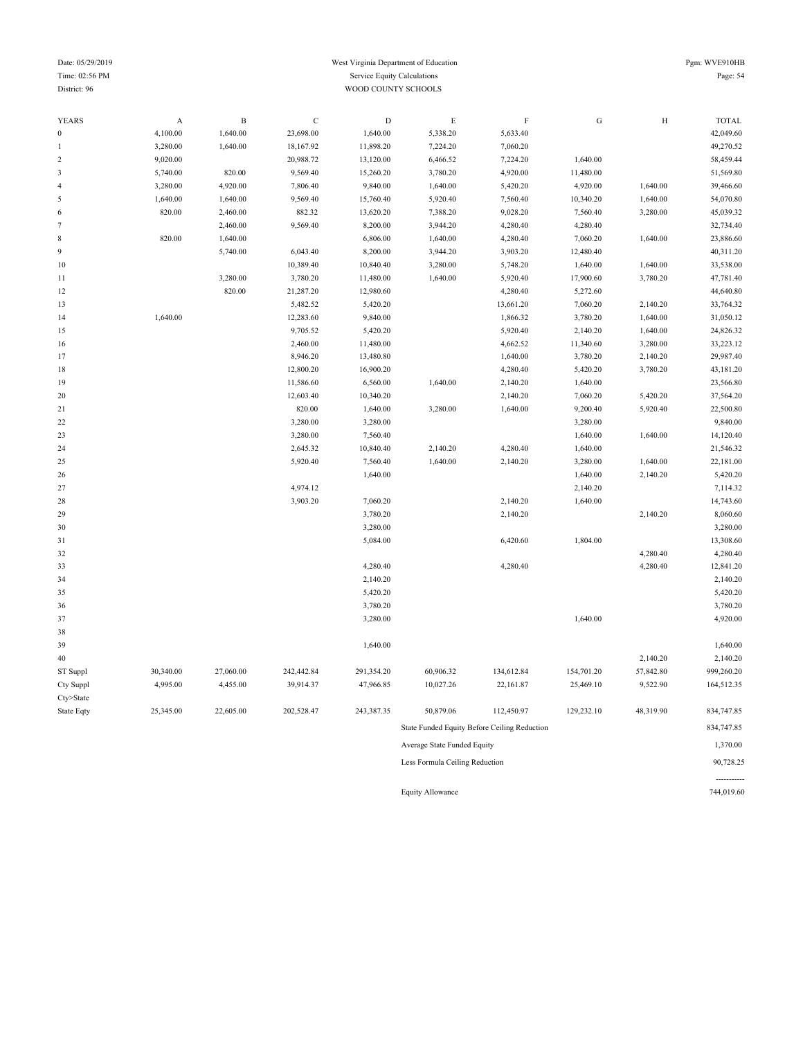West Virginia Department of Education

Service Equity Calculations

District: 96 — WOOD COUNTY SCHOOLS

| YEARS | A | B | C | D | E | F | G | H | TOTAL |
|---|---|---|---|---|---|---|---|---|---|
| 0 | 4,100.00 | 1,640.00 | 23,698.00 | 1,640.00 | 5,338.20 | 5,633.40 | | | 42,049.60 |
| 1 | 3,280.00 | 1,640.00 | 18,167.92 | 11,898.20 | 7,224.20 | 7,060.20 | | | 49,270.52 |
| 2 | 9,020.00 | | 20,988.72 | 13,120.00 | 6,466.52 | 7,224.20 | 1,640.00 | | 58,459.44 |
| 3 | 5,740.00 | 820.00 | 9,569.40 | 15,260.20 | 3,780.20 | 4,920.00 | 11,480.00 | | 51,569.80 |
| 4 | 3,280.00 | 4,920.00 | 7,806.40 | 9,840.00 | 1,640.00 | 5,420.20 | 4,920.00 | 1,640.00 | 39,466.60 |
| 5 | 1,640.00 | 1,640.00 | 9,569.40 | 15,760.40 | 5,920.40 | 7,560.40 | 10,340.20 | 1,640.00 | 54,070.80 |
| 6 | 820.00 | 2,460.00 | 882.32 | 13,620.20 | 7,388.20 | 9,028.20 | 7,560.40 | 3,280.00 | 45,039.32 |
| 7 | | 2,460.00 | 9,569.40 | 8,200.00 | 3,944.20 | 4,280.40 | 4,280.40 | | 32,734.40 |
| 8 | 820.00 | 1,640.00 | | 6,806.00 | 1,640.00 | 4,280.40 | 7,060.20 | 1,640.00 | 23,886.60 |
| 9 | | 5,740.00 | 6,043.40 | 8,200.00 | 3,944.20 | 3,903.20 | 12,480.40 | | 40,311.20 |
| 10 | | | 10,389.40 | 10,840.40 | 3,280.00 | 5,748.20 | 1,640.00 | 1,640.00 | 33,538.00 |
| 11 | | 3,280.00 | 3,780.20 | 11,480.00 | 1,640.00 | 5,920.40 | 17,900.60 | 3,780.20 | 47,781.40 |
| 12 | | 820.00 | 21,287.20 | 12,980.60 | | 4,280.40 | 5,272.60 | | 44,640.80 |
| 13 | | | 5,482.52 | 5,420.20 | | 13,661.20 | 7,060.20 | 2,140.20 | 33,764.32 |
| 14 | 1,640.00 | | 12,283.60 | 9,840.00 | | 1,866.32 | 3,780.20 | 1,640.00 | 31,050.12 |
| 15 | | | 9,705.52 | 5,420.20 | | 5,920.40 | 2,140.20 | 1,640.00 | 24,826.32 |
| 16 | | | 2,460.00 | 11,480.00 | | 4,662.52 | 11,340.60 | 3,280.00 | 33,223.12 |
| 17 | | | 8,946.20 | 13,480.80 | | 1,640.00 | 3,780.20 | 2,140.20 | 29,987.40 |
| 18 | | | 12,800.20 | 16,900.20 | | 4,280.40 | 5,420.20 | 3,780.20 | 43,181.20 |
| 19 | | | 11,586.60 | 6,560.00 | 1,640.00 | 2,140.20 | 1,640.00 | | 23,566.80 |
| 20 | | | 12,603.40 | 10,340.20 | | 2,140.20 | 7,060.20 | 5,420.20 | 37,564.20 |
| 21 | | | 820.00 | 1,640.00 | 3,280.00 | 1,640.00 | 9,200.40 | 5,920.40 | 22,500.80 |
| 22 | | | 3,280.00 | 3,280.00 | | | 3,280.00 | | 9,840.00 |
| 23 | | | 3,280.00 | 7,560.40 | | | 1,640.00 | 1,640.00 | 14,120.40 |
| 24 | | | 2,645.32 | 10,840.40 | 2,140.20 | 4,280.40 | 1,640.00 | | 21,546.32 |
| 25 | | | 5,920.40 | 7,560.40 | 1,640.00 | 2,140.20 | 3,280.00 | 1,640.00 | 22,181.00 |
| 26 | | | | 1,640.00 | | | 1,640.00 | 2,140.20 | 5,420.20 |
| 27 | | | 4,974.12 | | | | 2,140.20 | | 7,114.32 |
| 28 | | | 3,903.20 | 7,060.20 | | 2,140.20 | 1,640.00 | | 14,743.60 |
| 29 | | | | 3,780.20 | | 2,140.20 | | 2,140.20 | 8,060.60 |
| 30 | | | | 3,280.00 | | | | | 3,280.00 |
| 31 | | | | 5,084.00 | | 6,420.60 | 1,804.00 | | 13,308.60 |
| 32 | | | | | | | | 4,280.40 | 4,280.40 |
| 33 | | | | 4,280.40 | | 4,280.40 | | 4,280.40 | 12,841.20 |
| 34 | | | | 2,140.20 | | | | | 2,140.20 |
| 35 | | | | 5,420.20 | | | | | 5,420.20 |
| 36 | | | | 3,780.20 | | | | | 3,780.20 |
| 37 | | | | 3,280.00 | | | 1,640.00 | | 4,920.00 |
| 38 | | | | | | | | | |
| 39 | | | | 1,640.00 | | | | | 1,640.00 |
| 40 | | | | | | | | 2,140.20 | 2,140.20 |
| ST Suppl | 30,340.00 | 27,060.00 | 242,442.84 | 291,354.20 | 60,906.32 | 134,612.84 | 154,701.20 | 57,842.80 | 999,260.20 |
| Cty Suppl | 4,995.00 | 4,455.00 | 39,914.37 | 47,966.85 | 10,027.26 | 22,161.87 | 25,469.10 | 9,522.90 | 164,512.35 |
| Cty>State | | | | | | | | | |
| State Eqty | 25,345.00 | 22,605.00 | 202,528.47 | 243,387.35 | 50,879.06 | 112,450.97 | 129,232.10 | 48,319.90 | 834,747.85 |

| | |
|---|---|
| State Funded Equity Before Ceiling Reduction | 834,747.85 |
| Average State Funded Equity | 1,370.00 |
| Less Formula Ceiling Reduction | 90,728.25 |
| | ----------- |
| Equity Allowance | 744,019.60 |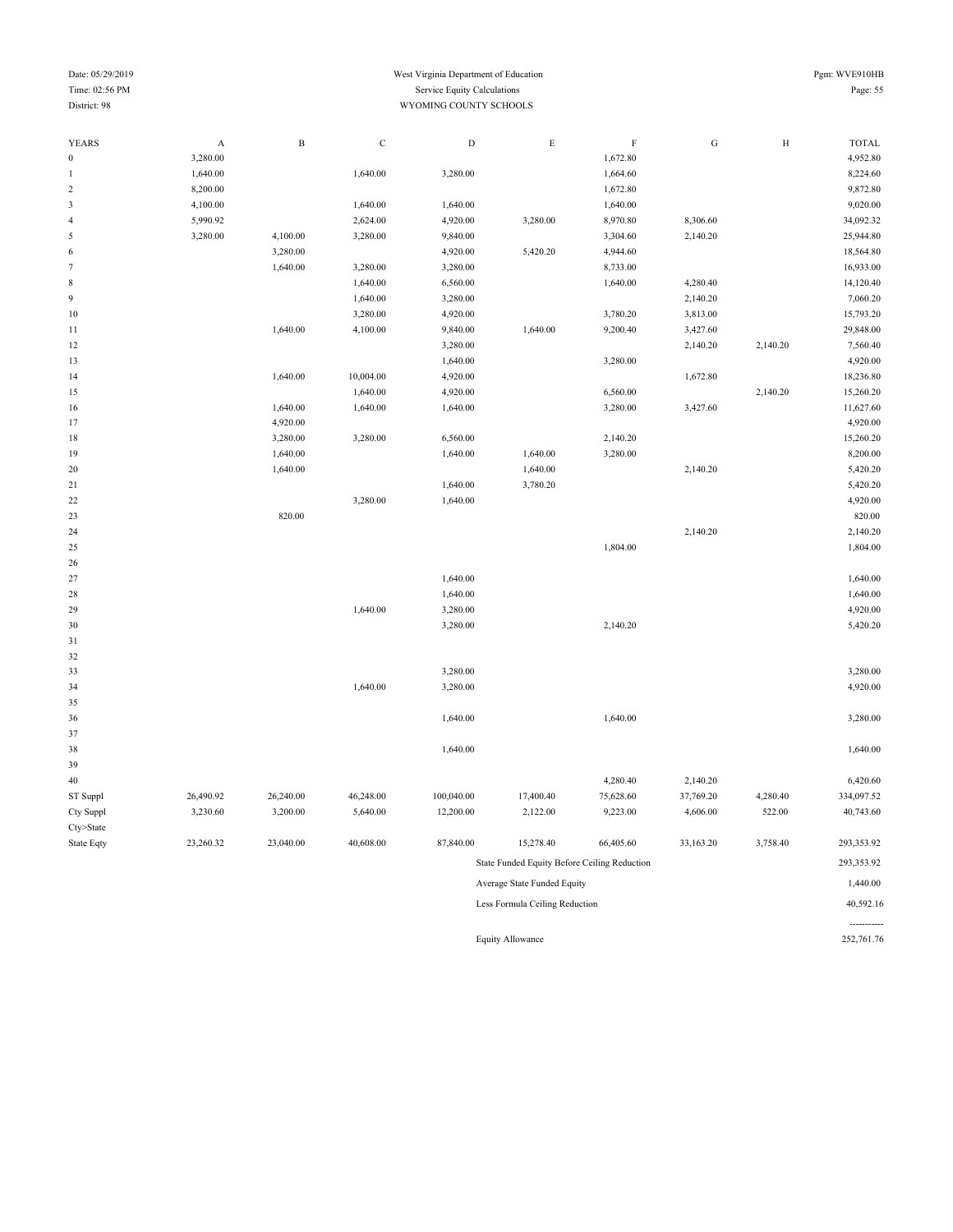West Virginia Department of Education
Service Equity Calculations
WYOMING COUNTY SCHOOLS

District: 98

| YEARS | A | B | C | D | E | F | G | H | TOTAL |
|---|---|---|---|---|---|---|---|---|---|
| 0 | 3,280.00 | | | | | 1,672.80 | | | 4,952.80 |
| 1 | 1,640.00 | | 1,640.00 | 3,280.00 | | 1,664.60 | | | 8,224.60 |
| 2 | 8,200.00 | | | | | 1,672.80 | | | 9,872.80 |
| 3 | 4,100.00 | | 1,640.00 | 1,640.00 | | 1,640.00 | | | 9,020.00 |
| 4 | 5,990.92 | | 2,624.00 | 4,920.00 | 3,280.00 | 8,970.80 | 8,306.60 | | 34,092.32 |
| 5 | 3,280.00 | 4,100.00 | 3,280.00 | 9,840.00 | | 3,304.60 | 2,140.20 | | 25,944.80 |
| 6 | | 3,280.00 | | 4,920.00 | 5,420.20 | 4,944.60 | | | 18,564.80 |
| 7 | | 1,640.00 | 3,280.00 | 3,280.00 | | 8,733.00 | | | 16,933.00 |
| 8 | | | 1,640.00 | 6,560.00 | | 1,640.00 | 4,280.40 | | 14,120.40 |
| 9 | | | 1,640.00 | 3,280.00 | | | 2,140.20 | | 7,060.20 |
| 10 | | | 3,280.00 | 4,920.00 | | 3,780.20 | 3,813.00 | | 15,793.20 |
| 11 | | 1,640.00 | 4,100.00 | 9,840.00 | 1,640.00 | 9,200.40 | 3,427.60 | | 29,848.00 |
| 12 | | | | 3,280.00 | | | 2,140.20 | 2,140.20 | 7,560.40 |
| 13 | | | | 1,640.00 | | 3,280.00 | | | 4,920.00 |
| 14 | | 1,640.00 | 10,004.00 | 4,920.00 | | | 1,672.80 | | 18,236.80 |
| 15 | | | 1,640.00 | 4,920.00 | | 6,560.00 | | 2,140.20 | 15,260.20 |
| 16 | | 1,640.00 | 1,640.00 | 1,640.00 | | 3,280.00 | 3,427.60 | | 11,627.60 |
| 17 | | 4,920.00 | | | | | | | 4,920.00 |
| 18 | | 3,280.00 | 3,280.00 | 6,560.00 | | 2,140.20 | | | 15,260.20 |
| 19 | | 1,640.00 | | 1,640.00 | 1,640.00 | 3,280.00 | | | 8,200.00 |
| 20 | | 1,640.00 | | | 1,640.00 | | 2,140.20 | | 5,420.20 |
| 21 | | | | 1,640.00 | 3,780.20 | | | | 5,420.20 |
| 22 | | | 3,280.00 | 1,640.00 | | | | | 4,920.00 |
| 23 | | 820.00 | | | | | | | 820.00 |
| 24 | | | | | | | 2,140.20 | | 2,140.20 |
| 25 | | | | | | 1,804.00 | | | 1,804.00 |
| 26 | | | | | | | | | |
| 27 | | | | 1,640.00 | | | | | 1,640.00 |
| 28 | | | | 1,640.00 | | | | | 1,640.00 |
| 29 | | | 1,640.00 | 3,280.00 | | | | | 4,920.00 |
| 30 | | | | 3,280.00 | | 2,140.20 | | | 5,420.20 |
| 31 | | | | | | | | | |
| 32 | | | | | | | | | |
| 33 | | | | 3,280.00 | | | | | 3,280.00 |
| 34 | | | 1,640.00 | 3,280.00 | | | | | 4,920.00 |
| 35 | | | | | | | | | |
| 36 | | | | 1,640.00 | | 1,640.00 | | | 3,280.00 |
| 37 | | | | | | | | | |
| 38 | | | | 1,640.00 | | | | | 1,640.00 |
| 39 | | | | | | | | | |
| 40 | | | | | | 4,280.40 | 2,140.20 | | 6,420.60 |
| ST Suppl | 26,490.92 | 26,240.00 | 46,248.00 | 100,040.00 | 17,400.40 | 75,628.60 | 37,769.20 | 4,280.40 | 334,097.52 |
| Cty Suppl | 3,230.60 | 3,200.00 | 5,640.00 | 12,200.00 | 2,122.00 | 9,223.00 | 4,606.00 | 522.00 | 40,743.60 |
| Cty>State | | | | | | | | | |
| State Eqty | 23,260.32 | 23,040.00 | 40,608.00 | 87,840.00 | 15,278.40 | 66,405.60 | 33,163.20 | 3,758.40 | 293,353.92 |

| | |
|---|---|
| State Funded Equity Before Ceiling Reduction | 293,353.92 |
| Average State Funded Equity | 1,440.00 |
| Less Formula Ceiling Reduction | 40,592.16 |
| Equity Allowance | 252,761.76 |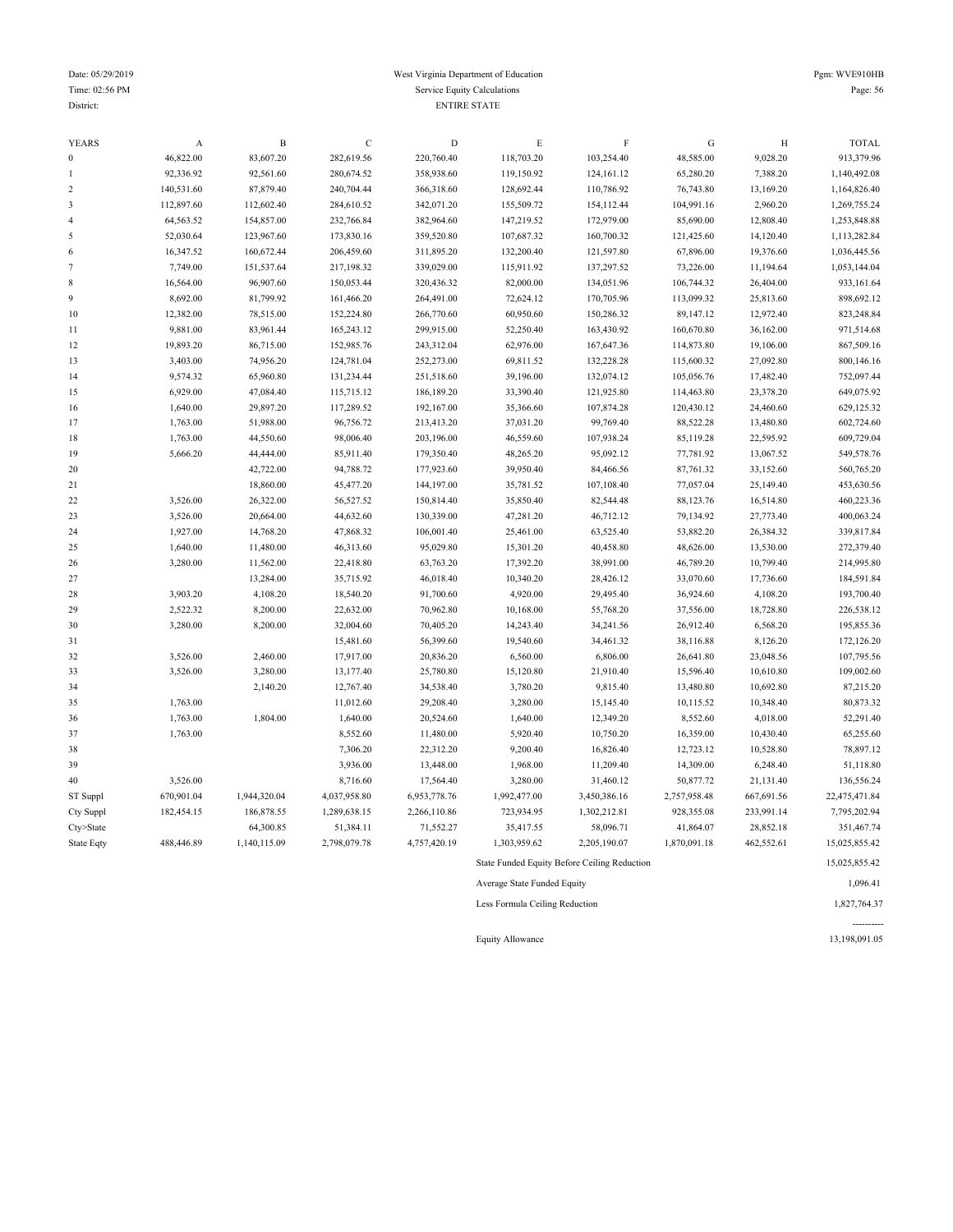# West Virginia Department of Education

## Service Equity Calculations

District: ENTIRE STATE

| YEARS | A | B | C | D | E | F | G | H | TOTAL |
|---|---|---|---|---|---|---|---|---|---|
| 0 | 46,822.00 | 83,607.20 | 282,619.56 | 220,760.40 | 118,703.20 | 103,254.40 | 48,585.00 | 9,028.20 | 913,379.96 |
| 1 | 92,336.92 | 92,561.60 | 280,674.52 | 358,938.60 | 119,150.92 | 124,161.12 | 65,280.20 | 7,388.20 | 1,140,492.08 |
| 2 | 140,531.60 | 87,879.40 | 240,704.44 | 366,318.60 | 128,692.44 | 110,786.92 | 76,743.80 | 13,169.20 | 1,164,826.40 |
| 3 | 112,897.60 | 112,602.40 | 284,610.52 | 342,071.20 | 155,509.72 | 154,112.44 | 104,991.16 | 2,960.20 | 1,269,755.24 |
| 4 | 64,563.52 | 154,857.00 | 232,766.84 | 382,964.60 | 147,219.52 | 172,979.00 | 85,690.00 | 12,808.40 | 1,253,848.88 |
| 5 | 52,030.64 | 123,967.60 | 173,830.16 | 359,520.80 | 107,687.32 | 160,700.32 | 121,425.60 | 14,120.40 | 1,113,282.84 |
| 6 | 16,347.52 | 160,672.44 | 206,459.60 | 311,895.20 | 132,200.40 | 121,597.80 | 67,896.00 | 19,376.60 | 1,036,445.56 |
| 7 | 7,749.00 | 151,537.64 | 217,198.32 | 339,029.00 | 115,911.92 | 137,297.52 | 73,226.00 | 11,194.64 | 1,053,144.04 |
| 8 | 16,564.00 | 96,907.60 | 150,053.44 | 320,436.32 | 82,000.00 | 134,051.96 | 106,744.32 | 26,404.00 | 933,161.64 |
| 9 | 8,692.00 | 81,799.92 | 161,466.20 | 264,491.00 | 72,624.12 | 170,705.96 | 113,099.32 | 25,813.60 | 898,692.12 |
| 10 | 12,382.00 | 78,515.00 | 152,224.80 | 266,770.60 | 60,950.60 | 150,286.32 | 89,147.12 | 12,972.40 | 823,248.84 |
| 11 | 9,881.00 | 83,961.44 | 165,243.12 | 299,915.00 | 52,250.40 | 163,430.92 | 160,670.80 | 36,162.00 | 971,514.68 |
| 12 | 19,893.20 | 86,715.00 | 152,985.76 | 243,312.04 | 62,976.00 | 167,647.36 | 114,873.80 | 19,106.00 | 867,509.16 |
| 13 | 3,403.00 | 74,956.20 | 124,781.04 | 252,273.00 | 69,811.52 | 132,228.28 | 115,600.32 | 27,092.80 | 800,146.16 |
| 14 | 9,574.32 | 65,960.80 | 131,234.44 | 251,518.60 | 39,196.00 | 132,074.12 | 105,056.76 | 17,482.40 | 752,097.44 |
| 15 | 6,929.00 | 47,084.40 | 115,715.12 | 186,189.20 | 33,390.40 | 121,925.80 | 114,463.80 | 23,378.20 | 649,075.92 |
| 16 | 1,640.00 | 29,897.20 | 117,289.52 | 192,167.00 | 35,366.60 | 107,874.28 | 120,430.12 | 24,460.60 | 629,125.32 |
| 17 | 1,763.00 | 51,988.00 | 96,756.72 | 213,413.20 | 37,031.20 | 99,769.40 | 88,522.28 | 13,480.80 | 602,724.60 |
| 18 | 1,763.00 | 44,550.60 | 98,006.40 | 203,196.00 | 46,559.60 | 107,938.24 | 85,119.28 | 22,595.92 | 609,729.04 |
| 19 | 5,666.20 | 44,444.00 | 85,911.40 | 179,350.40 | 48,265.20 | 95,092.12 | 77,781.92 | 13,067.52 | 549,578.76 |
| 20 | | 42,722.00 | 94,788.72 | 177,923.60 | 39,950.40 | 84,466.56 | 87,761.32 | 33,152.60 | 560,765.20 |
| 21 | | 18,860.00 | 45,477.20 | 144,197.00 | 35,781.52 | 107,108.40 | 77,057.04 | 25,149.40 | 453,630.56 |
| 22 | 3,526.00 | 26,322.00 | 56,527.52 | 150,814.40 | 35,850.40 | 82,544.48 | 88,123.76 | 16,514.80 | 460,223.36 |
| 23 | 3,526.00 | 20,664.00 | 44,632.60 | 130,339.00 | 47,281.20 | 46,712.12 | 79,134.92 | 27,773.40 | 400,063.24 |
| 24 | 1,927.00 | 14,768.20 | 47,868.32 | 106,001.40 | 25,461.00 | 63,525.40 | 53,882.20 | 26,384.32 | 339,817.84 |
| 25 | 1,640.00 | 11,480.00 | 46,313.60 | 95,029.80 | 15,301.20 | 40,458.80 | 48,626.00 | 13,530.00 | 272,379.40 |
| 26 | 3,280.00 | 11,562.00 | 22,418.80 | 63,763.20 | 17,392.20 | 38,991.00 | 46,789.20 | 10,799.40 | 214,995.80 |
| 27 | | 13,284.00 | 35,715.92 | 46,018.40 | 10,340.20 | 28,426.12 | 33,070.60 | 17,736.60 | 184,591.84 |
| 28 | 3,903.20 | 4,108.20 | 18,540.20 | 91,700.60 | 4,920.00 | 29,495.40 | 36,924.60 | 4,108.20 | 193,700.40 |
| 29 | 2,522.32 | 8,200.00 | 22,632.00 | 70,962.80 | 10,168.00 | 55,768.20 | 37,556.00 | 18,728.80 | 226,538.12 |
| 30 | 3,280.00 | 8,200.00 | 32,004.60 | 70,405.20 | 14,243.40 | 34,241.56 | 26,912.40 | 6,568.20 | 195,855.36 |
| 31 | | | 15,481.60 | 56,399.60 | 19,540.60 | 34,461.32 | 38,116.88 | 8,126.20 | 172,126.20 |
| 32 | 3,526.00 | 2,460.00 | 17,917.00 | 20,836.20 | 6,560.00 | 6,806.00 | 26,641.80 | 23,048.56 | 107,795.56 |
| 33 | 3,526.00 | 3,280.00 | 13,177.40 | 25,780.80 | 15,120.80 | 21,910.40 | 15,596.40 | 10,610.80 | 109,002.60 |
| 34 | | 2,140.20 | 12,767.40 | 34,538.40 | 3,780.20 | 9,815.40 | 13,480.80 | 10,692.80 | 87,215.20 |
| 35 | 1,763.00 | | 11,012.60 | 29,208.40 | 3,280.00 | 15,145.40 | 10,115.52 | 10,348.40 | 80,873.32 |
| 36 | 1,763.00 | 1,804.00 | 1,640.00 | 20,524.60 | 1,640.00 | 12,349.20 | 8,552.60 | 4,018.00 | 52,291.40 |
| 37 | 1,763.00 | | 8,552.60 | 11,480.00 | 5,920.40 | 10,750.20 | 16,359.00 | 10,430.40 | 65,255.60 |
| 38 | | | 7,306.20 | 22,312.20 | 9,200.40 | 16,826.40 | 12,723.12 | 10,528.80 | 78,897.12 |
| 39 | | | 3,936.00 | 13,448.00 | 1,968.00 | 11,209.40 | 14,309.00 | 6,248.40 | 51,118.80 |
| 40 | 3,526.00 | | 8,716.60 | 17,564.40 | 3,280.00 | 31,460.12 | 50,877.72 | 21,131.40 | 136,556.24 |
| ST Suppl | 670,901.04 | 1,944,320.04 | 4,037,958.80 | 6,953,778.76 | 1,992,477.00 | 3,450,386.16 | 2,757,958.48 | 667,691.56 | 22,475,471.84 |
| Cty Suppl | 182,454.15 | 186,878.55 | 1,289,638.15 | 2,266,110.86 | 723,934.95 | 1,302,212.81 | 928,355.08 | 233,991.14 | 7,795,202.94 |
| Cty>State | | 64,300.85 | 51,384.11 | 71,552.27 | 35,417.55 | 58,096.71 | 41,864.07 | 28,852.18 | 351,467.74 |
| State Eqty | 488,446.89 | 1,140,115.09 | 2,798,079.78 | 4,757,420.19 | 1,303,959.62 | 2,205,190.07 | 1,870,091.18 | 462,552.61 | 15,025,855.42 |

| | |
|---|---|
| State Funded Equity Before Ceiling Reduction | 15,025,855.42 |
| Average State Funded Equity | 1,096.41 |
| Less Formula Ceiling Reduction | 1,827,764.37 |
| Equity Allowance | 13,198,091.05 |